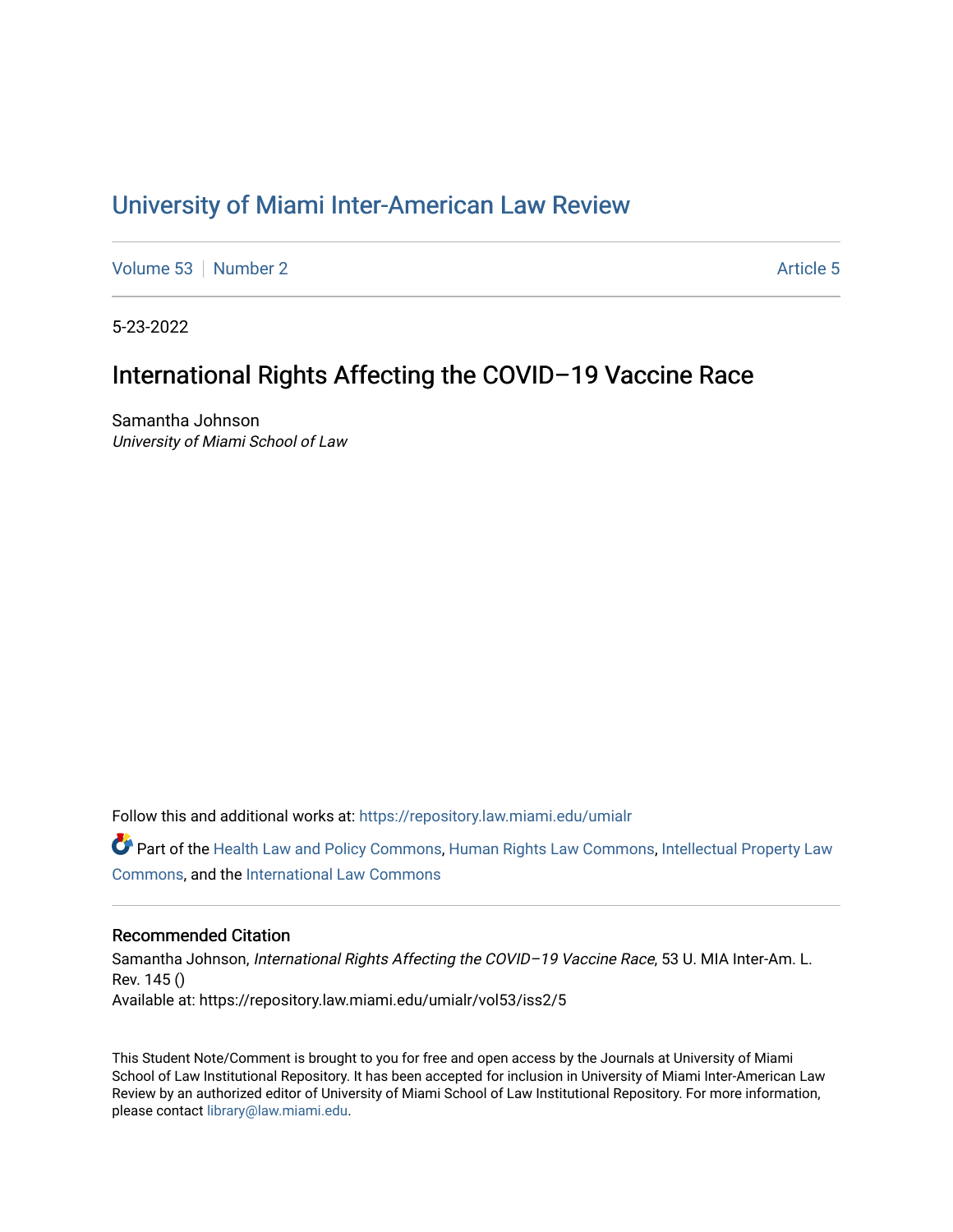# University of Miami Inter-American Law Review

Volume 53 | Number 2 | Article 5

5-23-2022

## International Rights Affecting the COVID–19 Vaccine Race

Samantha Johnson
*University of Miami School of Law*

Follow this and additional works at: https://repository.law.miami.edu/umialr

Part of the Health Law and Policy Commons, Human Rights Law Commons, Intellectual Property Law Commons, and the International Law Commons

### Recommended Citation

Samantha Johnson, *International Rights Affecting the COVID–19 Vaccine Race*, 53 U. MIA Inter-Am. L. Rev. 145 ()
Available at: https://repository.law.miami.edu/umialr/vol53/iss2/5

This Student Note/Comment is brought to you for free and open access by the Journals at University of Miami School of Law Institutional Repository. It has been accepted for inclusion in University of Miami Inter-American Law Review by an authorized editor of University of Miami School of Law Institutional Repository. For more information, please contact library@law.miami.edu.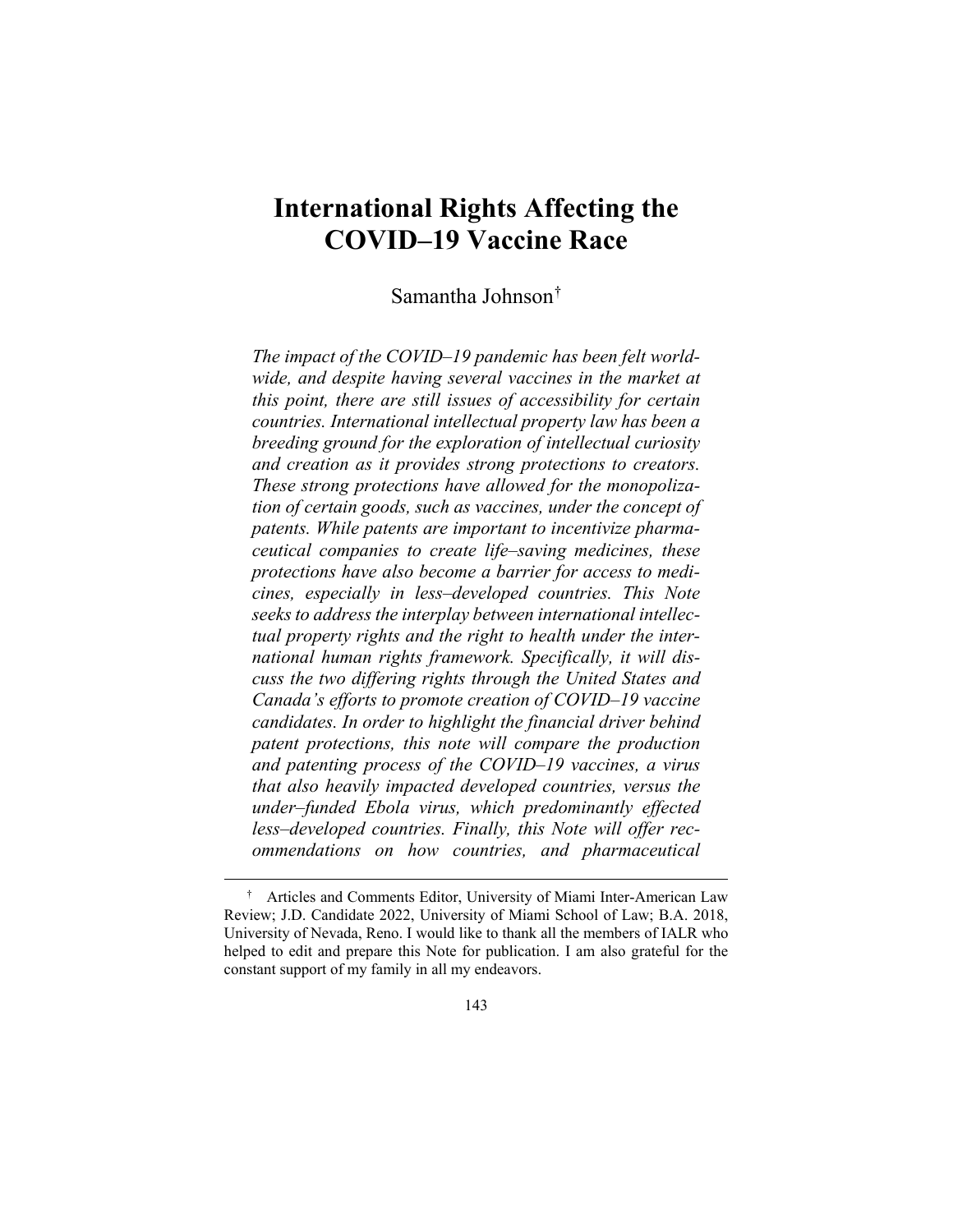# International Rights Affecting the COVID–19 Vaccine Race

Samantha Johnson[†]

*The impact of the COVID–19 pandemic has been felt worldwide, and despite having several vaccines in the market at this point, there are still issues of accessibility for certain countries. International intellectual property law has been a breeding ground for the exploration of intellectual curiosity and creation as it provides strong protections to creators. These strong protections have allowed for the monopolization of certain goods, such as vaccines, under the concept of patents. While patents are important to incentivize pharmaceutical companies to create life–saving medicines, these protections have also become a barrier for access to medicines, especially in less–developed countries. This Note seeks to address the interplay between international intellectual property rights and the right to health under the international human rights framework. Specifically, it will discuss the two differing rights through the United States and Canada's efforts to promote creation of COVID–19 vaccine candidates. In order to highlight the financial driver behind patent protections, this note will compare the production and patenting process of the COVID–19 vaccines, a virus that also heavily impacted developed countries, versus the under–funded Ebola virus, which predominantly effected less–developed countries. Finally, this Note will offer recommendations on how countries, and pharmaceutical*

[†] Articles and Comments Editor, University of Miami Inter-American Law Review; J.D. Candidate 2022, University of Miami School of Law; B.A. 2018, University of Nevada, Reno. I would like to thank all the members of IALR who helped to edit and prepare this Note for publication. I am also grateful for the constant support of my family in all my endeavors.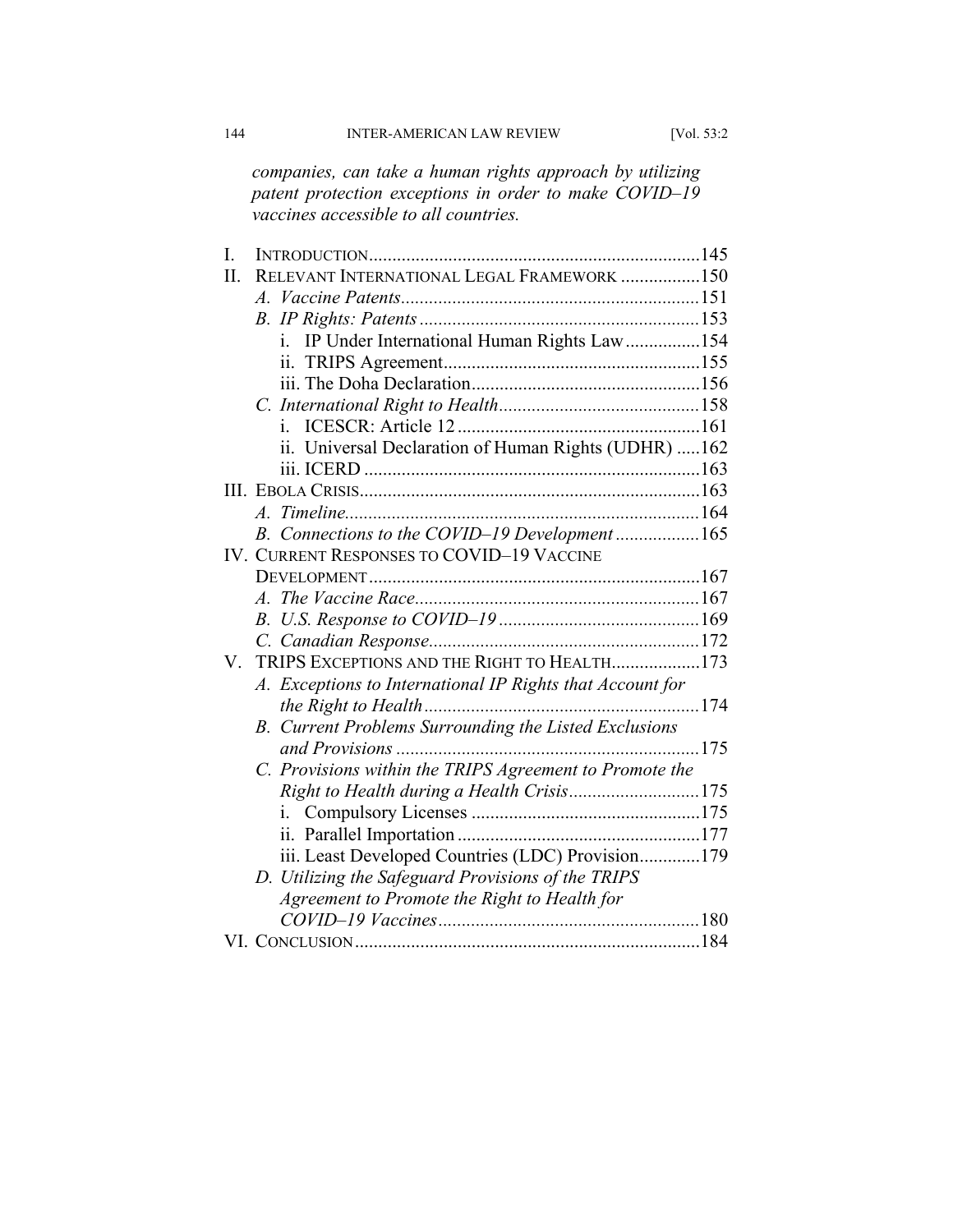*companies, can take a human rights approach by utilizing patent protection exceptions in order to make COVID–19 vaccines accessible to all countries.*

- I. INTRODUCTION ........ 145
- II. RELEVANT INTERNATIONAL LEGAL FRAMEWORK ........ 150
  - *A. Vaccine Patents* ........ 151
  - *B. IP Rights: Patents* ........ 153
    - i. IP Under International Human Rights Law ........ 154
    - ii. TRIPS Agreement ........ 155
    - iii. The Doha Declaration ........ 156
  - *C. International Right to Health* ........ 158
    - i. ICESCR: Article 12 ........ 161
    - ii. Universal Declaration of Human Rights (UDHR) ........ 162
    - iii. ICERD ........ 163
- III. EBOLA CRISIS ........ 163
  - *A. Timeline* ........ 164
  - *B. Connections to the COVID–19 Development* ........ 165
- IV. CURRENT RESPONSES TO COVID–19 VACCINE DEVELOPMENT ........ 167
  - *A. The Vaccine Race* ........ 167
  - *B. U.S. Response to COVID–19* ........ 169
  - *C. Canadian Response* ........ 172
- V. TRIPS EXCEPTIONS AND THE RIGHT TO HEALTH ........ 173
  - *A. Exceptions to International IP Rights that Account for the Right to Health* ........ 174
  - *B. Current Problems Surrounding the Listed Exclusions and Provisions* ........ 175
  - *C. Provisions within the TRIPS Agreement to Promote the Right to Health during a Health Crisis* ........ 175
    - i. Compulsory Licenses ........ 175
    - ii. Parallel Importation ........ 177
    - iii. Least Developed Countries (LDC) Provision ........ 179
  - *D. Utilizing the Safeguard Provisions of the TRIPS Agreement to Promote the Right to Health for COVID–19 Vaccines* ........ 180
- VI. CONCLUSION ........ 184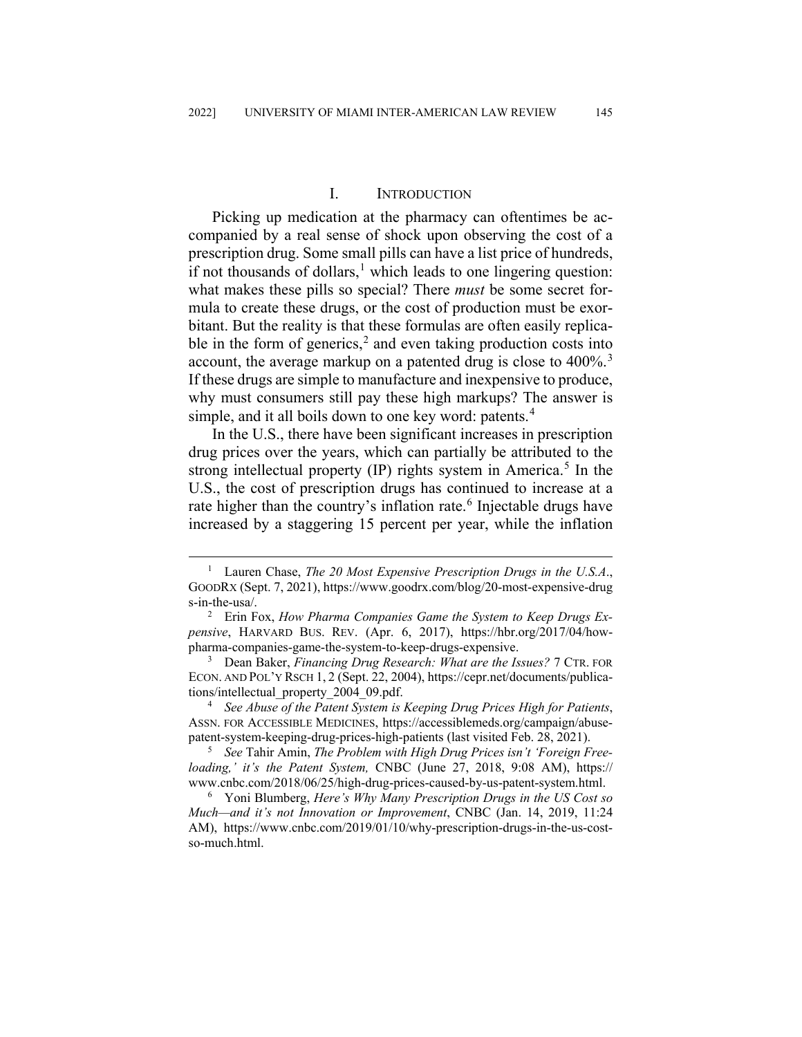## I. INTRODUCTION

Picking up medication at the pharmacy can oftentimes be accompanied by a real sense of shock upon observing the cost of a prescription drug. Some small pills can have a list price of hundreds, if not thousands of dollars,[1] which leads to one lingering question: what makes these pills so special? There *must* be some secret formula to create these drugs, or the cost of production must be exorbitant. But the reality is that these formulas are often easily replicable in the form of generics,[2] and even taking production costs into account, the average markup on a patented drug is close to 400%.[3] If these drugs are simple to manufacture and inexpensive to produce, why must consumers still pay these high markups? The answer is simple, and it all boils down to one key word: patents.[4]

In the U.S., there have been significant increases in prescription drug prices over the years, which can partially be attributed to the strong intellectual property (IP) rights system in America.[5] In the U.S., the cost of prescription drugs has continued to increase at a rate higher than the country's inflation rate.[6] Injectable drugs have increased by a staggering 15 percent per year, while the inflation

---

[1] Lauren Chase, *The 20 Most Expensive Prescription Drugs in the U.S.A.*, GOODRX (Sept. 7, 2021), https://www.goodrx.com/blog/20-most-expensive-drugs-in-the-usa/.

[2] Erin Fox, *How Pharma Companies Game the System to Keep Drugs Expensive*, HARVARD BUS. REV. (Apr. 6, 2017), https://hbr.org/2017/04/how-pharma-companies-game-the-system-to-keep-drugs-expensive.

[3] Dean Baker, *Financing Drug Research: What are the Issues?* 7 CTR. FOR ECON. AND POL'Y RSCH 1, 2 (Sept. 22, 2004), https://cepr.net/documents/publications/intellectual_property_2004_09.pdf.

[4] *See Abuse of the Patent System is Keeping Drug Prices High for Patients*, ASSN. FOR ACCESSIBLE MEDICINES, https://accessiblemeds.org/campaign/abuse-patent-system-keeping-drug-prices-high-patients (last visited Feb. 28, 2021).

[5] *See* Tahir Amin, *The Problem with High Drug Prices isn't 'Foreign Freeloading,' it's the Patent System,* CNBC (June 27, 2018, 9:08 AM), https://www.cnbc.com/2018/06/25/high-drug-prices-caused-by-us-patent-system.html.

[6] Yoni Blumberg, *Here's Why Many Prescription Drugs in the US Cost so Much—and it's not Innovation or Improvement*, CNBC (Jan. 14, 2019, 11:24 AM), https://www.cnbc.com/2019/01/10/why-prescription-drugs-in-the-us-cost-so-much.html.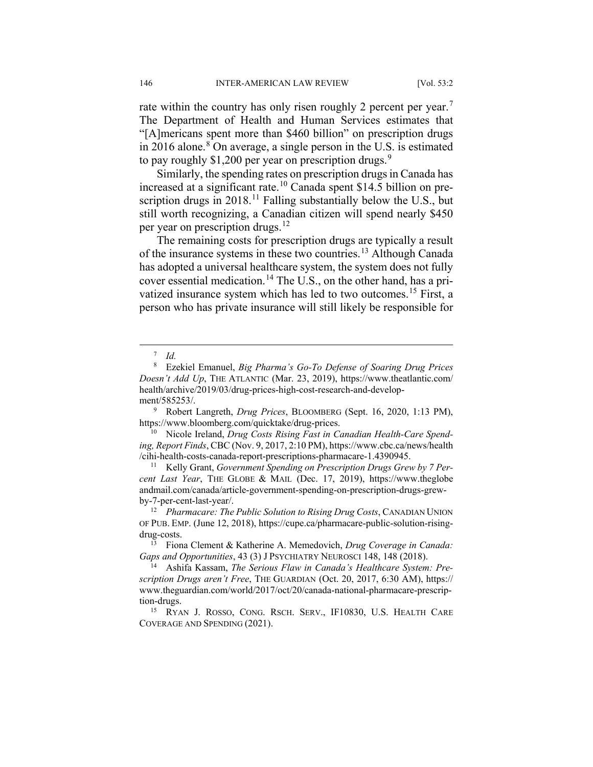rate within the country has only risen roughly 2 percent per year.[7] The Department of Health and Human Services estimates that "[A]mericans spent more than $460 billion" on prescription drugs in 2016 alone.[8] On average, a single person in the U.S. is estimated to pay roughly $1,200 per year on prescription drugs.[9]

Similarly, the spending rates on prescription drugs in Canada has increased at a significant rate.[10] Canada spent $14.5 billion on prescription drugs in 2018.[11] Falling substantially below the U.S., but still worth recognizing, a Canadian citizen will spend nearly $450 per year on prescription drugs.[12]

The remaining costs for prescription drugs are typically a result of the insurance systems in these two countries.[13] Although Canada has adopted a universal healthcare system, the system does not fully cover essential medication.[14] The U.S., on the other hand, has a privatized insurance system which has led to two outcomes.[15] First, a person who has private insurance will still likely be responsible for

---

[7] *Id.*

[8] Ezekiel Emanuel, *Big Pharma's Go-To Defense of Soaring Drug Prices Doesn't Add Up*, THE ATLANTIC (Mar. 23, 2019), https://www.theatlantic.com/health/archive/2019/03/drug-prices-high-cost-research-and-development/585253/.

[9] Robert Langreth, *Drug Prices*, BLOOMBERG (Sept. 16, 2020, 1:13 PM), https://www.bloomberg.com/quicktake/drug-prices.

[10] Nicole Ireland, *Drug Costs Rising Fast in Canadian Health-Care Spending, Report Finds*, CBC (Nov. 9, 2017, 2:10 PM), https://www.cbc.ca/news/health/cihi-health-costs-canada-report-prescriptions-pharmacare-1.4390945.

[11] Kelly Grant, *Government Spending on Prescription Drugs Grew by 7 Percent Last Year*, THE GLOBE & MAIL (Dec. 17, 2019), https://www.theglobeandmail.com/canada/article-government-spending-on-prescription-drugs-grew-by-7-per-cent-last-year/.

[12] *Pharmacare: The Public Solution to Rising Drug Costs*, CANADIAN UNION OF PUB. EMP. (June 12, 2018), https://cupe.ca/pharmacare-public-solution-rising-drug-costs.

[13] Fiona Clement & Katherine A. Memedovich, *Drug Coverage in Canada: Gaps and Opportunities*, 43 (3) J PSYCHIATRY NEUROSCI 148, 148 (2018).

[14] Ashifa Kassam, *The Serious Flaw in Canada's Healthcare System: Prescription Drugs aren't Free*, THE GUARDIAN (Oct. 20, 2017, 6:30 AM), https://www.theguardian.com/world/2017/oct/20/canada-national-pharmacare-prescription-drugs.

[15] RYAN J. ROSSO, CONG. RSCH. SERV., IF10830, U.S. HEALTH CARE COVERAGE AND SPENDING (2021).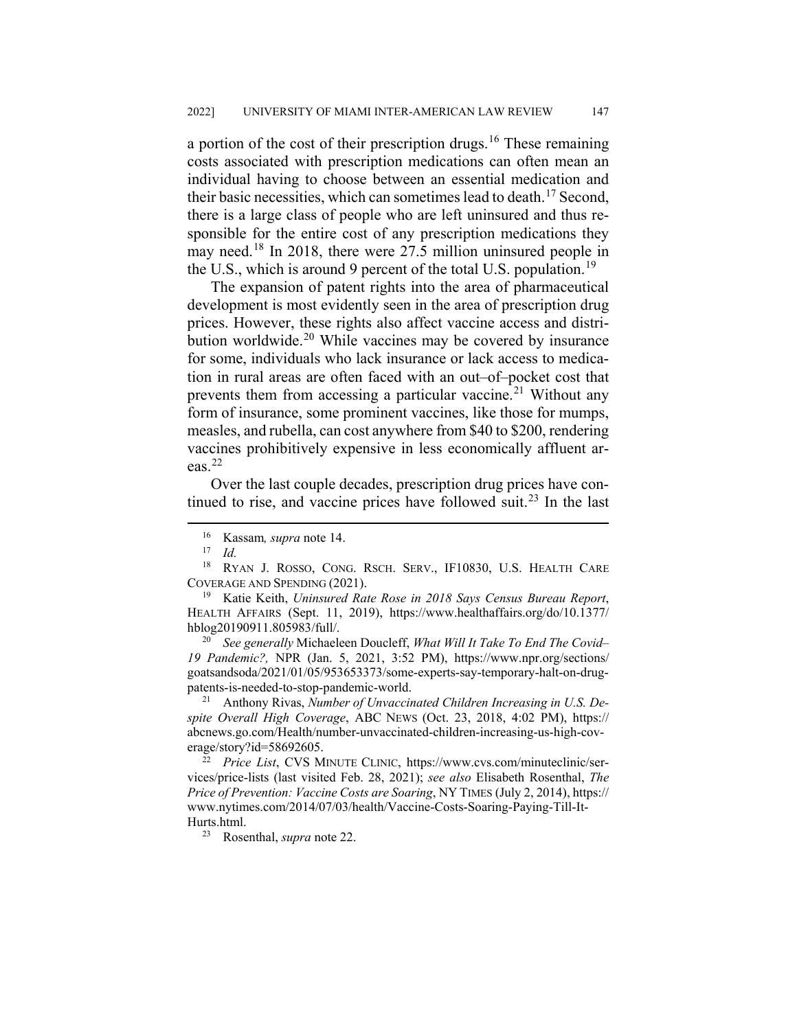a portion of the cost of their prescription drugs.[16] These remaining costs associated with prescription medications can often mean an individual having to choose between an essential medication and their basic necessities, which can sometimes lead to death.[17] Second, there is a large class of people who are left uninsured and thus responsible for the entire cost of any prescription medications they may need.[18] In 2018, there were 27.5 million uninsured people in the U.S., which is around 9 percent of the total U.S. population.[19]

The expansion of patent rights into the area of pharmaceutical development is most evidently seen in the area of prescription drug prices. However, these rights also affect vaccine access and distribution worldwide.[20] While vaccines may be covered by insurance for some, individuals who lack insurance or lack access to medication in rural areas are often faced with an out–of–pocket cost that prevents them from accessing a particular vaccine.[21] Without any form of insurance, some prominent vaccines, like those for mumps, measles, and rubella, can cost anywhere from $40 to $200, rendering vaccines prohibitively expensive in less economically affluent areas.[22]

Over the last couple decades, prescription drug prices have continued to rise, and vaccine prices have followed suit.[23] In the last

---

[16] Kassam, *supra* note 14.

[17] *Id.*

[18] RYAN J. ROSSO, CONG. RSCH. SERV., IF10830, U.S. HEALTH CARE COVERAGE AND SPENDING (2021).

[19] Katie Keith, *Uninsured Rate Rose in 2018 Says Census Bureau Report*, HEALTH AFFAIRS (Sept. 11, 2019), https://www.healthaffairs.org/do/10.1377/hblog20190911.805983/full/.

[20] *See generally* Michaeleen Doucleff, *What Will It Take To End The Covid–19 Pandemic?,* NPR (Jan. 5, 2021, 3:52 PM), https://www.npr.org/sections/goatsandsoda/2021/01/05/953653373/some-experts-say-temporary-halt-on-drug-patents-is-needed-to-stop-pandemic-world.

[21] Anthony Rivas, *Number of Unvaccinated Children Increasing in U.S. Despite Overall High Coverage*, ABC NEWS (Oct. 23, 2018, 4:02 PM), https://abcnews.go.com/Health/number-unvaccinated-children-increasing-us-high-coverage/story?id=58692605.

[22] *Price List*, CVS MINUTE CLINIC, https://www.cvs.com/minuteclinic/services/price-lists (last visited Feb. 28, 2021); *see also* Elisabeth Rosenthal, *The Price of Prevention: Vaccine Costs are Soaring*, NY TIMES (July 2, 2014), https://www.nytimes.com/2014/07/03/health/Vaccine-Costs-Soaring-Paying-Till-It-Hurts.html.

[23] Rosenthal, *supra* note 22.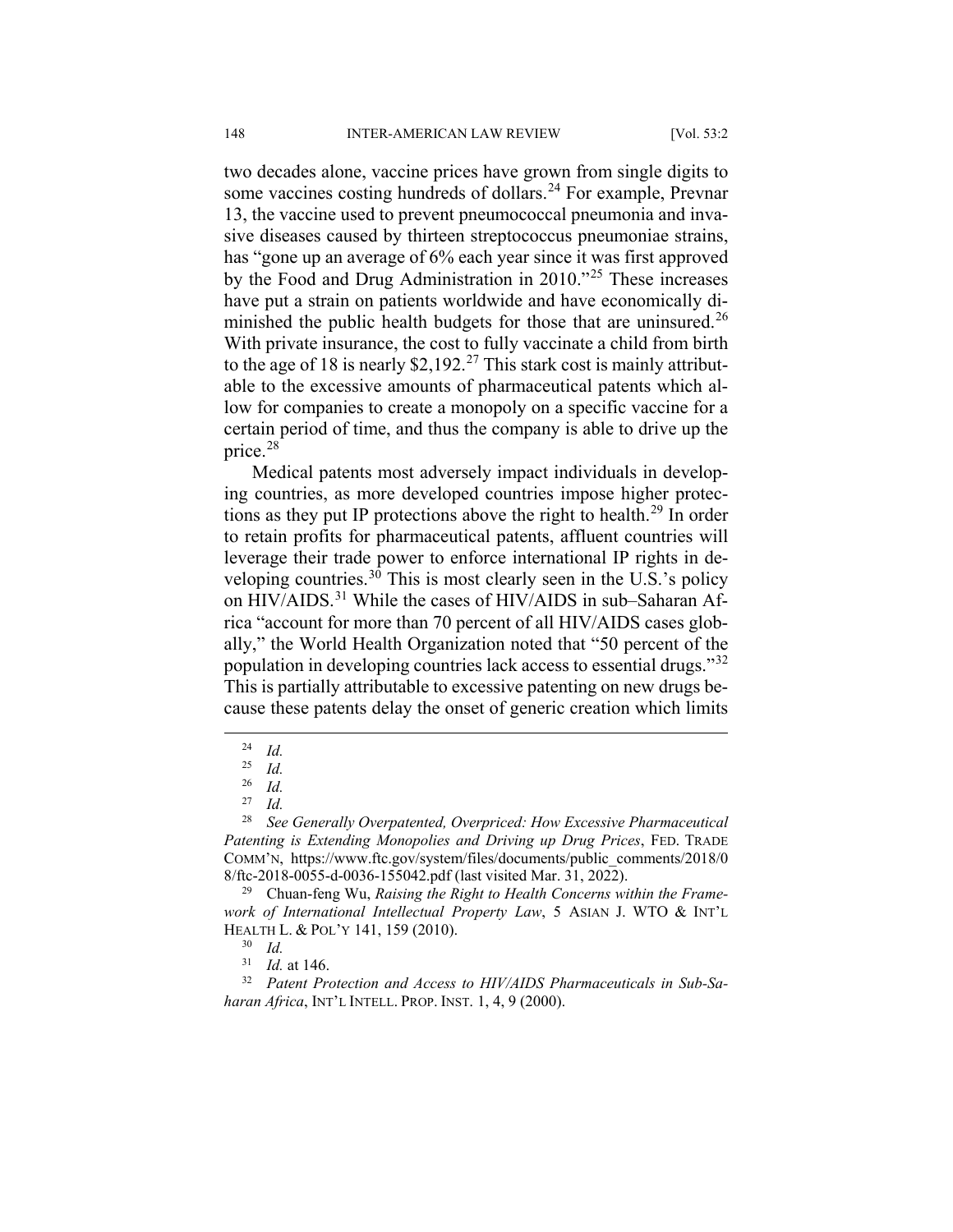two decades alone, vaccine prices have grown from single digits to some vaccines costing hundreds of dollars.[24] For example, Prevnar 13, the vaccine used to prevent pneumococcal pneumonia and invasive diseases caused by thirteen streptococcus pneumoniae strains, has "gone up an average of 6% each year since it was first approved by the Food and Drug Administration in 2010."[25] These increases have put a strain on patients worldwide and have economically diminished the public health budgets for those that are uninsured.[26] With private insurance, the cost to fully vaccinate a child from birth to the age of 18 is nearly $2,192.[27] This stark cost is mainly attributable to the excessive amounts of pharmaceutical patents which allow for companies to create a monopoly on a specific vaccine for a certain period of time, and thus the company is able to drive up the price.[28]

Medical patents most adversely impact individuals in developing countries, as more developed countries impose higher protections as they put IP protections above the right to health.[29] In order to retain profits for pharmaceutical patents, affluent countries will leverage their trade power to enforce international IP rights in developing countries.[30] This is most clearly seen in the U.S.'s policy on HIV/AIDS.[31] While the cases of HIV/AIDS in sub–Saharan Africa "account for more than 70 percent of all HIV/AIDS cases globally," the World Health Organization noted that "50 percent of the population in developing countries lack access to essential drugs."[32] This is partially attributable to excessive patenting on new drugs because these patents delay the onset of generic creation which limits

---

[24] *Id.*

[25] *Id.*

[26] *Id.*

[27] *Id.*

[28] *See Generally Overpatented, Overpriced: How Excessive Pharmaceutical Patenting is Extending Monopolies and Driving up Drug Prices*, FED. TRADE COMM'N, https://www.ftc.gov/system/files/documents/public_comments/2018/08/ftc-2018-0055-d-0036-155042.pdf (last visited Mar. 31, 2022).

[29] Chuan-feng Wu, *Raising the Right to Health Concerns within the Framework of International Intellectual Property Law*, 5 ASIAN J. WTO & INT'L HEALTH L. & POL'Y 141, 159 (2010).

[30] *Id.*

[31] *Id.* at 146.

[32] *Patent Protection and Access to HIV/AIDS Pharmaceuticals in Sub-Saharan Africa*, INT'L INTELL. PROP. INST. 1, 4, 9 (2000).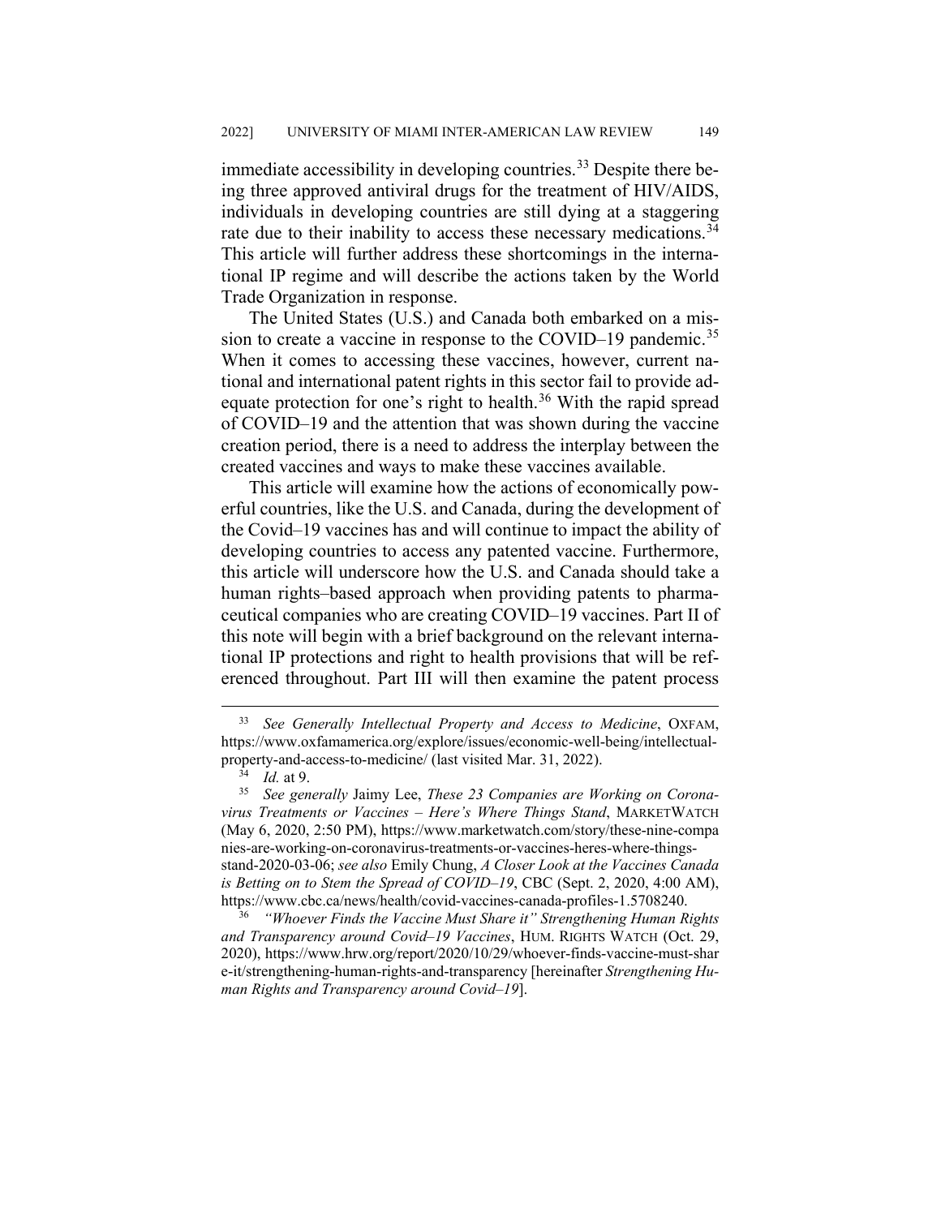immediate accessibility in developing countries.[33] Despite there being three approved antiviral drugs for the treatment of HIV/AIDS, individuals in developing countries are still dying at a staggering rate due to their inability to access these necessary medications.[34] This article will further address these shortcomings in the international IP regime and will describe the actions taken by the World Trade Organization in response.

The United States (U.S.) and Canada both embarked on a mission to create a vaccine in response to the COVID–19 pandemic.[35] When it comes to accessing these vaccines, however, current national and international patent rights in this sector fail to provide adequate protection for one's right to health.[36] With the rapid spread of COVID–19 and the attention that was shown during the vaccine creation period, there is a need to address the interplay between the created vaccines and ways to make these vaccines available.

This article will examine how the actions of economically powerful countries, like the U.S. and Canada, during the development of the Covid–19 vaccines has and will continue to impact the ability of developing countries to access any patented vaccine. Furthermore, this article will underscore how the U.S. and Canada should take a human rights–based approach when providing patents to pharmaceutical companies who are creating COVID–19 vaccines. Part II of this note will begin with a brief background on the relevant international IP protections and right to health provisions that will be referenced throughout. Part III will then examine the patent process

---

[33] *See Generally Intellectual Property and Access to Medicine*, OXFAM, https://www.oxfamamerica.org/explore/issues/economic-well-being/intellectual-property-and-access-to-medicine/ (last visited Mar. 31, 2022).

[34] *Id.* at 9.

[35] *See generally* Jaimy Lee, *These 23 Companies are Working on Coronavirus Treatments or Vaccines – Here's Where Things Stand*, MARKETWATCH (May 6, 2020, 2:50 PM), https://www.marketwatch.com/story/these-nine-companies-are-working-on-coronavirus-treatments-or-vaccines-heres-where-things-stand-2020-03-06; *see also* Emily Chung, *A Closer Look at the Vaccines Canada is Betting on to Stem the Spread of COVID–19*, CBC (Sept. 2, 2020, 4:00 AM), https://www.cbc.ca/news/health/covid-vaccines-canada-profiles-1.5708240.

[36] *"Whoever Finds the Vaccine Must Share it" Strengthening Human Rights and Transparency around Covid–19 Vaccines*, HUM. RIGHTS WATCH (Oct. 29, 2020), https://www.hrw.org/report/2020/10/29/whoever-finds-vaccine-must-share-it/strengthening-human-rights-and-transparency [hereinafter *Strengthening Human Rights and Transparency around Covid–19*].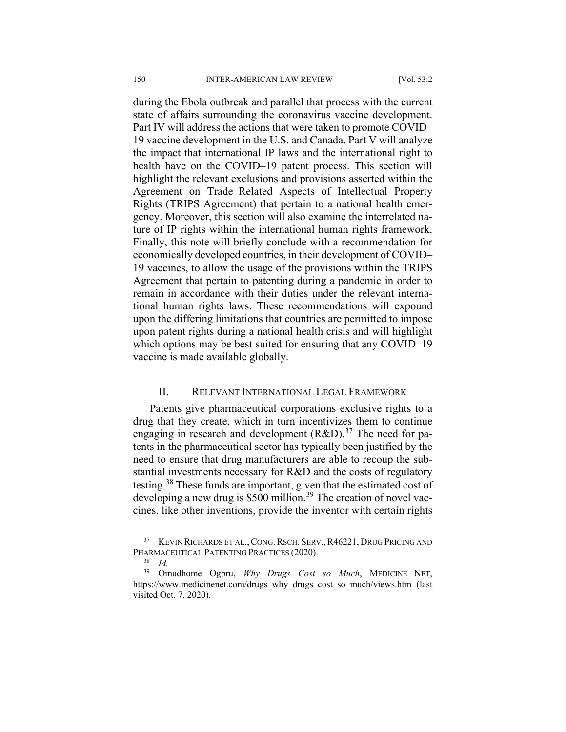during the Ebola outbreak and parallel that process with the current state of affairs surrounding the coronavirus vaccine development. Part IV will address the actions that were taken to promote COVID–19 vaccine development in the U.S. and Canada. Part V will analyze the impact that international IP laws and the international right to health have on the COVID–19 patent process. This section will highlight the relevant exclusions and provisions asserted within the Agreement on Trade–Related Aspects of Intellectual Property Rights (TRIPS Agreement) that pertain to a national health emergency. Moreover, this section will also examine the interrelated nature of IP rights within the international human rights framework. Finally, this note will briefly conclude with a recommendation for economically developed countries, in their development of COVID–19 vaccines, to allow the usage of the provisions within the TRIPS Agreement that pertain to patenting during a pandemic in order to remain in accordance with their duties under the relevant international human rights laws. These recommendations will expound upon the differing limitations that countries are permitted to impose upon patent rights during a national health crisis and will highlight which options may be best suited for ensuring that any COVID–19 vaccine is made available globally.

## II. RELEVANT INTERNATIONAL LEGAL FRAMEWORK

Patents give pharmaceutical corporations exclusive rights to a drug that they create, which in turn incentivizes them to continue engaging in research and development (R&D).[37] The need for patents in the pharmaceutical sector has typically been justified by the need to ensure that drug manufacturers are able to recoup the substantial investments necessary for R&D and the costs of regulatory testing.[38] These funds are important, given that the estimated cost of developing a new drug is $500 million.[39] The creation of novel vaccines, like other inventions, provide the inventor with certain rights

---

[37] KEVIN RICHARDS ET AL., CONG. RSCH. SERV., R46221, DRUG PRICING AND PHARMACEUTICAL PATENTING PRACTICES (2020).

[38] *Id.*

[39] Omudhome Ogbru, *Why Drugs Cost so Much*, MEDICINE NET, https://www.medicinenet.com/drugs_why_drugs_cost_so_much/views.htm (last visited Oct. 7, 2020).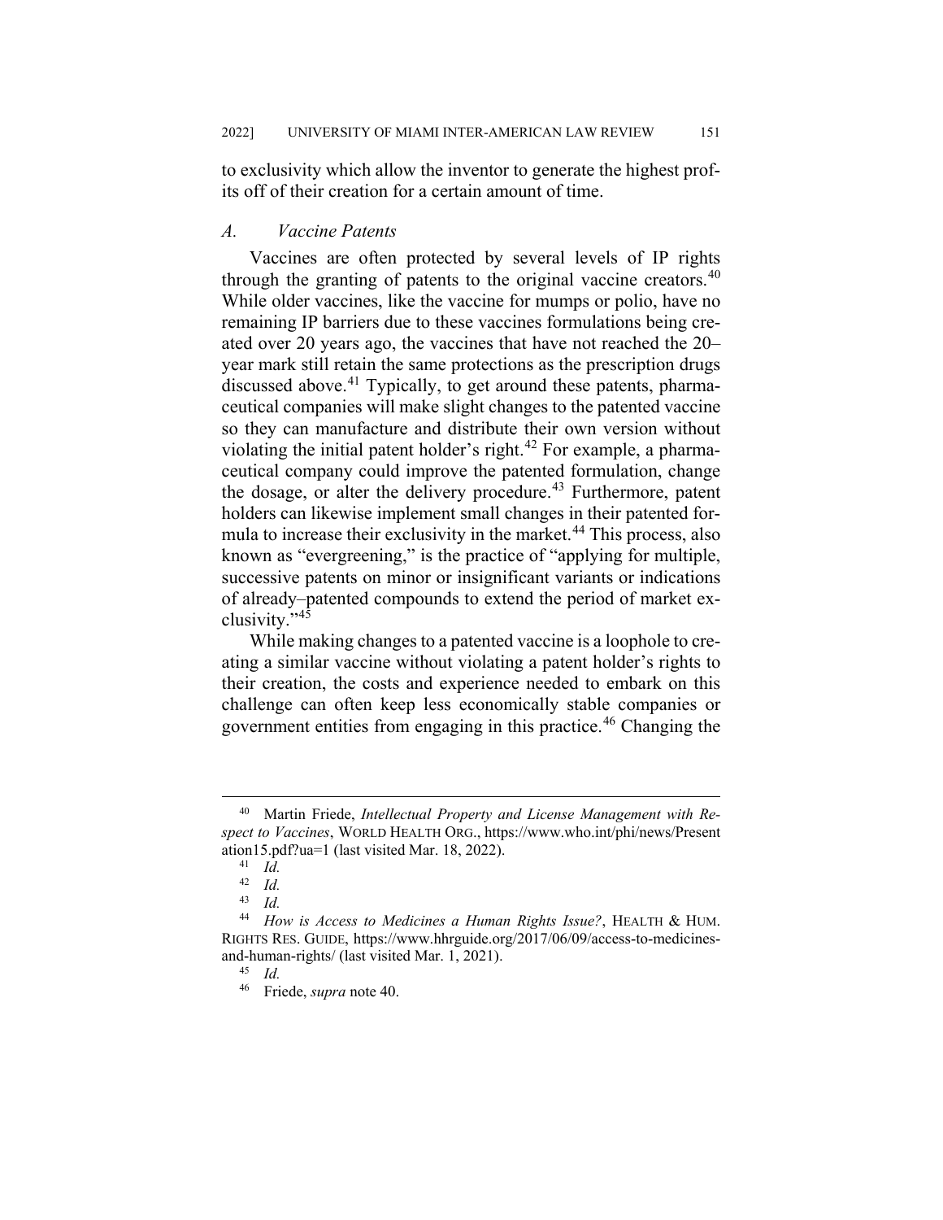to exclusivity which allow the inventor to generate the highest profits off of their creation for a certain amount of time.

### *A. Vaccine Patents*

Vaccines are often protected by several levels of IP rights through the granting of patents to the original vaccine creators.[40] While older vaccines, like the vaccine for mumps or polio, have no remaining IP barriers due to these vaccines formulations being created over 20 years ago, the vaccines that have not reached the 20–year mark still retain the same protections as the prescription drugs discussed above.[41] Typically, to get around these patents, pharmaceutical companies will make slight changes to the patented vaccine so they can manufacture and distribute their own version without violating the initial patent holder's right.[42] For example, a pharmaceutical company could improve the patented formulation, change the dosage, or alter the delivery procedure.[43] Furthermore, patent holders can likewise implement small changes in their patented formula to increase their exclusivity in the market.[44] This process, also known as "evergreening," is the practice of "applying for multiple, successive patents on minor or insignificant variants or indications of already–patented compounds to extend the period of market exclusivity."[45]

While making changes to a patented vaccine is a loophole to creating a similar vaccine without violating a patent holder's rights to their creation, the costs and experience needed to embark on this challenge can often keep less economically stable companies or government entities from engaging in this practice.[46] Changing the

---

[40] Martin Friede, *Intellectual Property and License Management with Respect to Vaccines*, WORLD HEALTH ORG., https://www.who.int/phi/news/Presentation15.pdf?ua=1 (last visited Mar. 18, 2022).

[41] *Id.*

[42] *Id.*

[43] *Id.*

[44] *How is Access to Medicines a Human Rights Issue?*, HEALTH & HUM. RIGHTS RES. GUIDE, https://www.hhrguide.org/2017/06/09/access-to-medicines-and-human-rights/ (last visited Mar. 1, 2021).

[45] *Id.*

[46] Friede, *supra* note 40.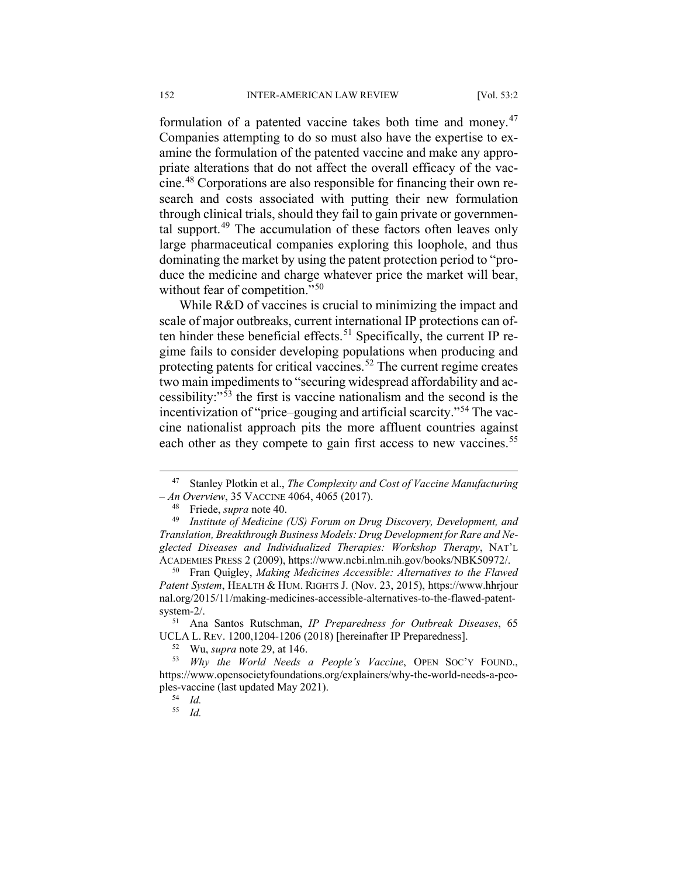formulation of a patented vaccine takes both time and money.[47] Companies attempting to do so must also have the expertise to examine the formulation of the patented vaccine and make any appropriate alterations that do not affect the overall efficacy of the vaccine.[48] Corporations are also responsible for financing their own research and costs associated with putting their new formulation through clinical trials, should they fail to gain private or governmental support.[49] The accumulation of these factors often leaves only large pharmaceutical companies exploring this loophole, and thus dominating the market by using the patent protection period to "produce the medicine and charge whatever price the market will bear, without fear of competition."[50]

While R&D of vaccines is crucial to minimizing the impact and scale of major outbreaks, current international IP protections can often hinder these beneficial effects.[51] Specifically, the current IP regime fails to consider developing populations when producing and protecting patents for critical vaccines.[52] The current regime creates two main impediments to "securing widespread affordability and accessibility:"[53] the first is vaccine nationalism and the second is the incentivization of "price–gouging and artificial scarcity."[54] The vaccine nationalist approach pits the more affluent countries against each other as they compete to gain first access to new vaccines.[55]

---

[47] Stanley Plotkin et al., *The Complexity and Cost of Vaccine Manufacturing – An Overview*, 35 VACCINE 4064, 4065 (2017).

[48] Friede, *supra* note 40.

[49] *Institute of Medicine (US) Forum on Drug Discovery, Development, and Translation, Breakthrough Business Models: Drug Development for Rare and Neglected Diseases and Individualized Therapies: Workshop Therapy*, NAT'L ACADEMIES PRESS 2 (2009), https://www.ncbi.nlm.nih.gov/books/NBK50972/.

[50] Fran Quigley, *Making Medicines Accessible: Alternatives to the Flawed Patent System*, HEALTH & HUM. RIGHTS J. (Nov. 23, 2015), https://www.hhrjournal.org/2015/11/making-medicines-accessible-alternatives-to-the-flawed-patent-system-2/.

[51] Ana Santos Rutschman, *IP Preparedness for Outbreak Diseases*, 65 UCLA L. REV. 1200,1204-1206 (2018) [hereinafter IP Preparedness].

[52] Wu, *supra* note 29, at 146.

[53] *Why the World Needs a People's Vaccine*, OPEN SOC'Y FOUND., https://www.opensocietyfoundations.org/explainers/why-the-world-needs-a-peoples-vaccine (last updated May 2021).

[54] *Id.*

[55] *Id.*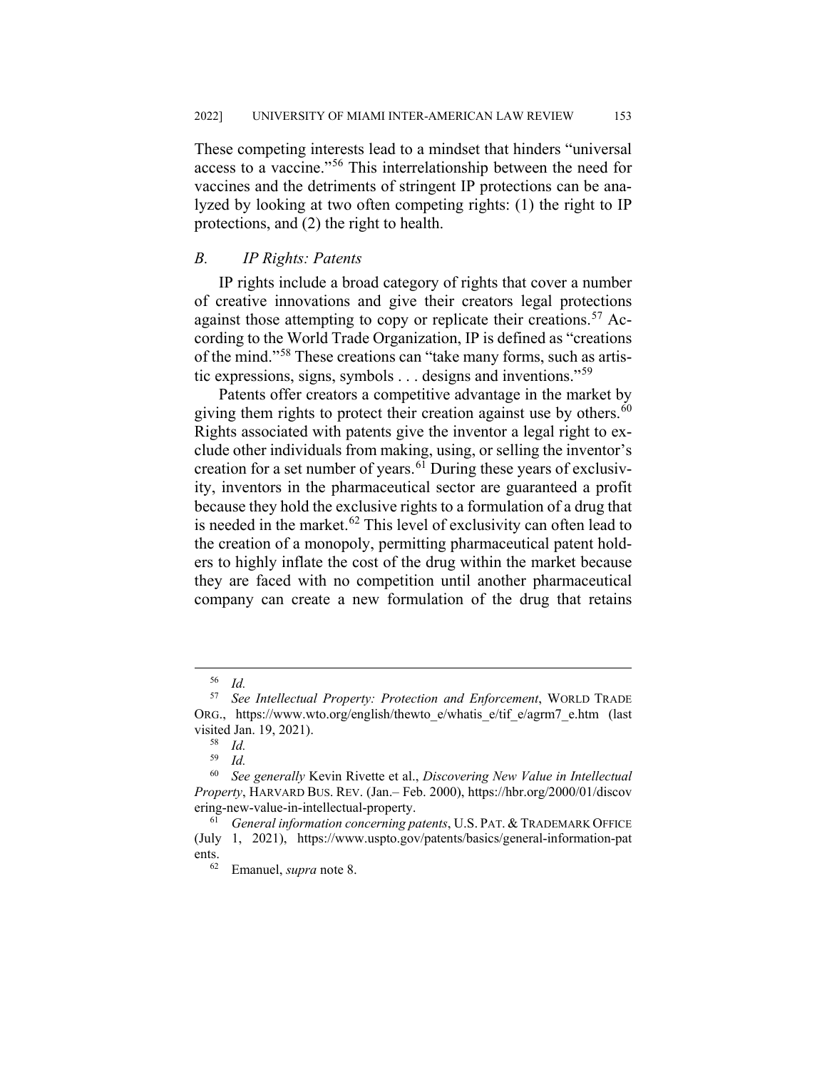These competing interests lead to a mindset that hinders "universal access to a vaccine."[56] This interrelationship between the need for vaccines and the detriments of stringent IP protections can be analyzed by looking at two often competing rights: (1) the right to IP protections, and (2) the right to health.

### *B. IP Rights: Patents*

IP rights include a broad category of rights that cover a number of creative innovations and give their creators legal protections against those attempting to copy or replicate their creations.[57] According to the World Trade Organization, IP is defined as "creations of the mind."[58] These creations can "take many forms, such as artistic expressions, signs, symbols . . . designs and inventions."[59]

Patents offer creators a competitive advantage in the market by giving them rights to protect their creation against use by others.[60] Rights associated with patents give the inventor a legal right to exclude other individuals from making, using, or selling the inventor's creation for a set number of years.[61] During these years of exclusivity, inventors in the pharmaceutical sector are guaranteed a profit because they hold the exclusive rights to a formulation of a drug that is needed in the market.[62] This level of exclusivity can often lead to the creation of a monopoly, permitting pharmaceutical patent holders to highly inflate the cost of the drug within the market because they are faced with no competition until another pharmaceutical company can create a new formulation of the drug that retains

---

[56] *Id.*

[57] *See Intellectual Property: Protection and Enforcement*, WORLD TRADE ORG., https://www.wto.org/english/thewto_e/whatis_e/tif_e/agrm7_e.htm (last visited Jan. 19, 2021).

[58] *Id.*

[59] *Id.*

[60] *See generally* Kevin Rivette et al., *Discovering New Value in Intellectual Property*, HARVARD BUS. REV. (Jan.– Feb. 2000), https://hbr.org/2000/01/discovering-new-value-in-intellectual-property.

[61] *General information concerning patents*, U.S. PAT. & TRADEMARK OFFICE (July 1, 2021), https://www.uspto.gov/patents/basics/general-information-patents.

[62] Emanuel, *supra* note 8.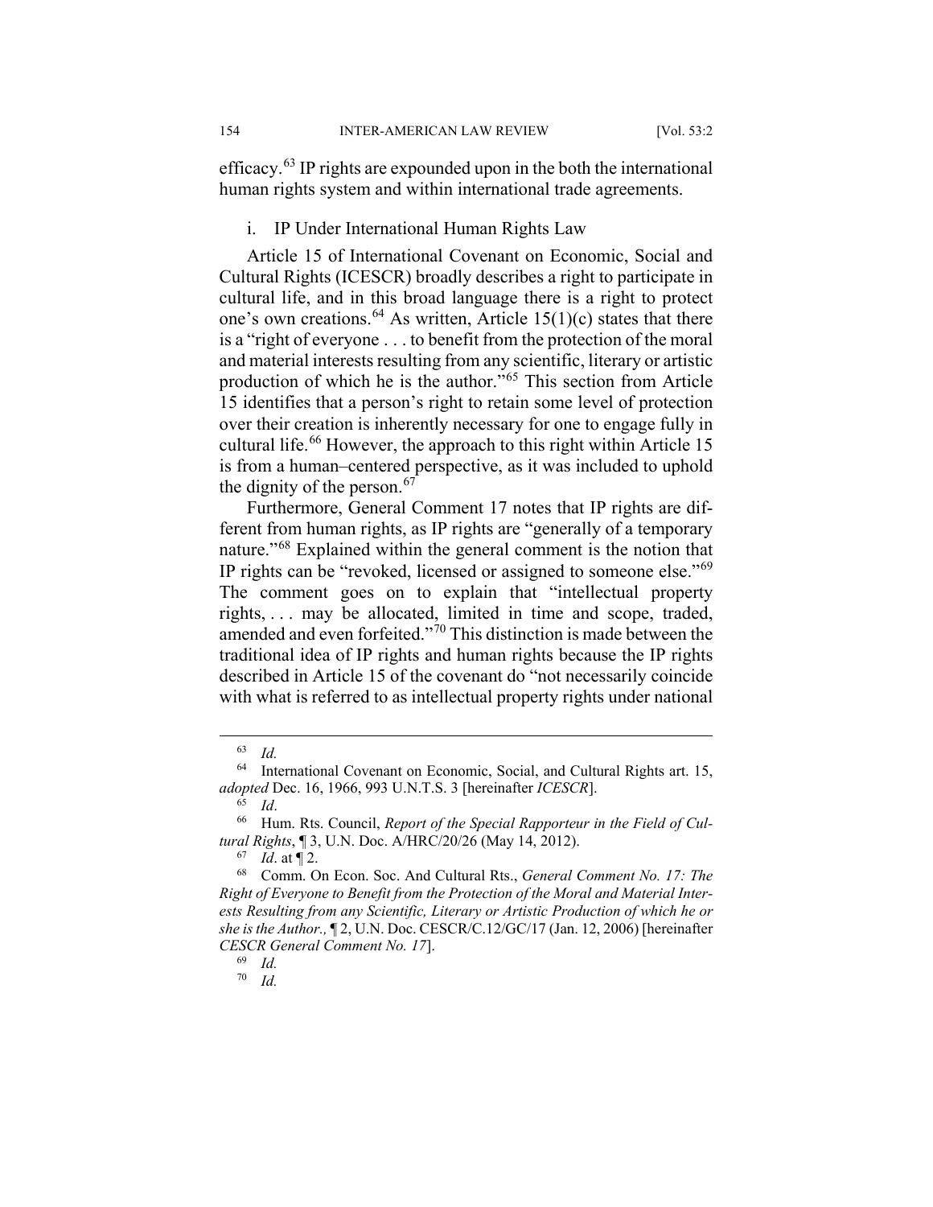efficacy.[63] IP rights are expounded upon in the both the international human rights system and within international trade agreements.

i. IP Under International Human Rights Law

Article 15 of International Covenant on Economic, Social and Cultural Rights (ICESCR) broadly describes a right to participate in cultural life, and in this broad language there is a right to protect one's own creations.[64] As written, Article 15(1)(c) states that there is a "right of everyone . . . to benefit from the protection of the moral and material interests resulting from any scientific, literary or artistic production of which he is the author."[65] This section from Article 15 identifies that a person's right to retain some level of protection over their creation is inherently necessary for one to engage fully in cultural life.[66] However, the approach to this right within Article 15 is from a human–centered perspective, as it was included to uphold the dignity of the person.[67]

Furthermore, General Comment 17 notes that IP rights are different from human rights, as IP rights are "generally of a temporary nature."[68] Explained within the general comment is the notion that IP rights can be "revoked, licensed or assigned to someone else."[69] The comment goes on to explain that "intellectual property rights, . . . may be allocated, limited in time and scope, traded, amended and even forfeited."[70] This distinction is made between the traditional idea of IP rights and human rights because the IP rights described in Article 15 of the covenant do "not necessarily coincide with what is referred to as intellectual property rights under national

---

[63] *Id.*

[64] International Covenant on Economic, Social, and Cultural Rights art. 15, *adopted* Dec. 16, 1966, 993 U.N.T.S. 3 [hereinafter *ICESCR*].

[65] *Id*.

[66] Hum. Rts. Council, *Report of the Special Rapporteur in the Field of Cultural Rights*, ¶ 3, U.N. Doc. A/HRC/20/26 (May 14, 2012).

[67] *Id*. at ¶ 2.

[68] Comm. On Econ. Soc. And Cultural Rts., *General Comment No. 17: The Right of Everyone to Benefit from the Protection of the Moral and Material Interests Resulting from any Scientific, Literary or Artistic Production of which he or she is the Author.,* ¶ 2, U.N. Doc. CESCR/C.12/GC/17 (Jan. 12, 2006) [hereinafter *CESCR General Comment No. 17*].

[69] *Id.*

[70] *Id.*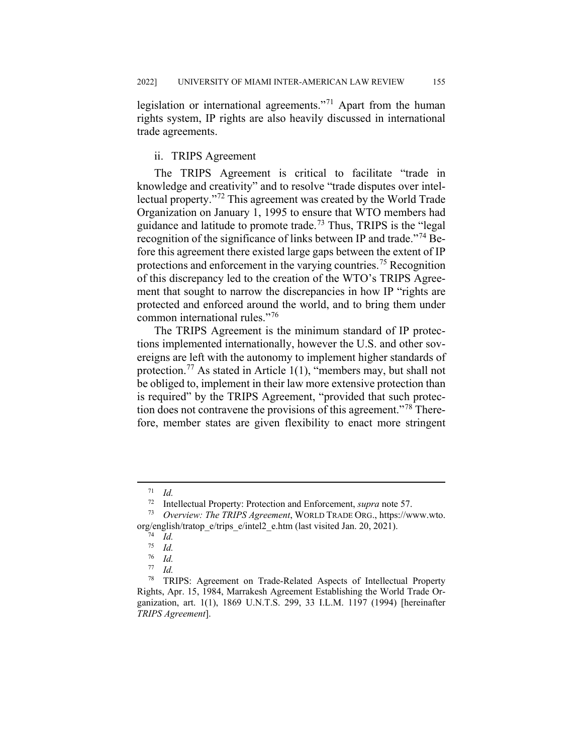legislation or international agreements."[71] Apart from the human rights system, IP rights are also heavily discussed in international trade agreements.

### ii. TRIPS Agreement

The TRIPS Agreement is critical to facilitate "trade in knowledge and creativity" and to resolve "trade disputes over intellectual property."[72] This agreement was created by the World Trade Organization on January 1, 1995 to ensure that WTO members had guidance and latitude to promote trade.[73] Thus, TRIPS is the "legal recognition of the significance of links between IP and trade."[74] Before this agreement there existed large gaps between the extent of IP protections and enforcement in the varying countries.[75] Recognition of this discrepancy led to the creation of the WTO's TRIPS Agreement that sought to narrow the discrepancies in how IP "rights are protected and enforced around the world, and to bring them under common international rules."[76]

The TRIPS Agreement is the minimum standard of IP protections implemented internationally, however the U.S. and other sovereigns are left with the autonomy to implement higher standards of protection.[77] As stated in Article 1(1), "members may, but shall not be obliged to, implement in their law more extensive protection than is required" by the TRIPS Agreement, "provided that such protection does not contravene the provisions of this agreement."[78] Therefore, member states are given flexibility to enact more stringent

---

[71] *Id.*

[72] Intellectual Property: Protection and Enforcement, *supra* note 57.

[73] *Overview: The TRIPS Agreement*, WORLD TRADE ORG., https://www.wto.org/english/tratop_e/trips_e/intel2_e.htm (last visited Jan. 20, 2021).

[74] *Id.*

[75] *Id.*

[76] *Id.*

[77] *Id.*

[78] TRIPS: Agreement on Trade-Related Aspects of Intellectual Property Rights, Apr. 15, 1984, Marrakesh Agreement Establishing the World Trade Organization, art. 1(1), 1869 U.N.T.S. 299, 33 I.L.M. 1197 (1994) [hereinafter *TRIPS Agreement*].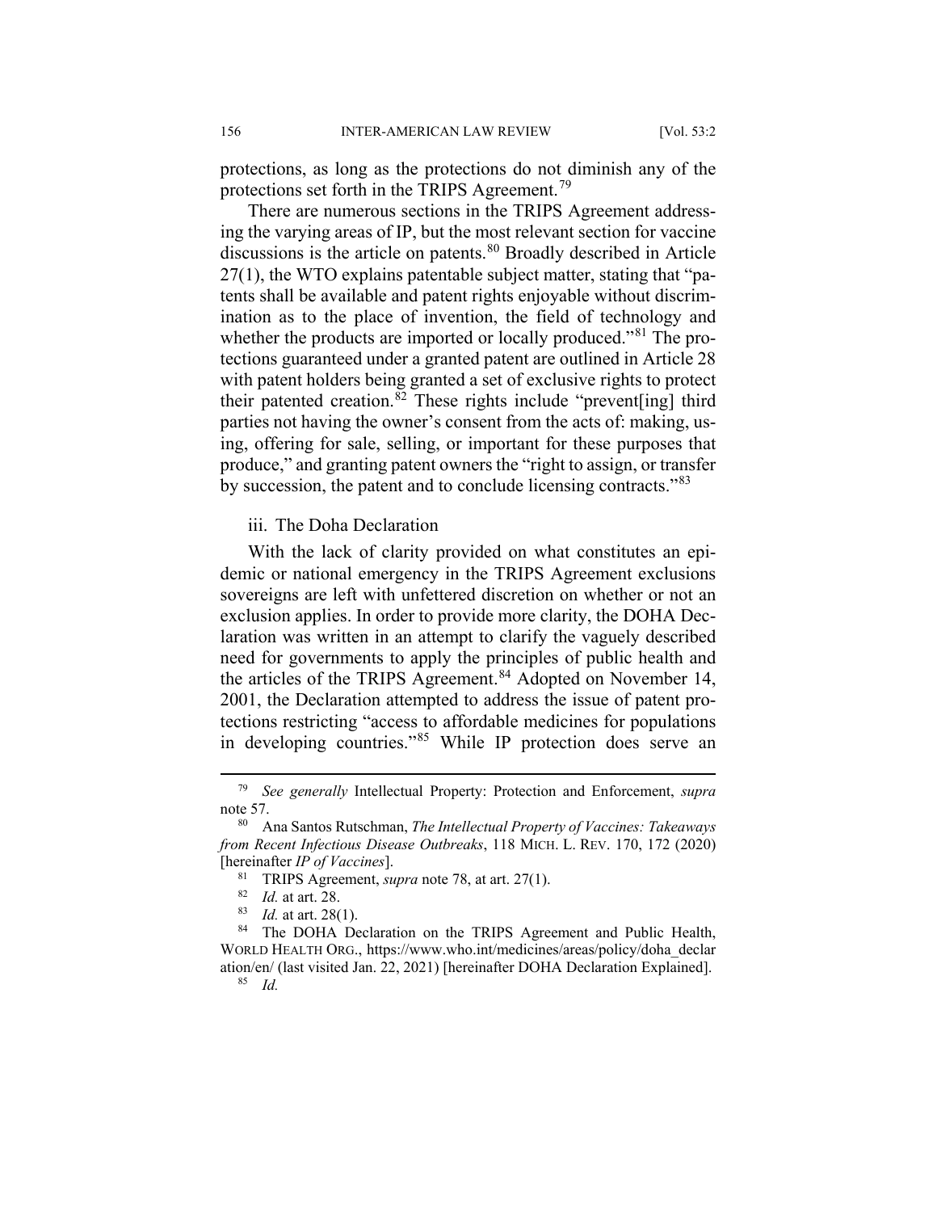protections, as long as the protections do not diminish any of the protections set forth in the TRIPS Agreement.[79]

There are numerous sections in the TRIPS Agreement addressing the varying areas of IP, but the most relevant section for vaccine discussions is the article on patents.[80] Broadly described in Article 27(1), the WTO explains patentable subject matter, stating that "patents shall be available and patent rights enjoyable without discrimination as to the place of invention, the field of technology and whether the products are imported or locally produced."[81] The protections guaranteed under a granted patent are outlined in Article 28 with patent holders being granted a set of exclusive rights to protect their patented creation.[82] These rights include "prevent[ing] third parties not having the owner's consent from the acts of: making, using, offering for sale, selling, or important for these purposes that produce," and granting patent owners the "right to assign, or transfer by succession, the patent and to conclude licensing contracts."[83]

iii. The Doha Declaration

With the lack of clarity provided on what constitutes an epidemic or national emergency in the TRIPS Agreement exclusions sovereigns are left with unfettered discretion on whether or not an exclusion applies. In order to provide more clarity, the DOHA Declaration was written in an attempt to clarify the vaguely described need for governments to apply the principles of public health and the articles of the TRIPS Agreement.[84] Adopted on November 14, 2001, the Declaration attempted to address the issue of patent protections restricting "access to affordable medicines for populations in developing countries."[85] While IP protection does serve an

---

[79] *See generally* Intellectual Property: Protection and Enforcement, *supra* note 57.

[80] Ana Santos Rutschman, *The Intellectual Property of Vaccines: Takeaways from Recent Infectious Disease Outbreaks*, 118 MICH. L. REV. 170, 172 (2020) [hereinafter *IP of Vaccines*].

[81] TRIPS Agreement, *supra* note 78, at art. 27(1).

[82] *Id.* at art. 28.

[83] *Id.* at art. 28(1).

[84] The DOHA Declaration on the TRIPS Agreement and Public Health, WORLD HEALTH ORG., https://www.who.int/medicines/areas/policy/doha_declaration/en/ (last visited Jan. 22, 2021) [hereinafter DOHA Declaration Explained].

[85] *Id.*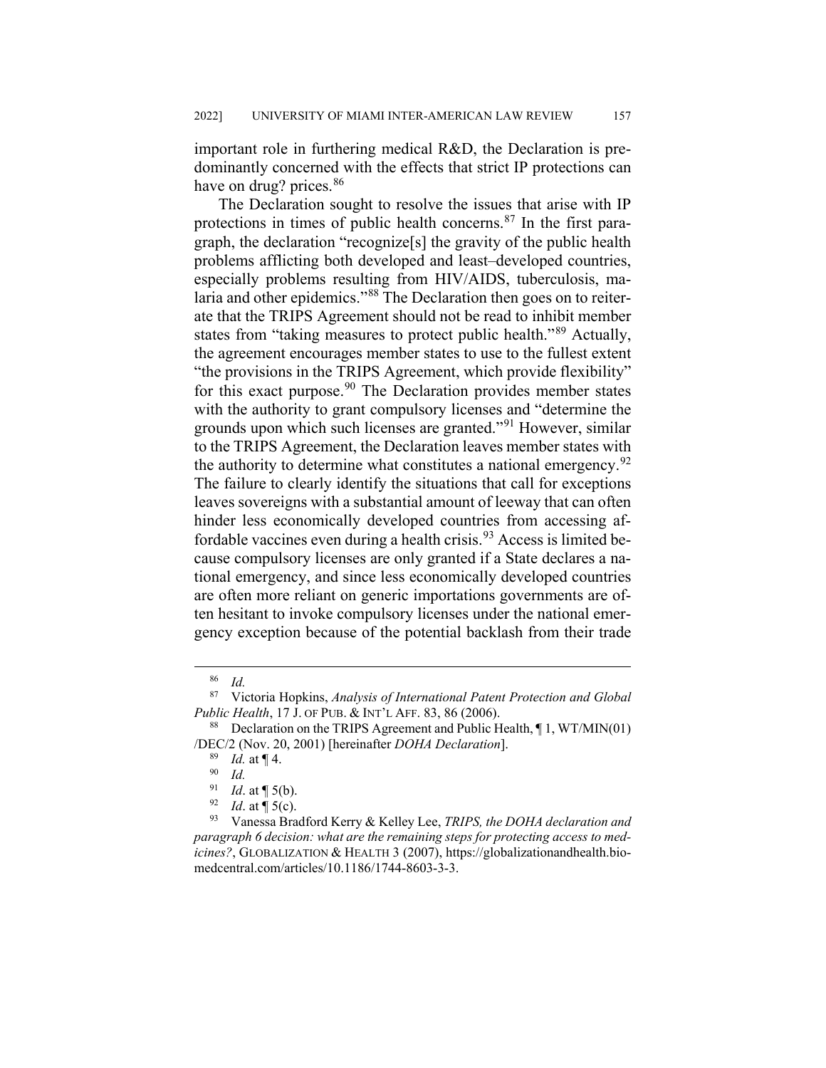important role in furthering medical R&D, the Declaration is predominantly concerned with the effects that strict IP protections can have on drug? prices.[86]

The Declaration sought to resolve the issues that arise with IP protections in times of public health concerns.[87] In the first paragraph, the declaration "recognize[s] the gravity of the public health problems afflicting both developed and least–developed countries, especially problems resulting from HIV/AIDS, tuberculosis, malaria and other epidemics."[88] The Declaration then goes on to reiterate that the TRIPS Agreement should not be read to inhibit member states from "taking measures to protect public health."[89] Actually, the agreement encourages member states to use to the fullest extent "the provisions in the TRIPS Agreement, which provide flexibility" for this exact purpose.[90] The Declaration provides member states with the authority to grant compulsory licenses and "determine the grounds upon which such licenses are granted."[91] However, similar to the TRIPS Agreement, the Declaration leaves member states with the authority to determine what constitutes a national emergency.[92] The failure to clearly identify the situations that call for exceptions leaves sovereigns with a substantial amount of leeway that can often hinder less economically developed countries from accessing affordable vaccines even during a health crisis.[93] Access is limited because compulsory licenses are only granted if a State declares a national emergency, and since less economically developed countries are often more reliant on generic importations governments are often hesitant to invoke compulsory licenses under the national emergency exception because of the potential backlash from their trade

---

[86] *Id.*

[87] Victoria Hopkins, *Analysis of International Patent Protection and Global Public Health*, 17 J. OF PUB. & INT'L AFF. 83, 86 (2006).

[88] Declaration on the TRIPS Agreement and Public Health, ¶ 1, WT/MIN(01)/DEC/2 (Nov. 20, 2001) [hereinafter *DOHA Declaration*].

[89] *Id.* at ¶ 4.

[90] *Id.*

[91] *Id*. at ¶ 5(b).

[92] *Id*. at ¶ 5(c).

[93] Vanessa Bradford Kerry & Kelley Lee, *TRIPS, the DOHA declaration and paragraph 6 decision: what are the remaining steps for protecting access to medicines?*, GLOBALIZATION & HEALTH 3 (2007), https://globalizationandhealth.biomedcentral.com/articles/10.1186/1744-8603-3-3.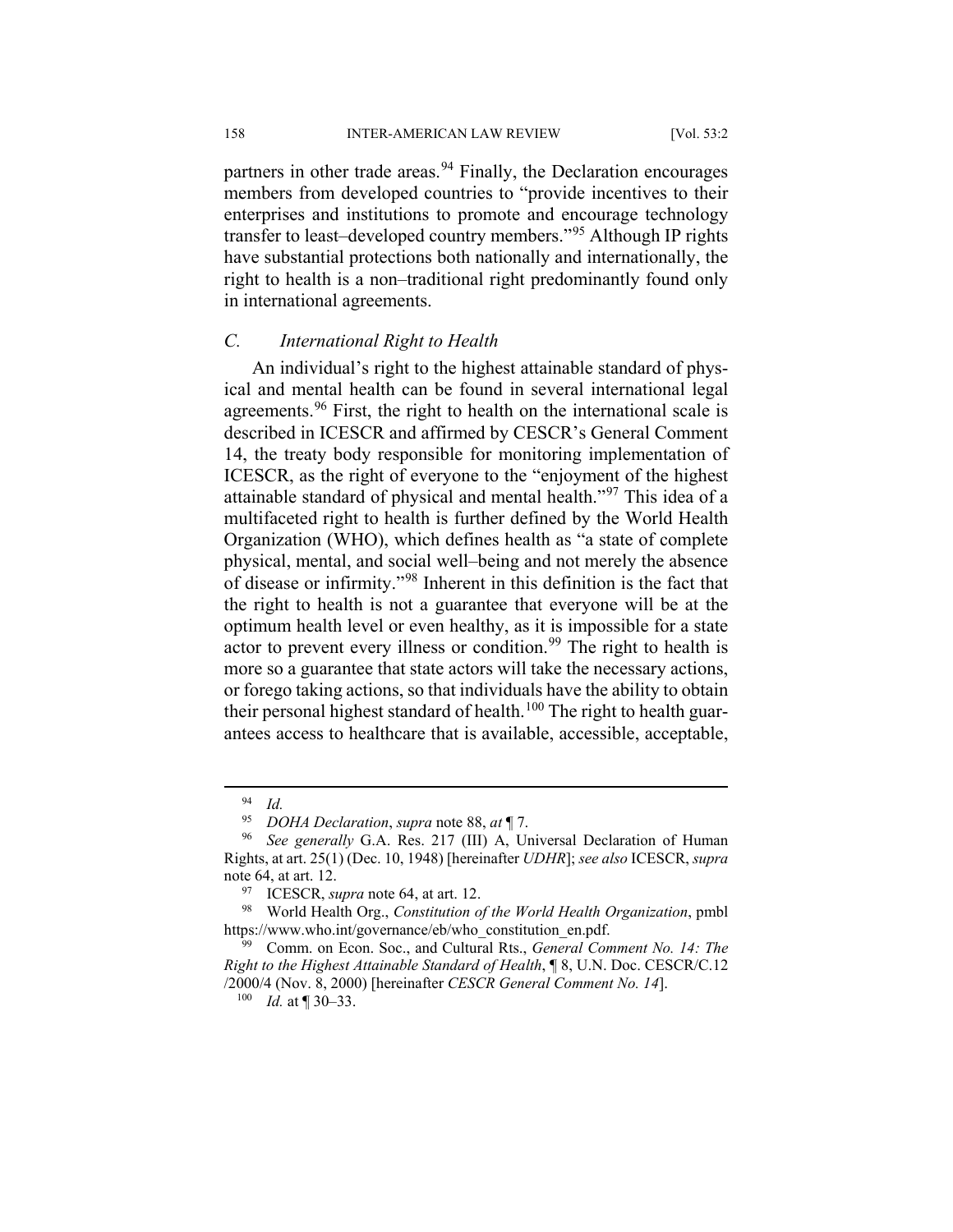partners in other trade areas.[94] Finally, the Declaration encourages members from developed countries to "provide incentives to their enterprises and institutions to promote and encourage technology transfer to least–developed country members."[95] Although IP rights have substantial protections both nationally and internationally, the right to health is a non–traditional right predominantly found only in international agreements.

### *C. International Right to Health*

An individual's right to the highest attainable standard of physical and mental health can be found in several international legal agreements.[96] First, the right to health on the international scale is described in ICESCR and affirmed by CESCR's General Comment 14, the treaty body responsible for monitoring implementation of ICESCR, as the right of everyone to the "enjoyment of the highest attainable standard of physical and mental health."[97] This idea of a multifaceted right to health is further defined by the World Health Organization (WHO), which defines health as "a state of complete physical, mental, and social well–being and not merely the absence of disease or infirmity."[98] Inherent in this definition is the fact that the right to health is not a guarantee that everyone will be at the optimum health level or even healthy, as it is impossible for a state actor to prevent every illness or condition.[99] The right to health is more so a guarantee that state actors will take the necessary actions, or forego taking actions, so that individuals have the ability to obtain their personal highest standard of health.[100] The right to health guarantees access to healthcare that is available, accessible, acceptable,

---

[94] *Id.*

[95] *DOHA Declaration*, *supra* note 88, *at* ¶ 7.

[96] *See generally* G.A. Res. 217 (III) A, Universal Declaration of Human Rights, at art. 25(1) (Dec. 10, 1948) [hereinafter *UDHR*]; *see also* ICESCR, *supra* note 64, at art. 12.

[97] ICESCR, *supra* note 64, at art. 12.

[98] World Health Org., *Constitution of the World Health Organization*, pmbl https://www.who.int/governance/eb/who_constitution_en.pdf.

[99] Comm. on Econ. Soc., and Cultural Rts., *General Comment No. 14: The Right to the Highest Attainable Standard of Health*, ¶ 8, U.N. Doc. CESCR/C.12 /2000/4 (Nov. 8, 2000) [hereinafter *CESCR General Comment No. 14*].

[100] *Id.* at ¶ 30–33.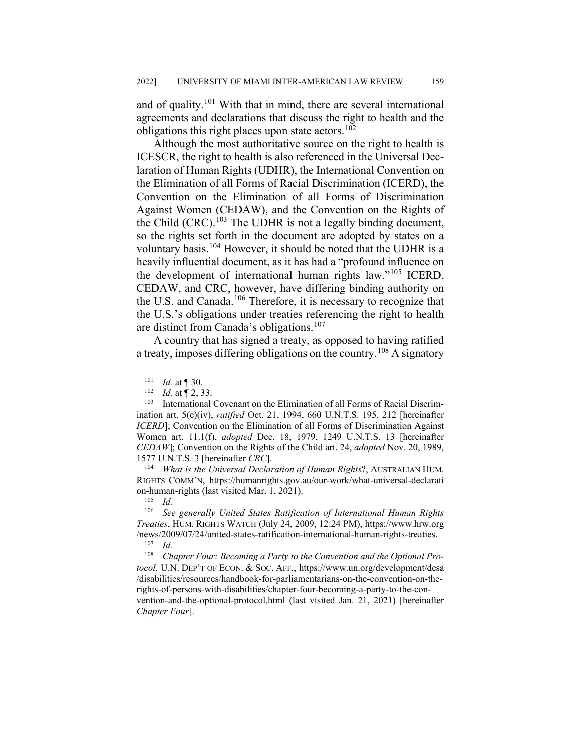and of quality.[101] With that in mind, there are several international agreements and declarations that discuss the right to health and the obligations this right places upon state actors.[102]

Although the most authoritative source on the right to health is ICESCR, the right to health is also referenced in the Universal Declaration of Human Rights (UDHR), the International Convention on the Elimination of all Forms of Racial Discrimination (ICERD), the Convention on the Elimination of all Forms of Discrimination Against Women (CEDAW), and the Convention on the Rights of the Child (CRC).[103] The UDHR is not a legally binding document, so the rights set forth in the document are adopted by states on a voluntary basis.[104] However, it should be noted that the UDHR is a heavily influential document, as it has had a "profound influence on the development of international human rights law."[105] ICERD, CEDAW, and CRC, however, have differing binding authority on the U.S. and Canada.[106] Therefore, it is necessary to recognize that the U.S.'s obligations under treaties referencing the right to health are distinct from Canada's obligations.[107]

A country that has signed a treaty, as opposed to having ratified a treaty, imposes differing obligations on the country.[108] A signatory

---

[101] *Id.* at ¶ 30.

[102] *Id.* at ¶ 2, 33.

[103] International Covenant on the Elimination of all Forms of Racial Discrimination art. 5(e)(iv), *ratified* Oct. 21, 1994, 660 U.N.T.S. 195, 212 [hereinafter *ICERD*]; Convention on the Elimination of all Forms of Discrimination Against Women art. 11.1(f), *adopted* Dec. 18, 1979, 1249 U.N.T.S. 13 [hereinafter *CEDAW*]; Convention on the Rights of the Child art. 24, *adopted* Nov. 20, 1989, 1577 U.N.T.S. 3 [hereinafter *CRC*].

[104] *What is the Universal Declaration of Human Rights*?, AUSTRALIAN HUM. RIGHTS COMM'N, https://humanrights.gov.au/our-work/what-universal-declaration-human-rights (last visited Mar. 1, 2021).

[105] *Id.*

[106] *See generally United States Ratification of International Human Rights Treaties*, HUM. RIGHTS WATCH (July 24, 2009, 12:24 PM), https://www.hrw.org/news/2009/07/24/united-states-ratification-international-human-rights-treaties.

[107] *Id.*

[108] *Chapter Four: Becoming a Party to the Convention and the Optional Protocol,* U.N. DEP'T OF ECON. & SOC. AFF., https://www.un.org/development/desa/disabilities/resources/handbook-for-parliamentarians-on-the-convention-on-the-rights-of-persons-with-disabilities/chapter-four-becoming-a-party-to-the-convention-and-the-optional-protocol.html (last visited Jan. 21, 2021) [hereinafter *Chapter Four*].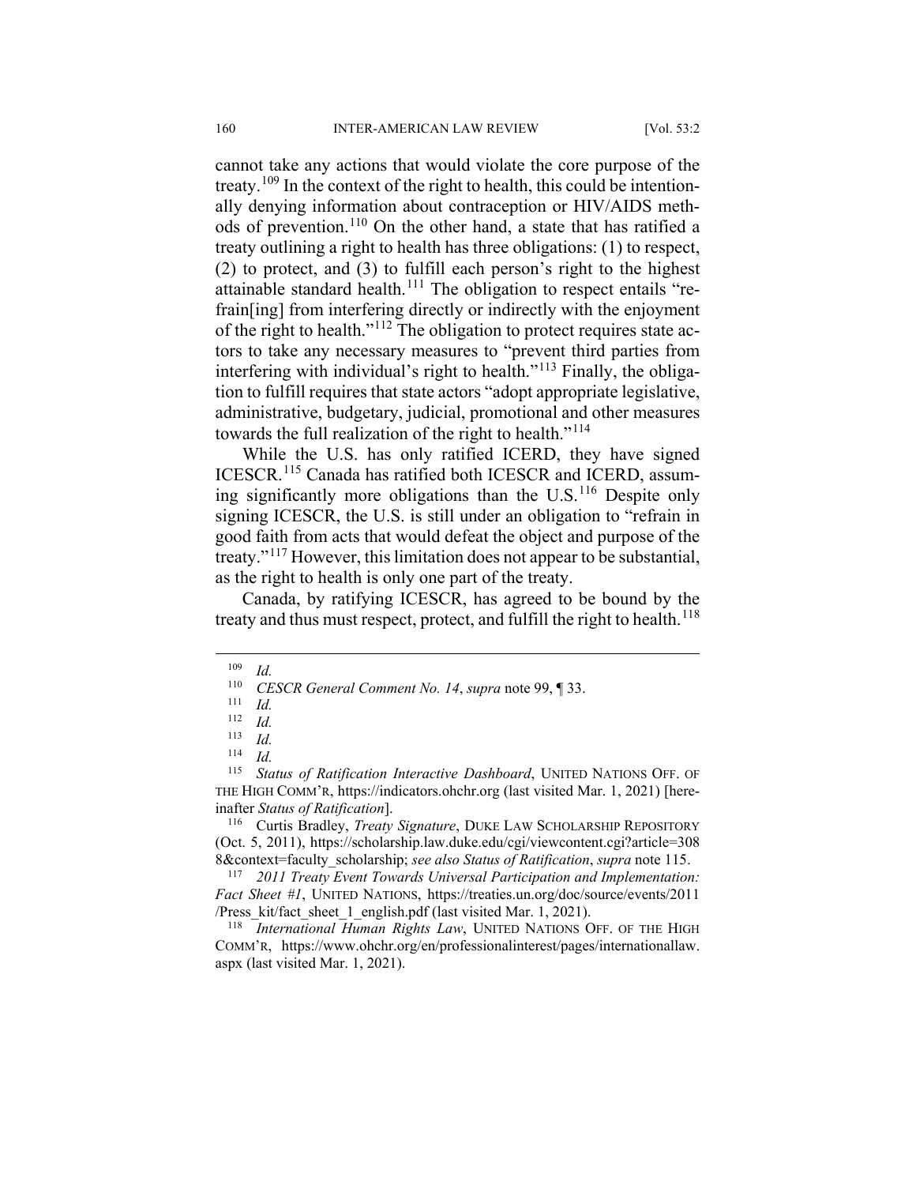cannot take any actions that would violate the core purpose of the treaty.[109] In the context of the right to health, this could be intentionally denying information about contraception or HIV/AIDS methods of prevention.[110] On the other hand, a state that has ratified a treaty outlining a right to health has three obligations: (1) to respect, (2) to protect, and (3) to fulfill each person's right to the highest attainable standard health.[111] The obligation to respect entails "refrain[ing] from interfering directly or indirectly with the enjoyment of the right to health."[112] The obligation to protect requires state actors to take any necessary measures to "prevent third parties from interfering with individual's right to health."[113] Finally, the obligation to fulfill requires that state actors "adopt appropriate legislative, administrative, budgetary, judicial, promotional and other measures towards the full realization of the right to health."[114]

While the U.S. has only ratified ICERD, they have signed ICESCR.[115] Canada has ratified both ICESCR and ICERD, assuming significantly more obligations than the U.S.[116] Despite only signing ICESCR, the U.S. is still under an obligation to "refrain in good faith from acts that would defeat the object and purpose of the treaty."[117] However, this limitation does not appear to be substantial, as the right to health is only one part of the treaty.

Canada, by ratifying ICESCR, has agreed to be bound by the treaty and thus must respect, protect, and fulfill the right to health.[118]

---

[109] *Id.*

[110] *CESCR General Comment No. 14*, *supra* note 99, ¶ 33.

[111] *Id.*

[112] *Id.*

[113] *Id.*

[114] *Id.*

[115] *Status of Ratification Interactive Dashboard*, UNITED NATIONS OFF. OF THE HIGH COMM'R, https://indicators.ohchr.org (last visited Mar. 1, 2021) [hereinafter *Status of Ratification*].

[116] Curtis Bradley, *Treaty Signature*, DUKE LAW SCHOLARSHIP REPOSITORY (Oct. 5, 2011), https://scholarship.law.duke.edu/cgi/viewcontent.cgi?article=3088&context=faculty_scholarship; *see also Status of Ratification*, *supra* note 115.

[117] *2011 Treaty Event Towards Universal Participation and Implementation: Fact Sheet #1*, UNITED NATIONS, https://treaties.un.org/doc/source/events/2011/Press_kit/fact_sheet_1_english.pdf (last visited Mar. 1, 2021).

[118] *International Human Rights Law*, UNITED NATIONS OFF. OF THE HIGH COMM'R, https://www.ohchr.org/en/professionalinterest/pages/internationallaw.aspx (last visited Mar. 1, 2021).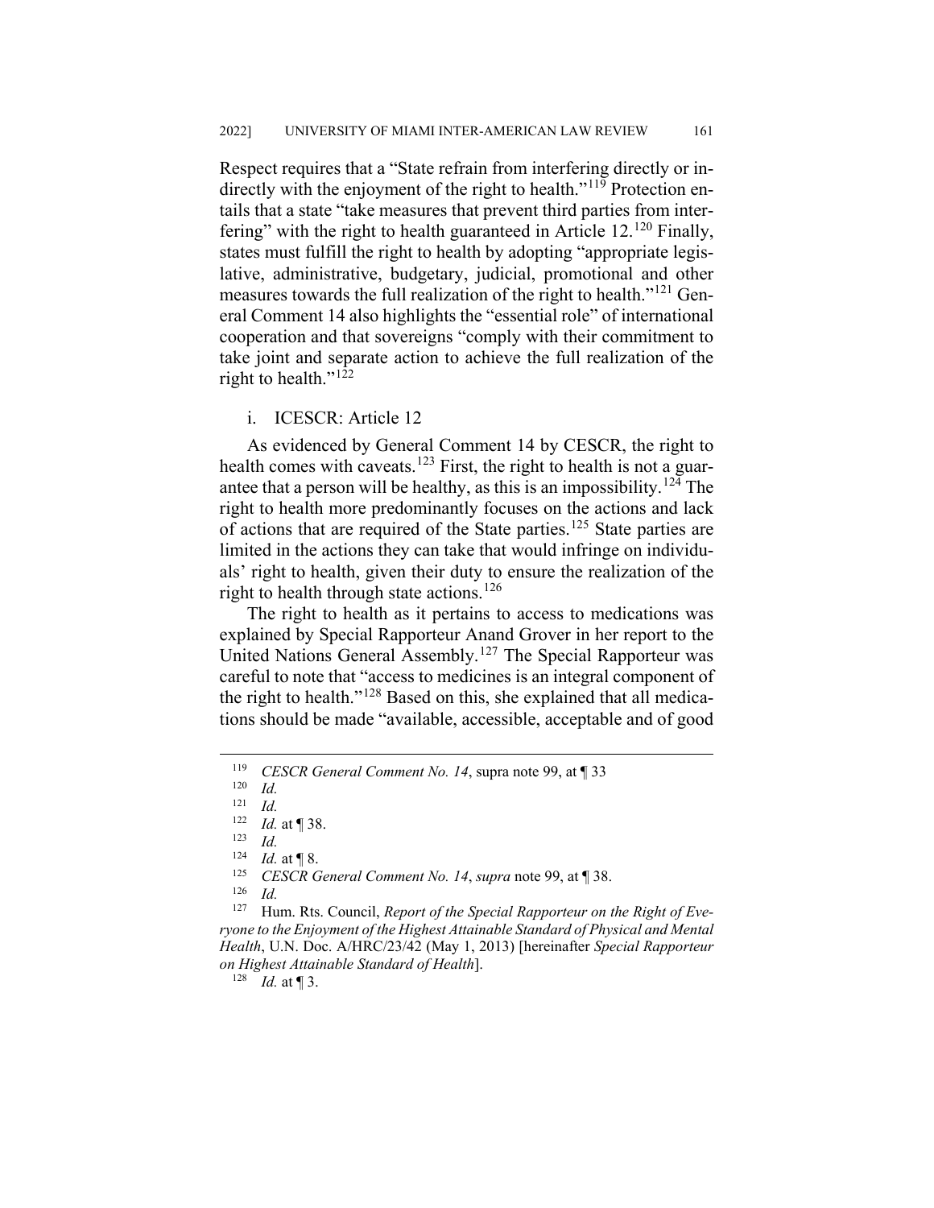Respect requires that a "State refrain from interfering directly or indirectly with the enjoyment of the right to health."[119] Protection entails that a state "take measures that prevent third parties from interfering" with the right to health guaranteed in Article 12.[120] Finally, states must fulfill the right to health by adopting "appropriate legislative, administrative, budgetary, judicial, promotional and other measures towards the full realization of the right to health."[121] General Comment 14 also highlights the "essential role" of international cooperation and that sovereigns "comply with their commitment to take joint and separate action to achieve the full realization of the right to health."[122]

i. ICESCR: Article 12

As evidenced by General Comment 14 by CESCR, the right to health comes with caveats.[123] First, the right to health is not a guarantee that a person will be healthy, as this is an impossibility.[124] The right to health more predominantly focuses on the actions and lack of actions that are required of the State parties.[125] State parties are limited in the actions they can take that would infringe on individuals' right to health, given their duty to ensure the realization of the right to health through state actions.[126]

The right to health as it pertains to access to medications was explained by Special Rapporteur Anand Grover in her report to the United Nations General Assembly.[127] The Special Rapporteur was careful to note that "access to medicines is an integral component of the right to health."[128] Based on this, she explained that all medications should be made "available, accessible, acceptable and of good

---

[119] *CESCR General Comment No. 14*, supra note 99, at ¶ 33

[120] *Id.*

[121] *Id.*

[122] *Id.* at ¶ 38.

[123] *Id.*

[124] *Id.* at ¶ 8.

[125] *CESCR General Comment No. 14*, *supra* note 99, at ¶ 38.

[126] *Id.*

[127] Hum. Rts. Council, *Report of the Special Rapporteur on the Right of Everyone to the Enjoyment of the Highest Attainable Standard of Physical and Mental Health*, U.N. Doc. A/HRC/23/42 (May 1, 2013) [hereinafter *Special Rapporteur on Highest Attainable Standard of Health*].

[128] *Id.* at ¶ 3.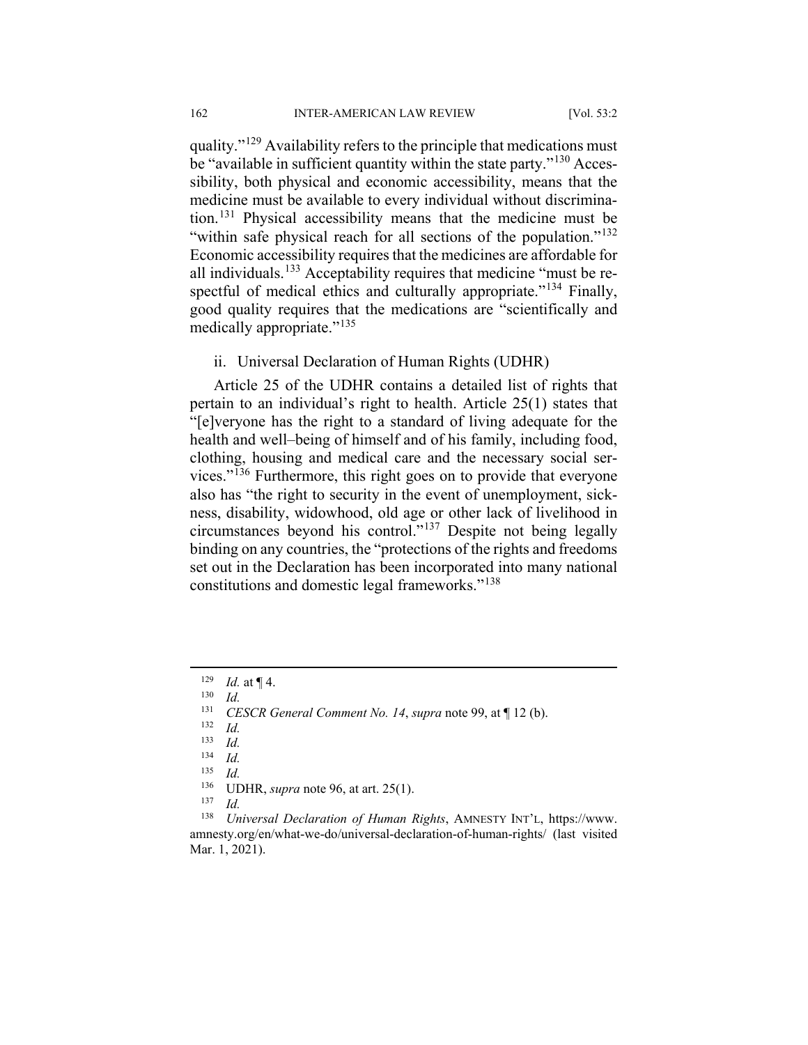quality."[129] Availability refers to the principle that medications must be "available in sufficient quantity within the state party."[130] Accessibility, both physical and economic accessibility, means that the medicine must be available to every individual without discrimination.[131] Physical accessibility means that the medicine must be "within safe physical reach for all sections of the population."[132] Economic accessibility requires that the medicines are affordable for all individuals.[133] Acceptability requires that medicine "must be respectful of medical ethics and culturally appropriate."[134] Finally, good quality requires that the medications are "scientifically and medically appropriate."[135]

ii. Universal Declaration of Human Rights (UDHR)

Article 25 of the UDHR contains a detailed list of rights that pertain to an individual's right to health. Article 25(1) states that "[e]veryone has the right to a standard of living adequate for the health and well–being of himself and of his family, including food, clothing, housing and medical care and the necessary social services."[136] Furthermore, this right goes on to provide that everyone also has "the right to security in the event of unemployment, sickness, disability, widowhood, old age or other lack of livelihood in circumstances beyond his control."[137] Despite not being legally binding on any countries, the "protections of the rights and freedoms set out in the Declaration has been incorporated into many national constitutions and domestic legal frameworks."[138]

---

[129] *Id.* at ¶ 4.

[130] *Id.*

[131] *CESCR General Comment No. 14*, *supra* note 99, at ¶ 12 (b).

[132] *Id.*

[133] *Id.*

[134] *Id.*

[135] *Id.*

[136] UDHR, *supra* note 96, at art. 25(1).

[137] *Id.*

[138] *Universal Declaration of Human Rights*, AMNESTY INT'L, https://www.amnesty.org/en/what-we-do/universal-declaration-of-human-rights/ (last visited Mar. 1, 2021).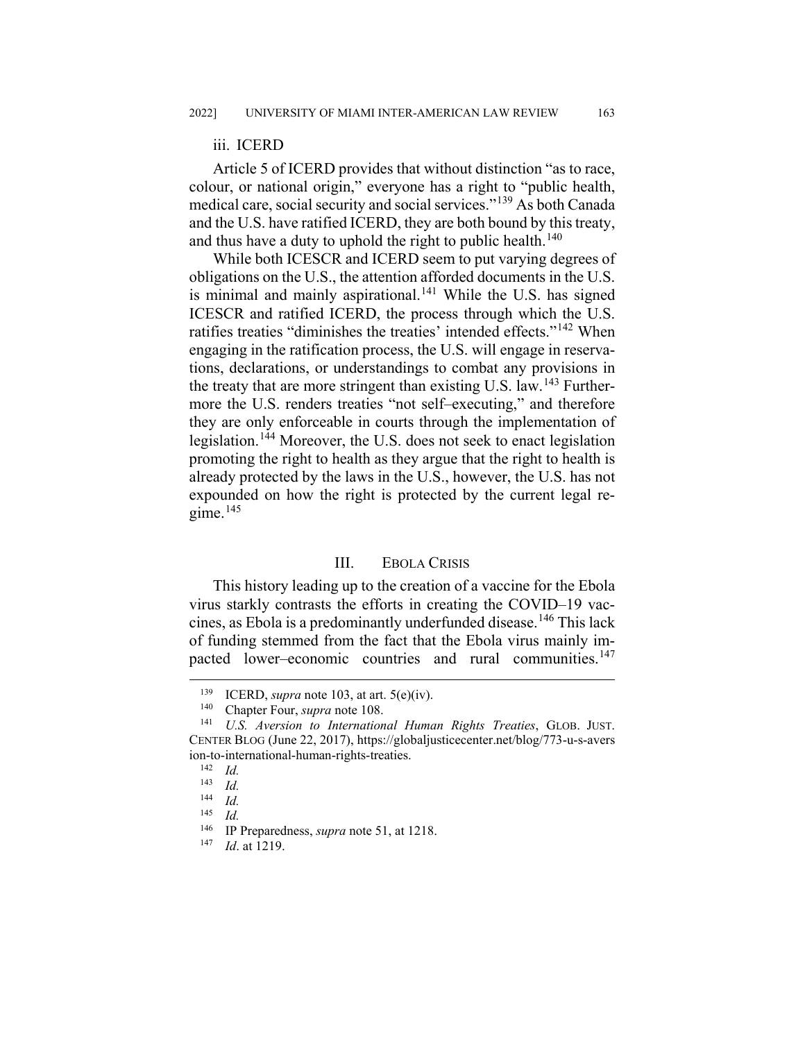### iii. ICERD

Article 5 of ICERD provides that without distinction "as to race, colour, or national origin," everyone has a right to "public health, medical care, social security and social services."[139] As both Canada and the U.S. have ratified ICERD, they are both bound by this treaty, and thus have a duty to uphold the right to public health.[140]

While both ICESCR and ICERD seem to put varying degrees of obligations on the U.S., the attention afforded documents in the U.S. is minimal and mainly aspirational.[141] While the U.S. has signed ICESCR and ratified ICERD, the process through which the U.S. ratifies treaties "diminishes the treaties' intended effects."[142] When engaging in the ratification process, the U.S. will engage in reservations, declarations, or understandings to combat any provisions in the treaty that are more stringent than existing U.S. law.[143] Furthermore the U.S. renders treaties "not self–executing," and therefore they are only enforceable in courts through the implementation of legislation.[144] Moreover, the U.S. does not seek to enact legislation promoting the right to health as they argue that the right to health is already protected by the laws in the U.S., however, the U.S. has not expounded on how the right is protected by the current legal regime.[145]

## III. EBOLA CRISIS

This history leading up to the creation of a vaccine for the Ebola virus starkly contrasts the efforts in creating the COVID–19 vaccines, as Ebola is a predominantly underfunded disease.[146] This lack of funding stemmed from the fact that the Ebola virus mainly impacted lower–economic countries and rural communities.[147]

---

[139] ICERD, *supra* note 103, at art. 5(e)(iv).

[140] Chapter Four, *supra* note 108.

[141] *U.S. Aversion to International Human Rights Treaties*, GLOB. JUST. CENTER BLOG (June 22, 2017), https://globaljusticecenter.net/blog/773-u-s-aversion-to-international-human-rights-treaties.

[142] *Id.*

[143] *Id.*

[144] *Id.*

[145] *Id.*

[146] IP Preparedness, *supra* note 51, at 1218.

[147] *Id*. at 1219.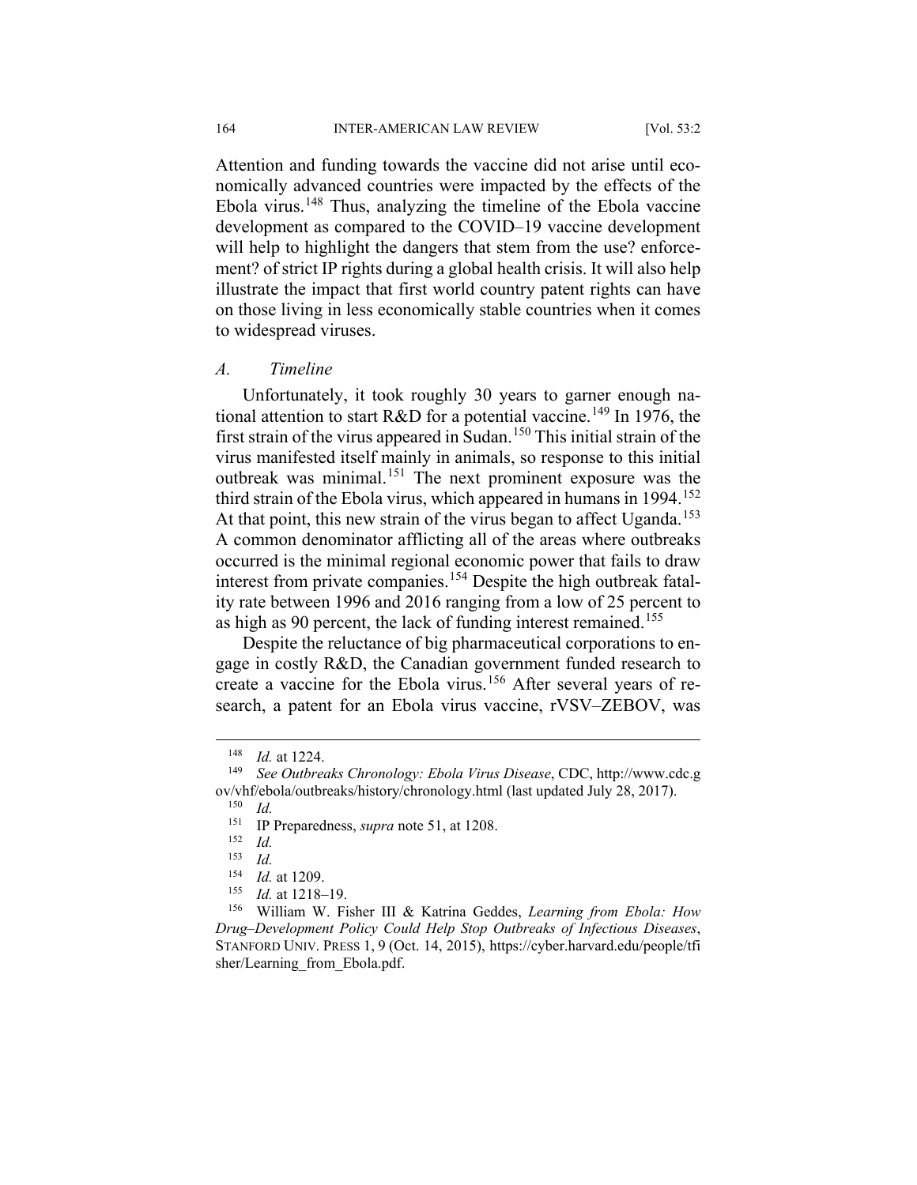Attention and funding towards the vaccine did not arise until economically advanced countries were impacted by the effects of the Ebola virus.[148] Thus, analyzing the timeline of the Ebola vaccine development as compared to the COVID–19 vaccine development will help to highlight the dangers that stem from the use? enforcement? of strict IP rights during a global health crisis. It will also help illustrate the impact that first world country patent rights can have on those living in less economically stable countries when it comes to widespread viruses.

### *A. Timeline*

Unfortunately, it took roughly 30 years to garner enough national attention to start R&D for a potential vaccine.[149] In 1976, the first strain of the virus appeared in Sudan.[150] This initial strain of the virus manifested itself mainly in animals, so response to this initial outbreak was minimal.[151] The next prominent exposure was the third strain of the Ebola virus, which appeared in humans in 1994.[152] At that point, this new strain of the virus began to affect Uganda.[153] A common denominator afflicting all of the areas where outbreaks occurred is the minimal regional economic power that fails to draw interest from private companies.[154] Despite the high outbreak fatality rate between 1996 and 2016 ranging from a low of 25 percent to as high as 90 percent, the lack of funding interest remained.[155]

Despite the reluctance of big pharmaceutical corporations to engage in costly R&D, the Canadian government funded research to create a vaccine for the Ebola virus.[156] After several years of research, a patent for an Ebola virus vaccine, rVSV–ZEBOV, was

---

[148] *Id.* at 1224.

[149] *See Outbreaks Chronology: Ebola Virus Disease*, CDC, http://www.cdc.gov/vhf/ebola/outbreaks/history/chronology.html (last updated July 28, 2017).

[150] *Id.*

[151] IP Preparedness, *supra* note 51, at 1208.

[152] *Id.*

[153] *Id.*

[154] *Id.* at 1209.

[155] *Id.* at 1218–19.

[156] William W. Fisher III & Katrina Geddes, *Learning from Ebola: How Drug–Development Policy Could Help Stop Outbreaks of Infectious Diseases*, STANFORD UNIV. PRESS 1, 9 (Oct. 14, 2015), https://cyber.harvard.edu/people/tfisher/Learning_from_Ebola.pdf.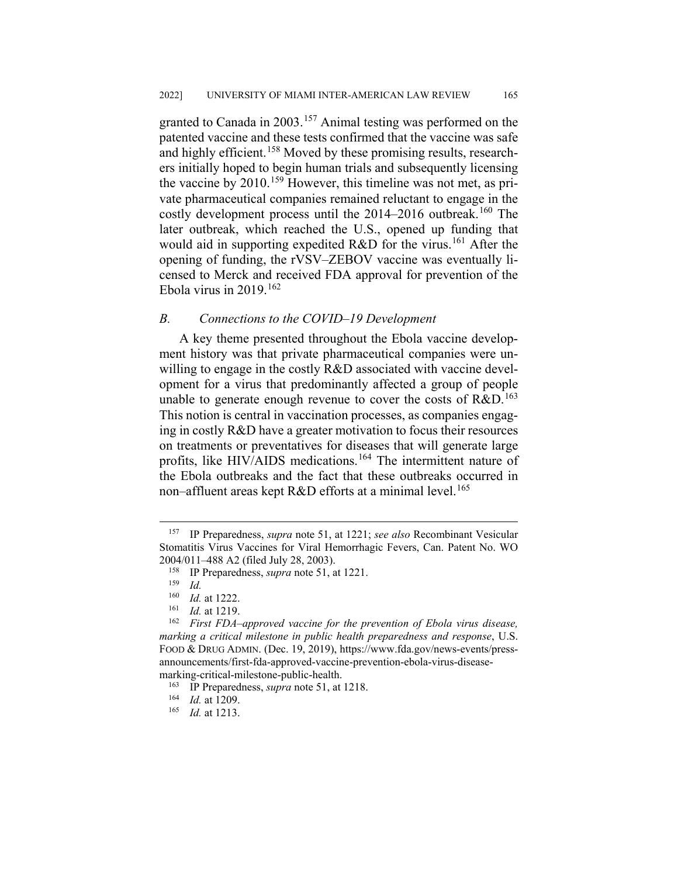granted to Canada in 2003.[157] Animal testing was performed on the patented vaccine and these tests confirmed that the vaccine was safe and highly efficient.[158] Moved by these promising results, researchers initially hoped to begin human trials and subsequently licensing the vaccine by 2010.[159] However, this timeline was not met, as private pharmaceutical companies remained reluctant to engage in the costly development process until the 2014–2016 outbreak.[160] The later outbreak, which reached the U.S., opened up funding that would aid in supporting expedited R&D for the virus.[161] After the opening of funding, the rVSV–ZEBOV vaccine was eventually licensed to Merck and received FDA approval for prevention of the Ebola virus in 2019.[162]

### *B. Connections to the COVID–19 Development*

A key theme presented throughout the Ebola vaccine development history was that private pharmaceutical companies were unwilling to engage in the costly R&D associated with vaccine development for a virus that predominantly affected a group of people unable to generate enough revenue to cover the costs of R&D.[163] This notion is central in vaccination processes, as companies engaging in costly R&D have a greater motivation to focus their resources on treatments or preventatives for diseases that will generate large profits, like HIV/AIDS medications.[164] The intermittent nature of the Ebola outbreaks and the fact that these outbreaks occurred in non–affluent areas kept R&D efforts at a minimal level.[165]

---

[157] IP Preparedness, *supra* note 51, at 1221; *see also* Recombinant Vesicular Stomatitis Virus Vaccines for Viral Hemorrhagic Fevers, Can. Patent No. WO 2004/011–488 A2 (filed July 28, 2003).

[158] IP Preparedness, *supra* note 51, at 1221.

[159] *Id.*

[160] *Id.* at 1222.

[161] *Id.* at 1219.

[162] *First FDA–approved vaccine for the prevention of Ebola virus disease, marking a critical milestone in public health preparedness and response*, U.S. FOOD & DRUG ADMIN. (Dec. 19, 2019), https://www.fda.gov/news-events/press-announcements/first-fda-approved-vaccine-prevention-ebola-virus-disease-marking-critical-milestone-public-health.

[163] IP Preparedness, *supra* note 51, at 1218.

[164] *Id.* at 1209.

[165] *Id.* at 1213.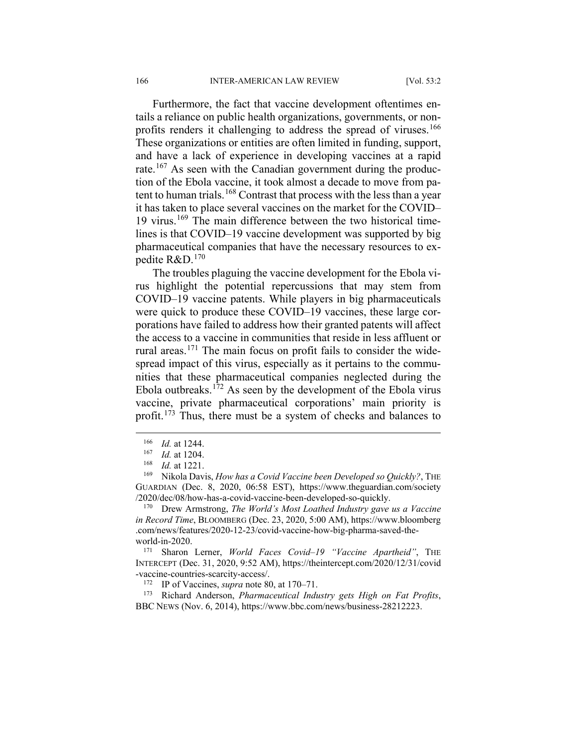Furthermore, the fact that vaccine development oftentimes entails a reliance on public health organizations, governments, or nonprofits renders it challenging to address the spread of viruses.[166] These organizations or entities are often limited in funding, support, and have a lack of experience in developing vaccines at a rapid rate.[167] As seen with the Canadian government during the production of the Ebola vaccine, it took almost a decade to move from patent to human trials.[168] Contrast that process with the less than a year it has taken to place several vaccines on the market for the COVID–19 virus.[169] The main difference between the two historical timelines is that COVID–19 vaccine development was supported by big pharmaceutical companies that have the necessary resources to expedite R&D.[170]

The troubles plaguing the vaccine development for the Ebola virus highlight the potential repercussions that may stem from COVID–19 vaccine patents. While players in big pharmaceuticals were quick to produce these COVID–19 vaccines, these large corporations have failed to address how their granted patents will affect the access to a vaccine in communities that reside in less affluent or rural areas.[171] The main focus on profit fails to consider the widespread impact of this virus, especially as it pertains to the communities that these pharmaceutical companies neglected during the Ebola outbreaks.[172] As seen by the development of the Ebola virus vaccine, private pharmaceutical corporations' main priority is profit.[173] Thus, there must be a system of checks and balances to

---

[166] *Id.* at 1244.

[167] *Id.* at 1204.

[168] *Id.* at 1221.

[169] Nikola Davis, *How has a Covid Vaccine been Developed so Quickly?*, THE GUARDIAN (Dec. 8, 2020, 06:58 EST), https://www.theguardian.com/society/2020/dec/08/how-has-a-covid-vaccine-been-developed-so-quickly.

[170] Drew Armstrong, *The World's Most Loathed Industry gave us a Vaccine in Record Time*, BLOOMBERG (Dec. 23, 2020, 5:00 AM), https://www.bloomberg.com/news/features/2020-12-23/covid-vaccine-how-big-pharma-saved-the-world-in-2020.

[171] Sharon Lerner, *World Faces Covid–19 "Vaccine Apartheid"*, THE INTERCEPT (Dec. 31, 2020, 9:52 AM), https://theintercept.com/2020/12/31/covid-vaccine-countries-scarcity-access/.

[172] IP of Vaccines, *supra* note 80, at 170–71.

[173] Richard Anderson, *Pharmaceutical Industry gets High on Fat Profits*, BBC NEWS (Nov. 6, 2014), https://www.bbc.com/news/business-28212223.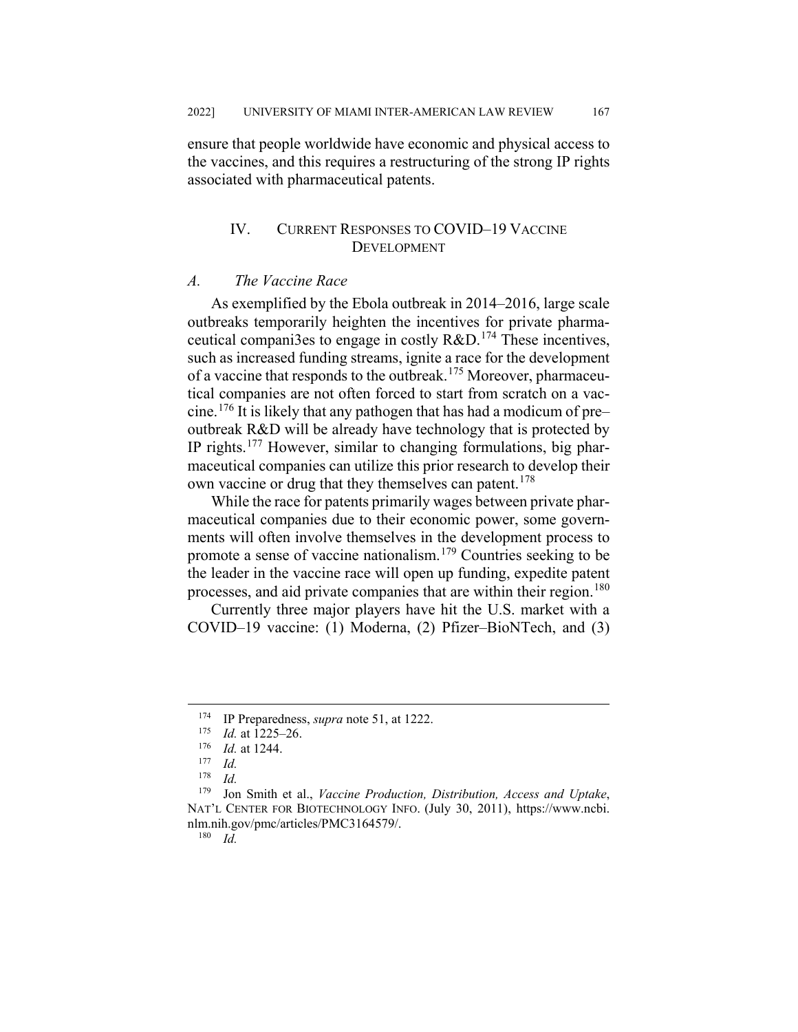ensure that people worldwide have economic and physical access to the vaccines, and this requires a restructuring of the strong IP rights associated with pharmaceutical patents.

## IV. CURRENT RESPONSES TO COVID–19 VACCINE DEVELOPMENT

### *A. The Vaccine Race*

As exemplified by the Ebola outbreak in 2014–2016, large scale outbreaks temporarily heighten the incentives for private pharmaceutical compani3es to engage in costly R&D.[174] These incentives, such as increased funding streams, ignite a race for the development of a vaccine that responds to the outbreak.[175] Moreover, pharmaceutical companies are not often forced to start from scratch on a vaccine.[176] It is likely that any pathogen that has had a modicum of pre–outbreak R&D will be already have technology that is protected by IP rights.[177] However, similar to changing formulations, big pharmaceutical companies can utilize this prior research to develop their own vaccine or drug that they themselves can patent.[178]

While the race for patents primarily wages between private pharmaceutical companies due to their economic power, some governments will often involve themselves in the development process to promote a sense of vaccine nationalism.[179] Countries seeking to be the leader in the vaccine race will open up funding, expedite patent processes, and aid private companies that are within their region.[180]

Currently three major players have hit the U.S. market with a COVID–19 vaccine: (1) Moderna, (2) Pfizer–BioNTech, and (3)

---

[174] IP Preparedness, *supra* note 51, at 1222.

[175] *Id.* at 1225–26.

[176] *Id.* at 1244.

[177] *Id.*

[178] *Id.*

[179] Jon Smith et al., *Vaccine Production, Distribution, Access and Uptake*, NAT'L CENTER FOR BIOTECHNOLOGY INFO. (July 30, 2011), https://www.ncbi.nlm.nih.gov/pmc/articles/PMC3164579/.

[180] *Id.*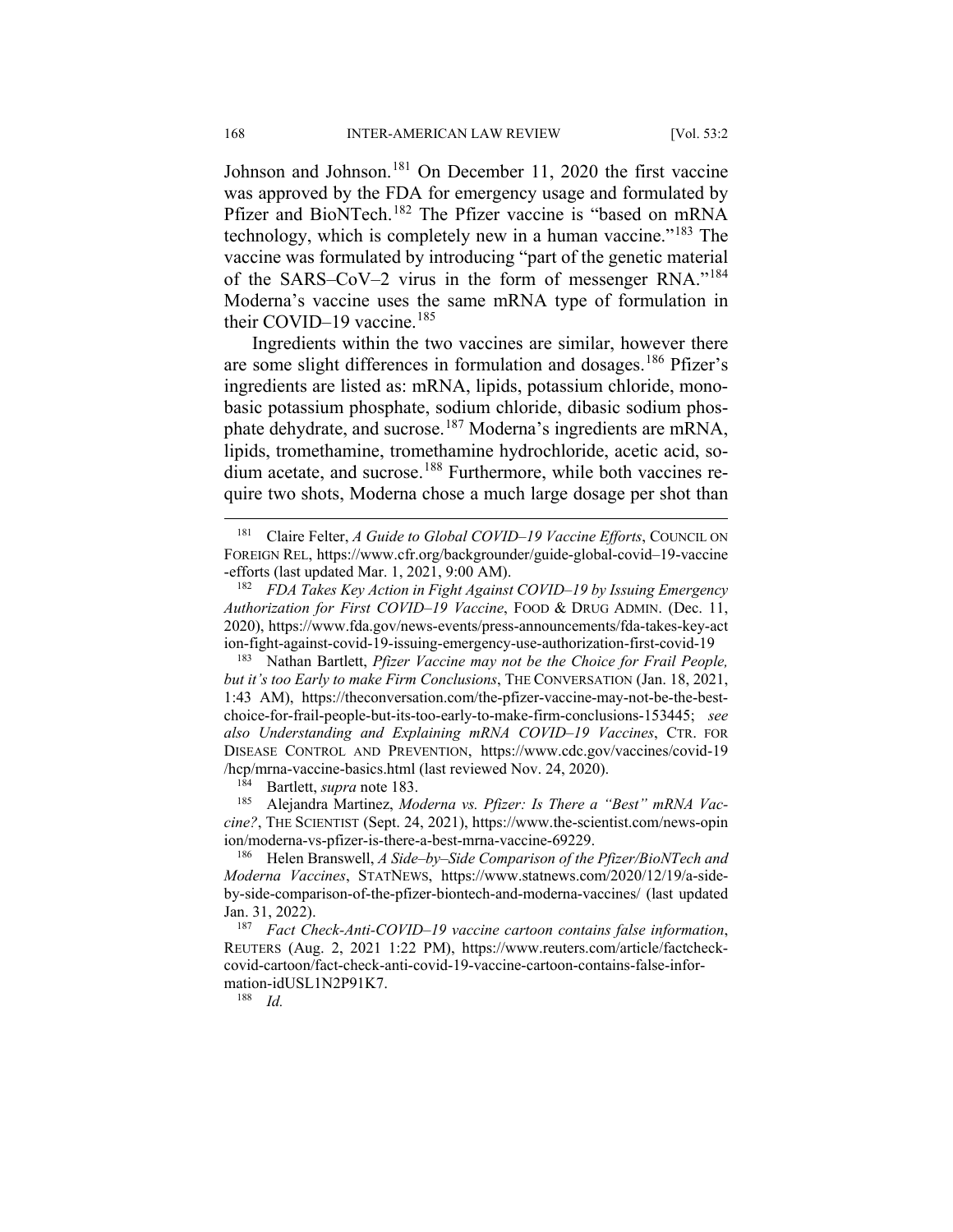Johnson and Johnson.[181] On December 11, 2020 the first vaccine was approved by the FDA for emergency usage and formulated by Pfizer and BioNTech.[182] The Pfizer vaccine is "based on mRNA technology, which is completely new in a human vaccine."[183] The vaccine was formulated by introducing "part of the genetic material of the SARS–CoV–2 virus in the form of messenger RNA."[184] Moderna's vaccine uses the same mRNA type of formulation in their COVID–19 vaccine.[185]

Ingredients within the two vaccines are similar, however there are some slight differences in formulation and dosages.[186] Pfizer's ingredients are listed as: mRNA, lipids, potassium chloride, monobasic potassium phosphate, sodium chloride, dibasic sodium phosphate dehydrate, and sucrose.[187] Moderna's ingredients are mRNA, lipids, tromethamine, tromethamine hydrochloride, acetic acid, sodium acetate, and sucrose.[188] Furthermore, while both vaccines require two shots, Moderna chose a much large dosage per shot than

---

[181] Claire Felter, *A Guide to Global COVID–19 Vaccine Efforts*, COUNCIL ON FOREIGN REL, https://www.cfr.org/backgrounder/guide-global-covid–19-vaccine-efforts (last updated Mar. 1, 2021, 9:00 AM).

[182] *FDA Takes Key Action in Fight Against COVID–19 by Issuing Emergency Authorization for First COVID–19 Vaccine*, FOOD & DRUG ADMIN. (Dec. 11, 2020), https://www.fda.gov/news-events/press-announcements/fda-takes-key-action-fight-against-covid-19-issuing-emergency-use-authorization-first-covid-19

[183] Nathan Bartlett, *Pfizer Vaccine may not be the Choice for Frail People, but it's too Early to make Firm Conclusions*, THE CONVERSATION (Jan. 18, 2021, 1:43 AM), https://theconversation.com/the-pfizer-vaccine-may-not-be-the-best-choice-for-frail-people-but-its-too-early-to-make-firm-conclusions-153445; *see also Understanding and Explaining mRNA COVID–19 Vaccines*, CTR. FOR DISEASE CONTROL AND PREVENTION, https://www.cdc.gov/vaccines/covid-19/hcp/mrna-vaccine-basics.html (last reviewed Nov. 24, 2020).

[184] Bartlett, *supra* note 183.

[185] Alejandra Martinez, *Moderna vs. Pfizer: Is There a "Best" mRNA Vaccine?*, THE SCIENTIST (Sept. 24, 2021), https://www.the-scientist.com/news-opinion/moderna-vs-pfizer-is-there-a-best-mrna-vaccine-69229.

[186] Helen Branswell, *A Side–by–Side Comparison of the Pfizer/BioNTech and Moderna Vaccines*, STATNEWS, https://www.statnews.com/2020/12/19/a-side-by-side-comparison-of-the-pfizer-biontech-and-moderna-vaccines/ (last updated Jan. 31, 2022).

[187] *Fact Check-Anti-COVID–19 vaccine cartoon contains false information*, REUTERS (Aug. 2, 2021 1:22 PM), https://www.reuters.com/article/factcheck-covid-cartoon/fact-check-anti-covid-19-vaccine-cartoon-contains-false-information-idUSL1N2P91K7.

[188] *Id.*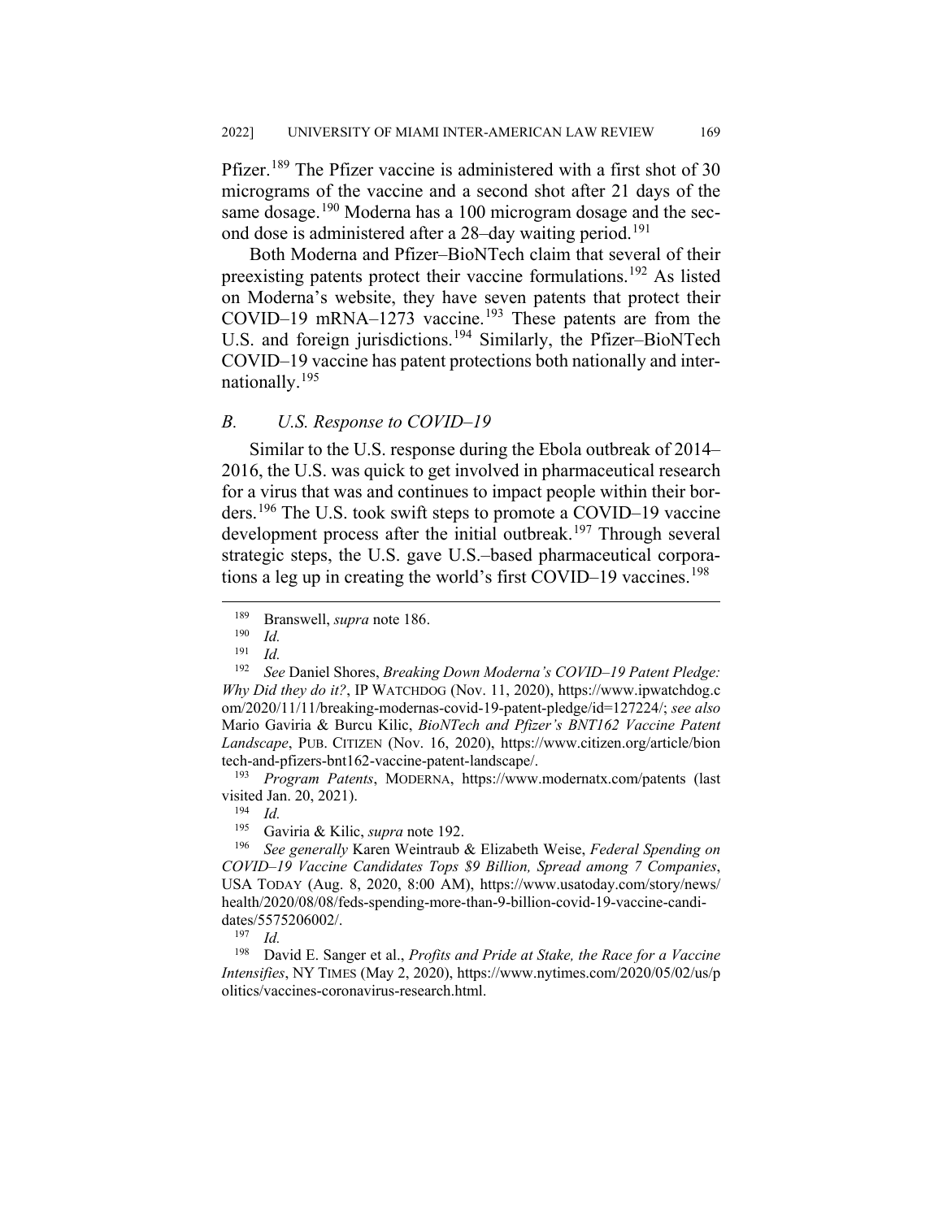Pfizer.[189] The Pfizer vaccine is administered with a first shot of 30 micrograms of the vaccine and a second shot after 21 days of the same dosage.[190] Moderna has a 100 microgram dosage and the second dose is administered after a 28–day waiting period.[191]

Both Moderna and Pfizer–BioNTech claim that several of their preexisting patents protect their vaccine formulations.[192] As listed on Moderna's website, they have seven patents that protect their COVID–19 mRNA–1273 vaccine.[193] These patents are from the U.S. and foreign jurisdictions.[194] Similarly, the Pfizer–BioNTech COVID–19 vaccine has patent protections both nationally and internationally.[195]

### *B. U.S. Response to COVID–19*

Similar to the U.S. response during the Ebola outbreak of 2014–2016, the U.S. was quick to get involved in pharmaceutical research for a virus that was and continues to impact people within their borders.[196] The U.S. took swift steps to promote a COVID–19 vaccine development process after the initial outbreak.[197] Through several strategic steps, the U.S. gave U.S.–based pharmaceutical corporations a leg up in creating the world's first COVID–19 vaccines.[198]

---

[189] Branswell, *supra* note 186.

[190] *Id.*

[191] *Id.*

[192] *See* Daniel Shores, *Breaking Down Moderna's COVID–19 Patent Pledge: Why Did they do it?*, IP WATCHDOG (Nov. 11, 2020), https://www.ipwatchdog.com/2020/11/11/breaking-modernas-covid-19-patent-pledge/id=127224/; *see also* Mario Gaviria & Burcu Kilic, *BioNTech and Pfizer's BNT162 Vaccine Patent Landscape*, PUB. CITIZEN (Nov. 16, 2020), https://www.citizen.org/article/biontech-and-pfizers-bnt162-vaccine-patent-landscape/.

[193] *Program Patents*, MODERNA, https://www.modernatx.com/patents (last visited Jan. 20, 2021).

[194] *Id.*

[195] Gaviria & Kilic, *supra* note 192.

[196] *See generally* Karen Weintraub & Elizabeth Weise, *Federal Spending on COVID–19 Vaccine Candidates Tops $9 Billion, Spread among 7 Companies*, USA TODAY (Aug. 8, 2020, 8:00 AM), https://www.usatoday.com/story/news/health/2020/08/08/feds-spending-more-than-9-billion-covid-19-vaccine-candidates/5575206002/.

[197] *Id.*

[198] David E. Sanger et al., *Profits and Pride at Stake, the Race for a Vaccine Intensifies*, NY TIMES (May 2, 2020), https://www.nytimes.com/2020/05/02/us/politics/vaccines-coronavirus-research.html.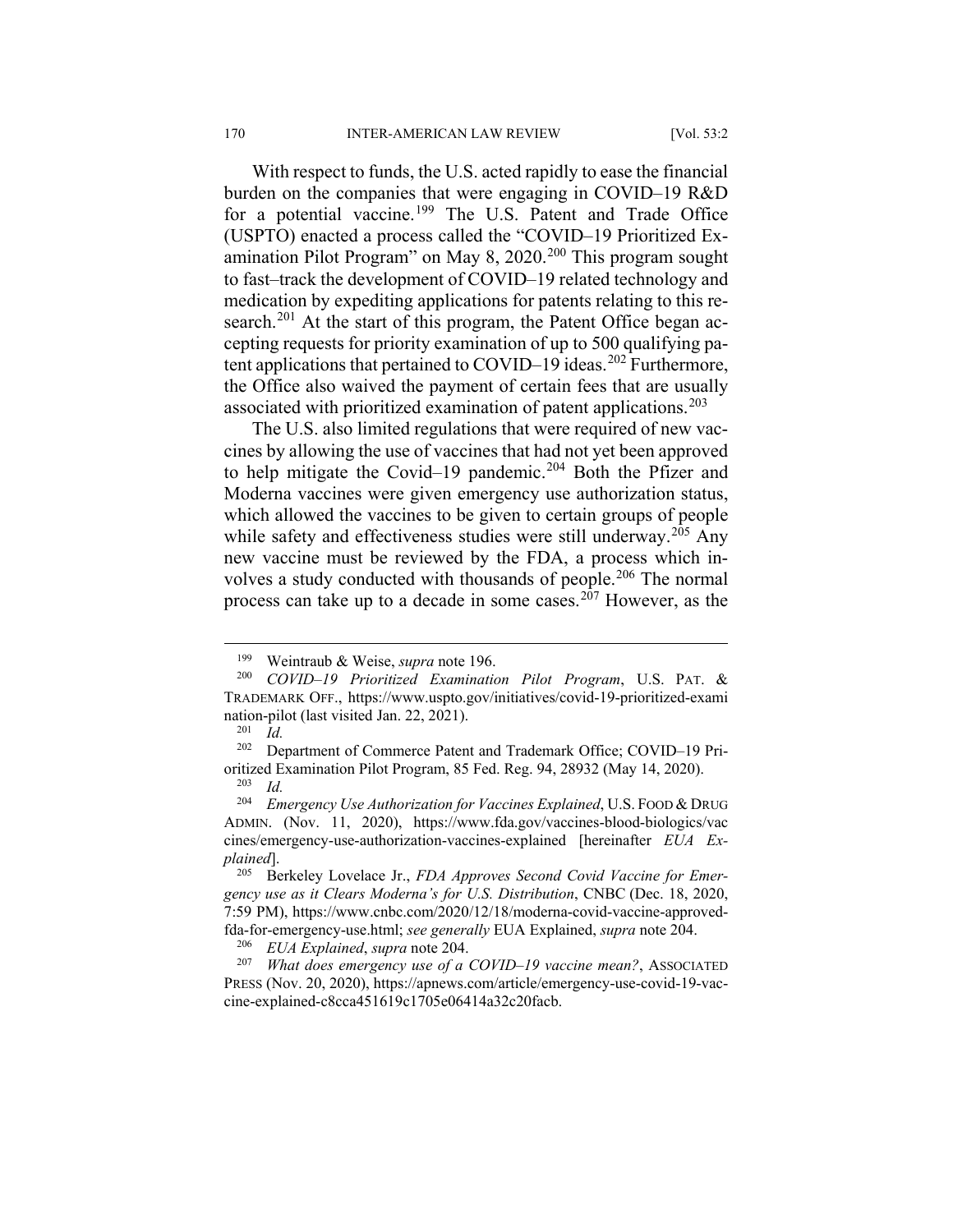With respect to funds, the U.S. acted rapidly to ease the financial burden on the companies that were engaging in COVID–19 R&D for a potential vaccine.[199] The U.S. Patent and Trade Office (USPTO) enacted a process called the "COVID–19 Prioritized Examination Pilot Program" on May 8, 2020.[200] This program sought to fast–track the development of COVID–19 related technology and medication by expediting applications for patents relating to this research.[201] At the start of this program, the Patent Office began accepting requests for priority examination of up to 500 qualifying patent applications that pertained to COVID–19 ideas.[202] Furthermore, the Office also waived the payment of certain fees that are usually associated with prioritized examination of patent applications.[203]

The U.S. also limited regulations that were required of new vaccines by allowing the use of vaccines that had not yet been approved to help mitigate the Covid–19 pandemic.[204] Both the Pfizer and Moderna vaccines were given emergency use authorization status, which allowed the vaccines to be given to certain groups of people while safety and effectiveness studies were still underway.[205] Any new vaccine must be reviewed by the FDA, a process which involves a study conducted with thousands of people.[206] The normal process can take up to a decade in some cases.[207] However, as the

---

[199] Weintraub & Weise, *supra* note 196.

[200] *COVID–19 Prioritized Examination Pilot Program*, U.S. PAT. & TRADEMARK OFF., https://www.uspto.gov/initiatives/covid-19-prioritized-examination-pilot (last visited Jan. 22, 2021).

[201] *Id.*

[202] Department of Commerce Patent and Trademark Office; COVID–19 Prioritized Examination Pilot Program, 85 Fed. Reg. 94, 28932 (May 14, 2020).

[203] *Id.*

[204] *Emergency Use Authorization for Vaccines Explained*, U.S. FOOD & DRUG ADMIN. (Nov. 11, 2020), https://www.fda.gov/vaccines-blood-biologics/vaccines/emergency-use-authorization-vaccines-explained [hereinafter *EUA Explained*].

[205] Berkeley Lovelace Jr., *FDA Approves Second Covid Vaccine for Emergency use as it Clears Moderna's for U.S. Distribution*, CNBC (Dec. 18, 2020, 7:59 PM), https://www.cnbc.com/2020/12/18/moderna-covid-vaccine-approved-fda-for-emergency-use.html; *see generally* EUA Explained, *supra* note 204.

[206] *EUA Explained*, *supra* note 204.

[207] *What does emergency use of a COVID–19 vaccine mean?*, ASSOCIATED PRESS (Nov. 20, 2020), https://apnews.com/article/emergency-use-covid-19-vaccine-explained-c8cca451619c1705e06414a32c20facb.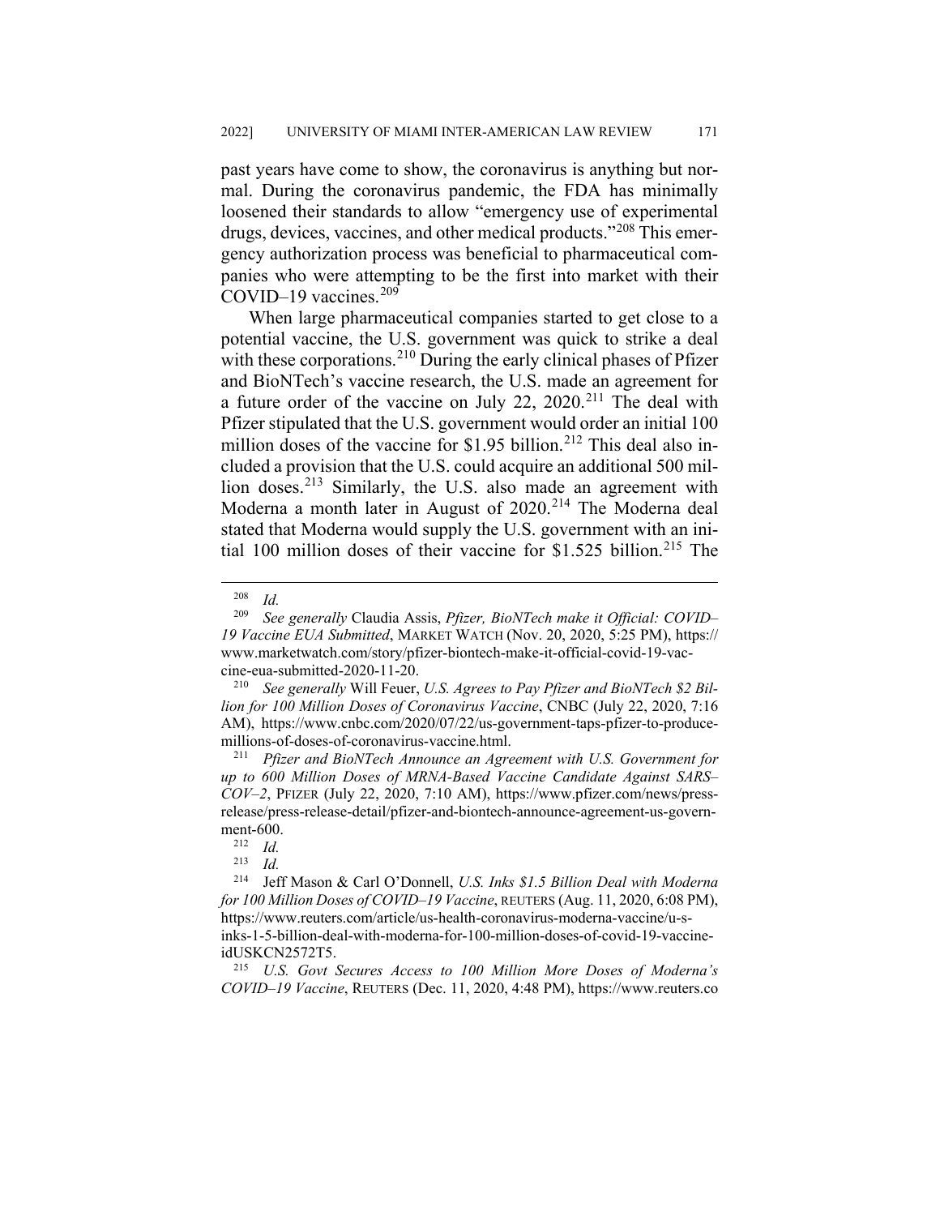past years have come to show, the coronavirus is anything but normal. During the coronavirus pandemic, the FDA has minimally loosened their standards to allow "emergency use of experimental drugs, devices, vaccines, and other medical products."[208] This emergency authorization process was beneficial to pharmaceutical companies who were attempting to be the first into market with their COVID–19 vaccines.[209]

When large pharmaceutical companies started to get close to a potential vaccine, the U.S. government was quick to strike a deal with these corporations.[210] During the early clinical phases of Pfizer and BioNTech's vaccine research, the U.S. made an agreement for a future order of the vaccine on July 22, 2020.[211] The deal with Pfizer stipulated that the U.S. government would order an initial 100 million doses of the vaccine for $1.95 billion.[212] This deal also included a provision that the U.S. could acquire an additional 500 million doses.[213] Similarly, the U.S. also made an agreement with Moderna a month later in August of 2020.[214] The Moderna deal stated that Moderna would supply the U.S. government with an initial 100 million doses of their vaccine for $1.525 billion.[215] The

---

[208] *Id.*

[209] *See generally* Claudia Assis, *Pfizer, BioNTech make it Official: COVID–19 Vaccine EUA Submitted*, MARKET WATCH (Nov. 20, 2020, 5:25 PM), https://www.marketwatch.com/story/pfizer-biontech-make-it-official-covid-19-vaccine-eua-submitted-2020-11-20.

[210] *See generally* Will Feuer, *U.S. Agrees to Pay Pfizer and BioNTech $2 Billion for 100 Million Doses of Coronavirus Vaccine*, CNBC (July 22, 2020, 7:16 AM), https://www.cnbc.com/2020/07/22/us-government-taps-pfizer-to-produce-millions-of-doses-of-coronavirus-vaccine.html.

[211] *Pfizer and BioNTech Announce an Agreement with U.S. Government for up to 600 Million Doses of MRNA-Based Vaccine Candidate Against SARS–COV–2*, PFIZER (July 22, 2020, 7:10 AM), https://www.pfizer.com/news/press-release/press-release-detail/pfizer-and-biontech-announce-agreement-us-government-600.

[212] *Id.*

[213] *Id.*

[214] Jeff Mason & Carl O'Donnell, *U.S. Inks $1.5 Billion Deal with Moderna for 100 Million Doses of COVID–19 Vaccine*, REUTERS (Aug. 11, 2020, 6:08 PM), https://www.reuters.com/article/us-health-coronavirus-moderna-vaccine/u-s-inks-1-5-billion-deal-with-moderna-for-100-million-doses-of-covid-19-vaccine-idUSKCN2572T5.

[215] *U.S. Govt Secures Access to 100 Million More Doses of Moderna's COVID–19 Vaccine*, REUTERS (Dec. 11, 2020, 4:48 PM), https://www.reuters.co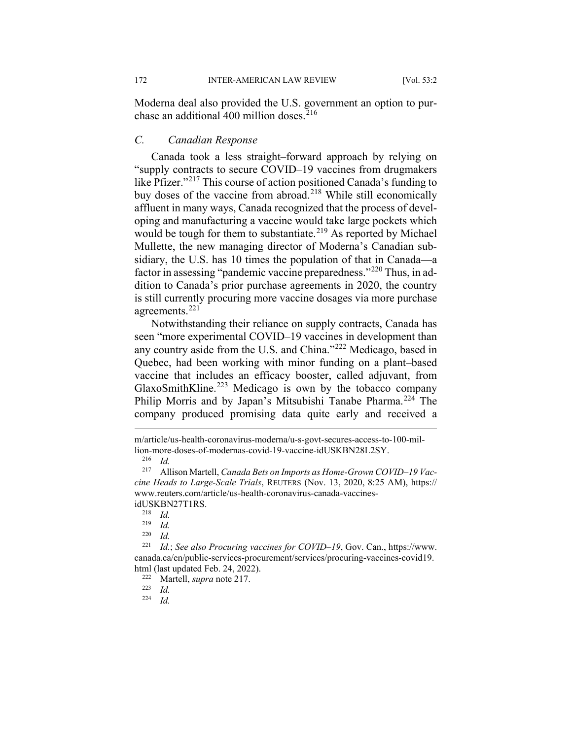Moderna deal also provided the U.S. government an option to purchase an additional 400 million doses.[216]

### *C. Canadian Response*

Canada took a less straight–forward approach by relying on "supply contracts to secure COVID–19 vaccines from drugmakers like Pfizer."[217] This course of action positioned Canada's funding to buy doses of the vaccine from abroad.[218] While still economically affluent in many ways, Canada recognized that the process of developing and manufacturing a vaccine would take large pockets which would be tough for them to substantiate.[219] As reported by Michael Mullette, the new managing director of Moderna's Canadian subsidiary, the U.S. has 10 times the population of that in Canada—a factor in assessing "pandemic vaccine preparedness."[220] Thus, in addition to Canada's prior purchase agreements in 2020, the country is still currently procuring more vaccine dosages via more purchase agreements.[221]

Notwithstanding their reliance on supply contracts, Canada has seen "more experimental COVID–19 vaccines in development than any country aside from the U.S. and China."[222] Medicago, based in Quebec, had been working with minor funding on a plant–based vaccine that includes an efficacy booster, called adjuvant, from GlaxoSmithKline.[223] Medicago is own by the tobacco company Philip Morris and by Japan's Mitsubishi Tanabe Pharma.[224] The company produced promising data quite early and received a

---

m/article/us-health-coronavirus-moderna/u-s-govt-secures-access-to-100-million-more-doses-of-modernas-covid-19-vaccine-idUSKBN28L2SY.

[216] *Id.*

[217] Allison Martell, *Canada Bets on Imports as Home-Grown COVID–19 Vaccine Heads to Large-Scale Trials*, REUTERS (Nov. 13, 2020, 8:25 AM), https://www.reuters.com/article/us-health-coronavirus-canada-vaccines-idUSKBN27T1RS.

[218] *Id.*

[219] *Id.*

[220] *Id.*

[221] *Id.*; *See also Procuring vaccines for COVID–19*, Gov. Can., https://www.canada.ca/en/public-services-procurement/services/procuring-vaccines-covid19.html (last updated Feb. 24, 2022).

[222] Martell, *supra* note 217.

[223] *Id.*

[224] *Id.*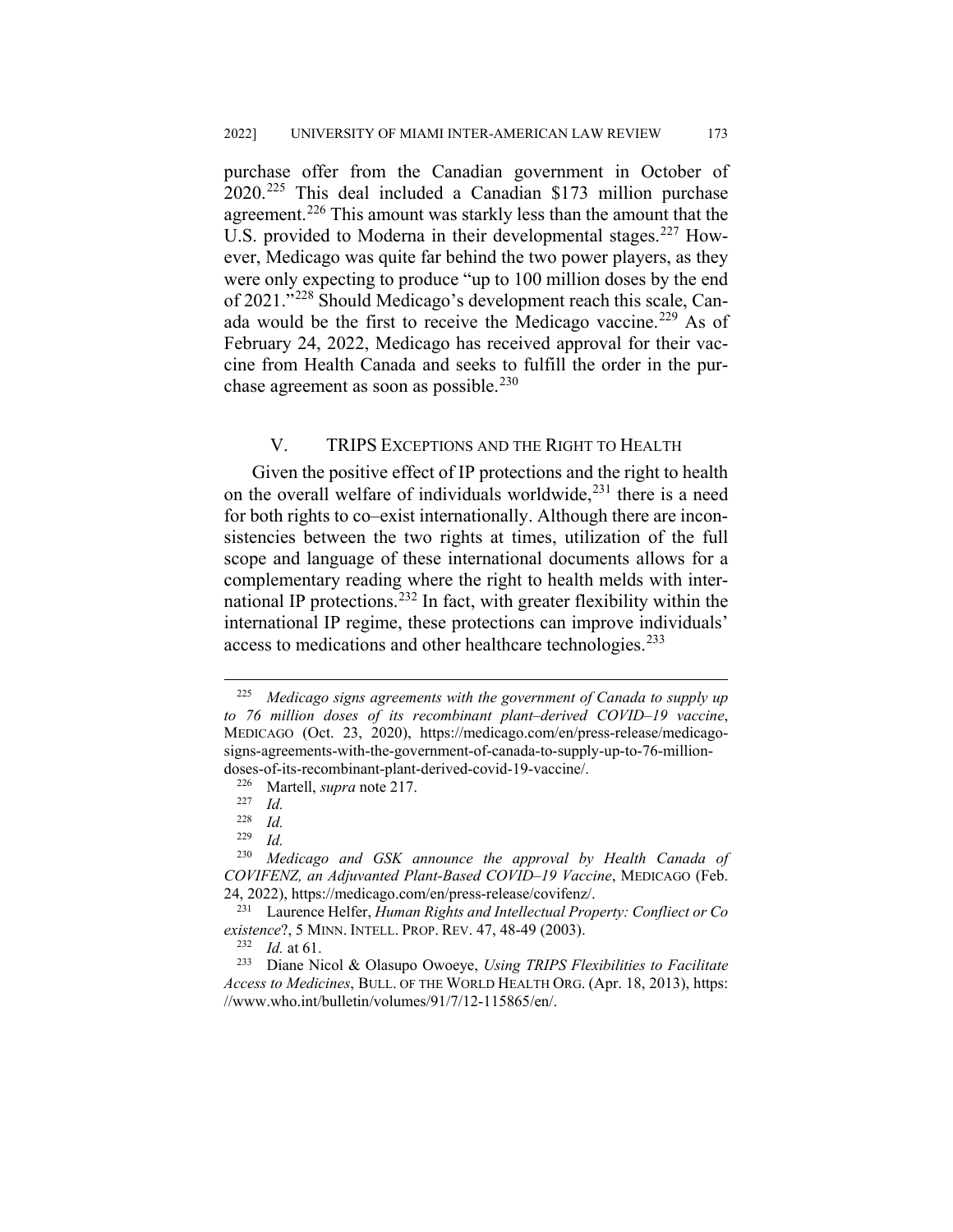purchase offer from the Canadian government in October of 2020.[225] This deal included a Canadian $173 million purchase agreement.[226] This amount was starkly less than the amount that the U.S. provided to Moderna in their developmental stages.[227] However, Medicago was quite far behind the two power players, as they were only expecting to produce "up to 100 million doses by the end of 2021."[228] Should Medicago's development reach this scale, Canada would be the first to receive the Medicago vaccine.[229] As of February 24, 2022, Medicago has received approval for their vaccine from Health Canada and seeks to fulfill the order in the purchase agreement as soon as possible.[230]

## V. TRIPS EXCEPTIONS AND THE RIGHT TO HEALTH

Given the positive effect of IP protections and the right to health on the overall welfare of individuals worldwide,[231] there is a need for both rights to co–exist internationally. Although there are inconsistencies between the two rights at times, utilization of the full scope and language of these international documents allows for a complementary reading where the right to health melds with international IP protections.[232] In fact, with greater flexibility within the international IP regime, these protections can improve individuals' access to medications and other healthcare technologies.[233]

---

[225] *Medicago signs agreements with the government of Canada to supply up to 76 million doses of its recombinant plant–derived COVID–19 vaccine*, MEDICAGO (Oct. 23, 2020), https://medicago.com/en/press-release/medicago-signs-agreements-with-the-government-of-canada-to-supply-up-to-76-million-doses-of-its-recombinant-plant-derived-covid-19-vaccine/.

[226] Martell, *supra* note 217.

[227] *Id.*

[228] *Id.*

[229] *Id.*

[230] *Medicago and GSK announce the approval by Health Canada of COVIFENZ, an Adjuvanted Plant-Based COVID–19 Vaccine*, MEDICAGO (Feb. 24, 2022), https://medicago.com/en/press-release/covifenz/.

[231] Laurence Helfer, *Human Rights and Intellectual Property: Confliect or Co existence*?, 5 MINN. INTELL. PROP. REV. 47, 48-49 (2003).

[232] *Id.* at 61.

[233] Diane Nicol & Olasupo Owoeye, *Using TRIPS Flexibilities to Facilitate Access to Medicines*, BULL. OF THE WORLD HEALTH ORG. (Apr. 18, 2013), https://www.who.int/bulletin/volumes/91/7/12-115865/en/.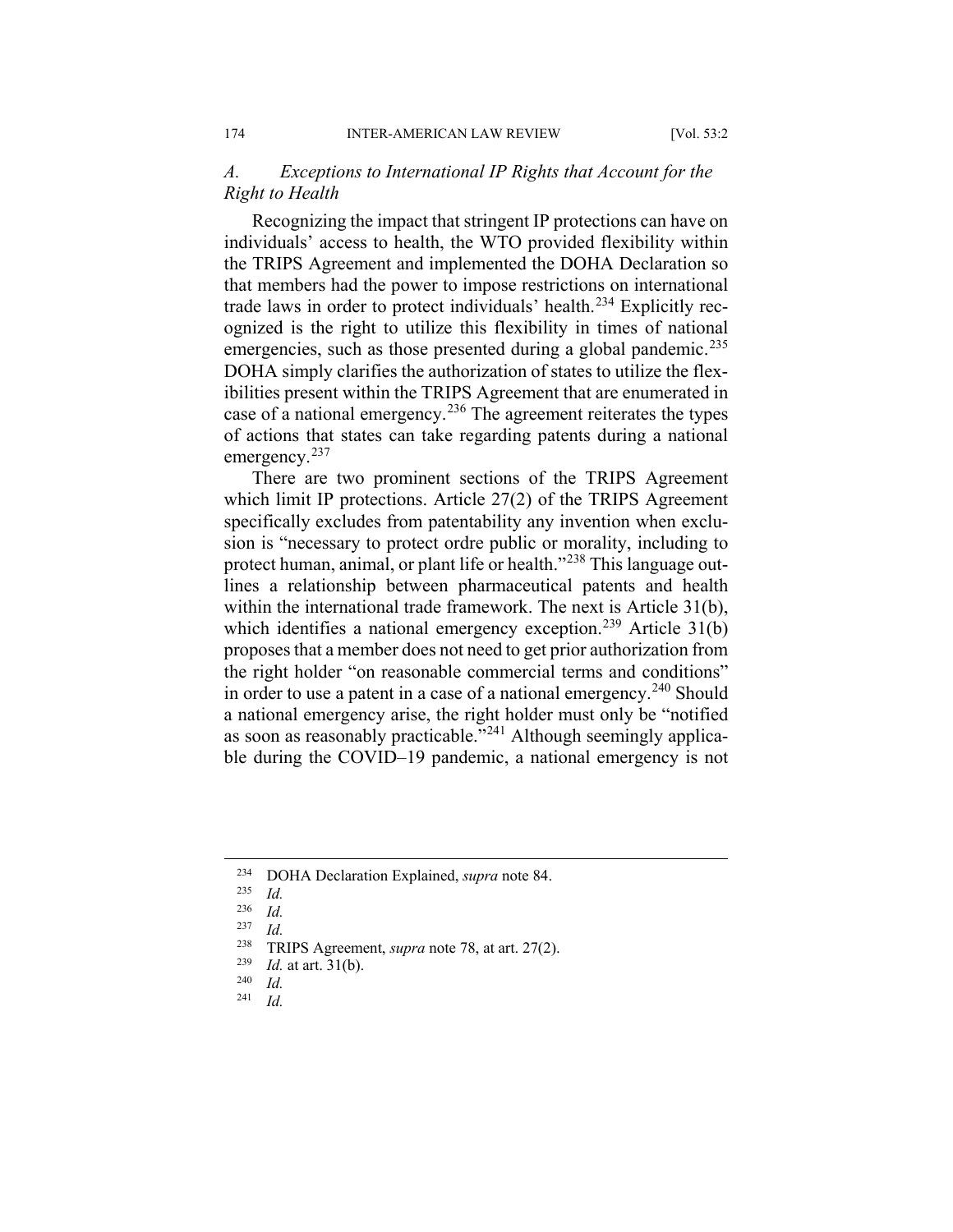### *A. Exceptions to International IP Rights that Account for the Right to Health*

Recognizing the impact that stringent IP protections can have on individuals' access to health, the WTO provided flexibility within the TRIPS Agreement and implemented the DOHA Declaration so that members had the power to impose restrictions on international trade laws in order to protect individuals' health.[234] Explicitly recognized is the right to utilize this flexibility in times of national emergencies, such as those presented during a global pandemic.[235] DOHA simply clarifies the authorization of states to utilize the flexibilities present within the TRIPS Agreement that are enumerated in case of a national emergency.[236] The agreement reiterates the types of actions that states can take regarding patents during a national emergency.[237]

There are two prominent sections of the TRIPS Agreement which limit IP protections. Article 27(2) of the TRIPS Agreement specifically excludes from patentability any invention when exclusion is "necessary to protect ordre public or morality, including to protect human, animal, or plant life or health."[238] This language outlines a relationship between pharmaceutical patents and health within the international trade framework. The next is Article 31(b), which identifies a national emergency exception.[239] Article 31(b) proposes that a member does not need to get prior authorization from the right holder "on reasonable commercial terms and conditions" in order to use a patent in a case of a national emergency.[240] Should a national emergency arise, the right holder must only be "notified as soon as reasonably practicable."[241] Although seemingly applicable during the COVID–19 pandemic, a national emergency is not

---

[234] DOHA Declaration Explained, *supra* note 84.

[235] *Id.*

[236] *Id.*

[237] *Id.*

[238] TRIPS Agreement, *supra* note 78, at art. 27(2).

[239] *Id.* at art. 31(b).

[240] *Id.*

[241] *Id.*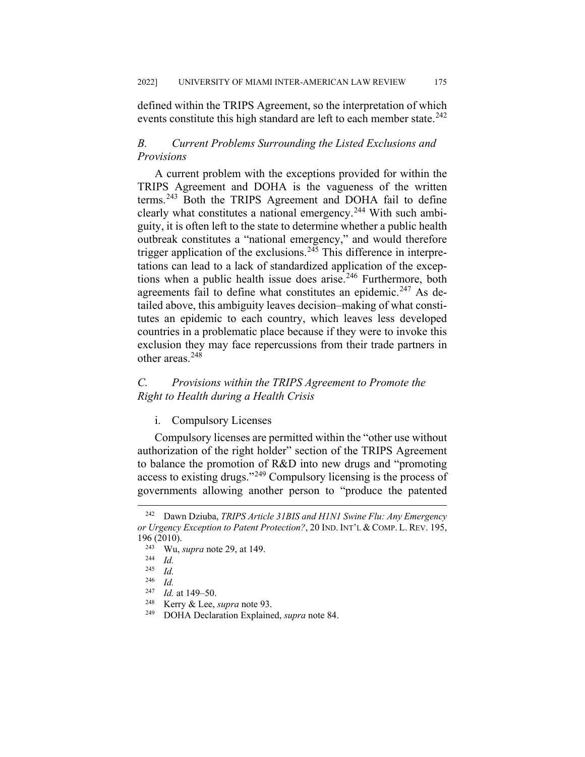defined within the TRIPS Agreement, so the interpretation of which events constitute this high standard are left to each member state.[242]

### *B. Current Problems Surrounding the Listed Exclusions and Provisions*

A current problem with the exceptions provided for within the TRIPS Agreement and DOHA is the vagueness of the written terms.[243] Both the TRIPS Agreement and DOHA fail to define clearly what constitutes a national emergency.[244] With such ambiguity, it is often left to the state to determine whether a public health outbreak constitutes a "national emergency," and would therefore trigger application of the exclusions.[245] This difference in interpretations can lead to a lack of standardized application of the exceptions when a public health issue does arise.[246] Furthermore, both agreements fail to define what constitutes an epidemic.[247] As detailed above, this ambiguity leaves decision–making of what constitutes an epidemic to each country, which leaves less developed countries in a problematic place because if they were to invoke this exclusion they may face repercussions from their trade partners in other areas.[248]

### *C. Provisions within the TRIPS Agreement to Promote the Right to Health during a Health Crisis*

i. Compulsory Licenses

Compulsory licenses are permitted within the "other use without authorization of the right holder" section of the TRIPS Agreement to balance the promotion of R&D into new drugs and "promoting access to existing drugs."[249] Compulsory licensing is the process of governments allowing another person to "produce the patented

---

[242] Dawn Dziuba, *TRIPS Article 31BIS and H1N1 Swine Flu: Any Emergency or Urgency Exception to Patent Protection?*, 20 IND. INT'L & COMP. L. REV. 195, 196 (2010).

[243] Wu, *supra* note 29, at 149.

[244] *Id.*

[245] *Id.*

[246] *Id.*

[247] *Id.* at 149–50.

[248] Kerry & Lee, *supra* note 93.

[249] DOHA Declaration Explained, *supra* note 84.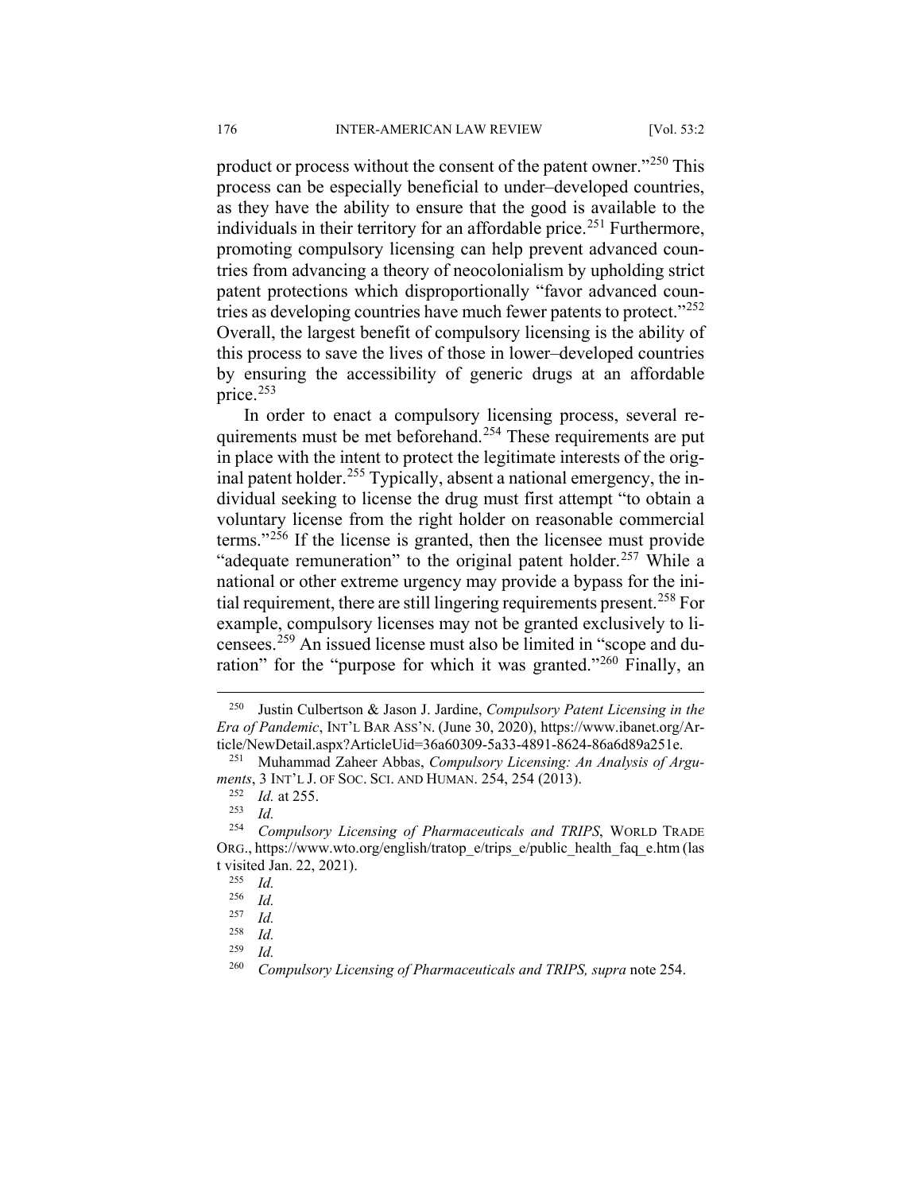product or process without the consent of the patent owner."[250] This process can be especially beneficial to under–developed countries, as they have the ability to ensure that the good is available to the individuals in their territory for an affordable price.[251] Furthermore, promoting compulsory licensing can help prevent advanced countries from advancing a theory of neocolonialism by upholding strict patent protections which disproportionally "favor advanced countries as developing countries have much fewer patents to protect."[252] Overall, the largest benefit of compulsory licensing is the ability of this process to save the lives of those in lower–developed countries by ensuring the accessibility of generic drugs at an affordable price.[253]

In order to enact a compulsory licensing process, several requirements must be met beforehand.[254] These requirements are put in place with the intent to protect the legitimate interests of the original patent holder.[255] Typically, absent a national emergency, the individual seeking to license the drug must first attempt "to obtain a voluntary license from the right holder on reasonable commercial terms."[256] If the license is granted, then the licensee must provide "adequate remuneration" to the original patent holder.[257] While a national or other extreme urgency may provide a bypass for the initial requirement, there are still lingering requirements present.[258] For example, compulsory licenses may not be granted exclusively to licensees.[259] An issued license must also be limited in "scope and duration" for the "purpose for which it was granted."[260] Finally, an

---

[250] Justin Culbertson & Jason J. Jardine, *Compulsory Patent Licensing in the Era of Pandemic*, INT'L BAR ASS'N. (June 30, 2020), https://www.ibanet.org/Article/NewDetail.aspx?ArticleUid=36a60309-5a33-4891-8624-86a6d89a251e.

[251] Muhammad Zaheer Abbas, *Compulsory Licensing: An Analysis of Arguments*, 3 INT'L J. OF SOC. SCI. AND HUMAN. 254, 254 (2013).

[252] *Id.* at 255.

[253] *Id.*

[254] *Compulsory Licensing of Pharmaceuticals and TRIPS*, WORLD TRADE ORG., https://www.wto.org/english/tratop_e/trips_e/public_health_faq_e.htm (last visited Jan. 22, 2021).

[255] *Id.*

[256] *Id.*

[257] *Id.*

[258] *Id.*

[259] *Id.*

[260] *Compulsory Licensing of Pharmaceuticals and TRIPS, supra* note 254.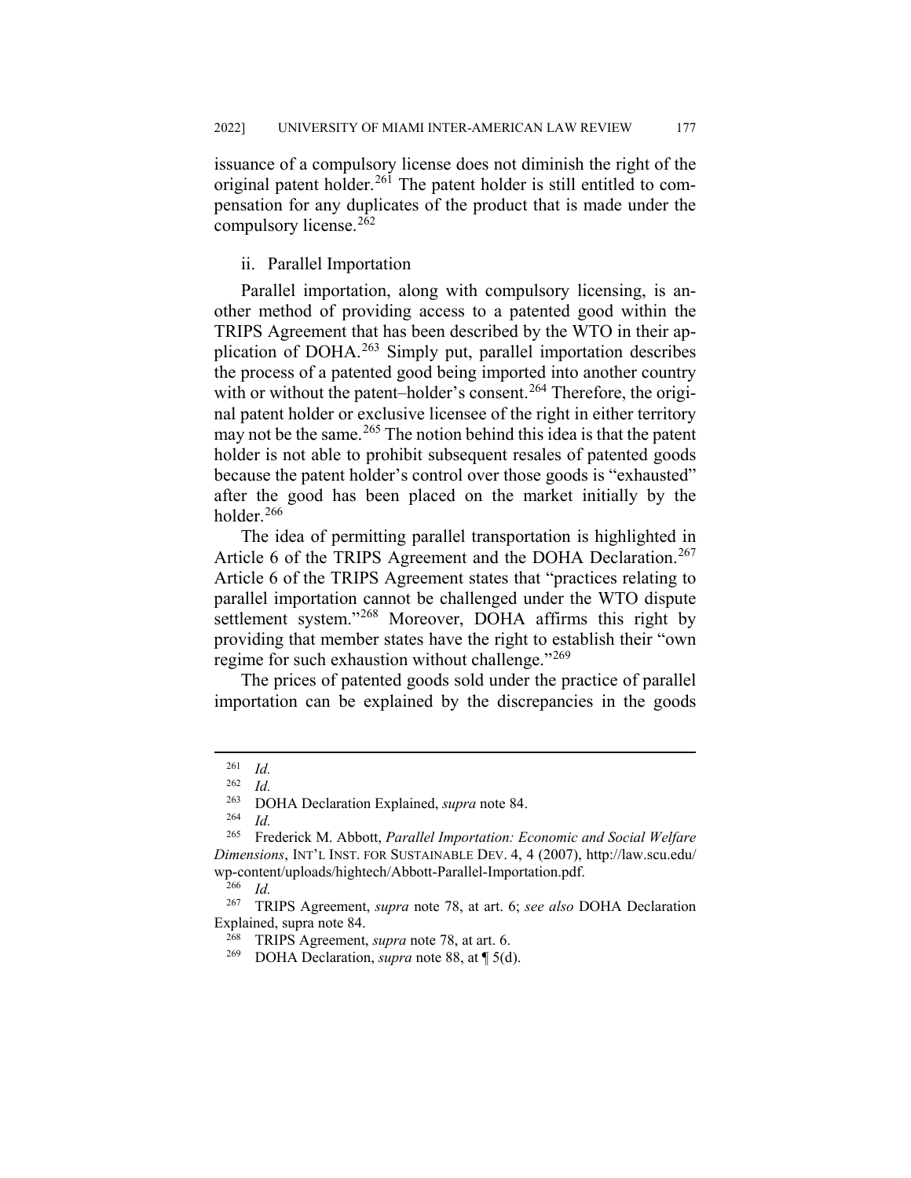issuance of a compulsory license does not diminish the right of the original patent holder.[261] The patent holder is still entitled to compensation for any duplicates of the product that is made under the compulsory license.[262]

### ii. Parallel Importation

Parallel importation, along with compulsory licensing, is another method of providing access to a patented good within the TRIPS Agreement that has been described by the WTO in their application of DOHA.[263] Simply put, parallel importation describes the process of a patented good being imported into another country with or without the patent–holder's consent.[264] Therefore, the original patent holder or exclusive licensee of the right in either territory may not be the same.[265] The notion behind this idea is that the patent holder is not able to prohibit subsequent resales of patented goods because the patent holder's control over those goods is "exhausted" after the good has been placed on the market initially by the holder.[266]

The idea of permitting parallel transportation is highlighted in Article 6 of the TRIPS Agreement and the DOHA Declaration.[267] Article 6 of the TRIPS Agreement states that "practices relating to parallel importation cannot be challenged under the WTO dispute settlement system."[268] Moreover, DOHA affirms this right by providing that member states have the right to establish their "own regime for such exhaustion without challenge."[269]

The prices of patented goods sold under the practice of parallel importation can be explained by the discrepancies in the goods

---

[261] *Id.*

[262] *Id.*

[263] DOHA Declaration Explained, *supra* note 84.

[264] *Id.*

[265] Frederick M. Abbott, *Parallel Importation: Economic and Social Welfare Dimensions*, INT'L INST. FOR SUSTAINABLE DEV. 4, 4 (2007), http://law.scu.edu/wp-content/uploads/hightech/Abbott-Parallel-Importation.pdf.

[266] *Id.*

[267] TRIPS Agreement, *supra* note 78, at art. 6; *see also* DOHA Declaration Explained, supra note 84.

[268] TRIPS Agreement, *supra* note 78, at art. 6.

[269] DOHA Declaration, *supra* note 88, at ¶ 5(d).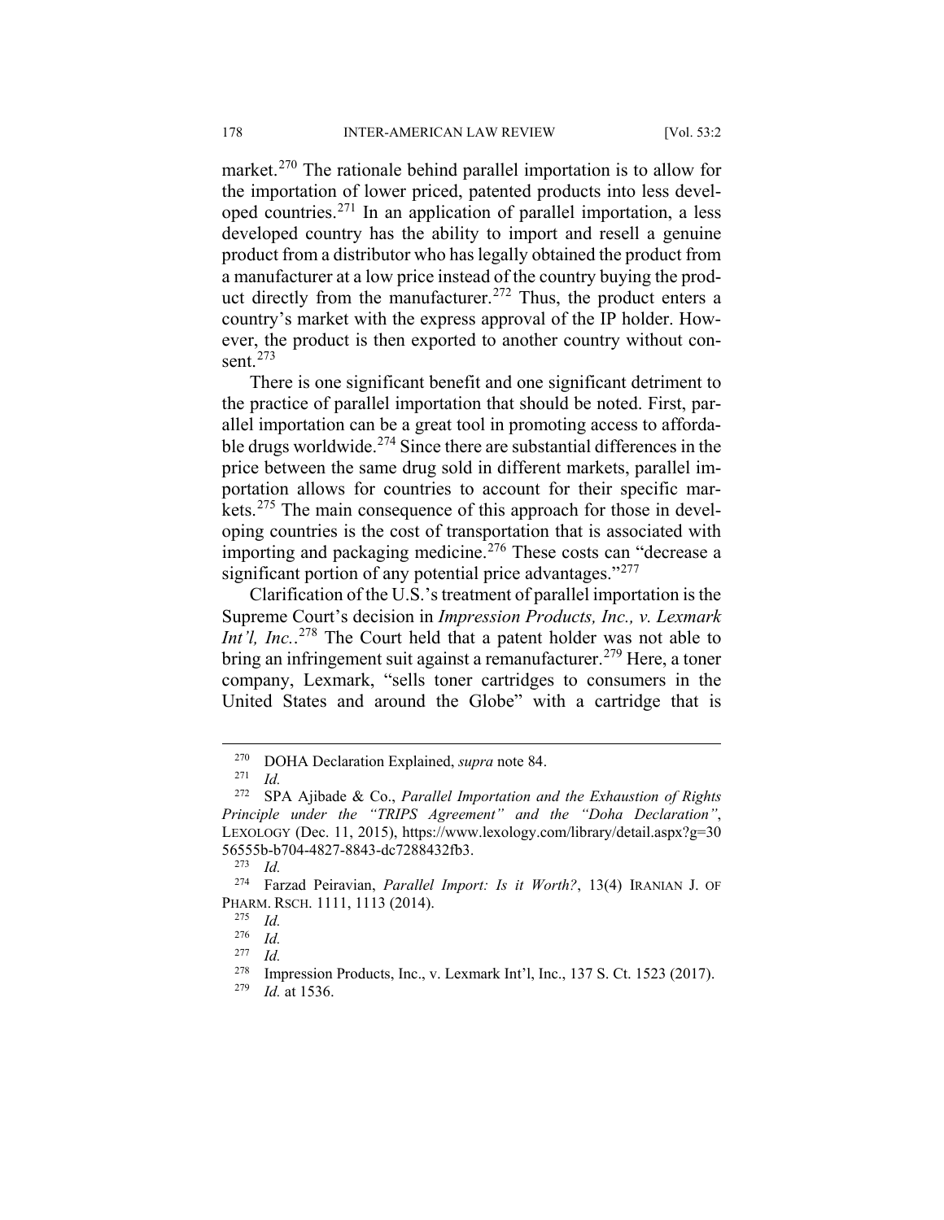market.[270] The rationale behind parallel importation is to allow for the importation of lower priced, patented products into less developed countries.[271] In an application of parallel importation, a less developed country has the ability to import and resell a genuine product from a distributor who has legally obtained the product from a manufacturer at a low price instead of the country buying the product directly from the manufacturer.[272] Thus, the product enters a country's market with the express approval of the IP holder. However, the product is then exported to another country without consent.[273]

There is one significant benefit and one significant detriment to the practice of parallel importation that should be noted. First, parallel importation can be a great tool in promoting access to affordable drugs worldwide.[274] Since there are substantial differences in the price between the same drug sold in different markets, parallel importation allows for countries to account for their specific markets.[275] The main consequence of this approach for those in developing countries is the cost of transportation that is associated with importing and packaging medicine.[276] These costs can "decrease a significant portion of any potential price advantages."[277]

Clarification of the U.S.'s treatment of parallel importation is the Supreme Court's decision in *Impression Products, Inc., v. Lexmark Int'l, Inc.*.[278] The Court held that a patent holder was not able to bring an infringement suit against a remanufacturer.[279] Here, a toner company, Lexmark, "sells toner cartridges to consumers in the United States and around the Globe" with a cartridge that is

---

[270] DOHA Declaration Explained, *supra* note 84.

[271] *Id.*

[272] SPA Ajibade & Co., *Parallel Importation and the Exhaustion of Rights Principle under the "TRIPS Agreement" and the "Doha Declaration"*, LEXOLOGY (Dec. 11, 2015), https://www.lexology.com/library/detail.aspx?g=3056555b-b704-4827-8843-dc7288432fb3.

[273] *Id.*

[274] Farzad Peiravian, *Parallel Import: Is it Worth?*, 13(4) IRANIAN J. OF PHARM. RSCH. 1111, 1113 (2014).

[275] *Id.*

[276] *Id.*

[277] *Id.*

[278] Impression Products, Inc., v. Lexmark Int'l, Inc., 137 S. Ct. 1523 (2017).

[279] *Id.* at 1536.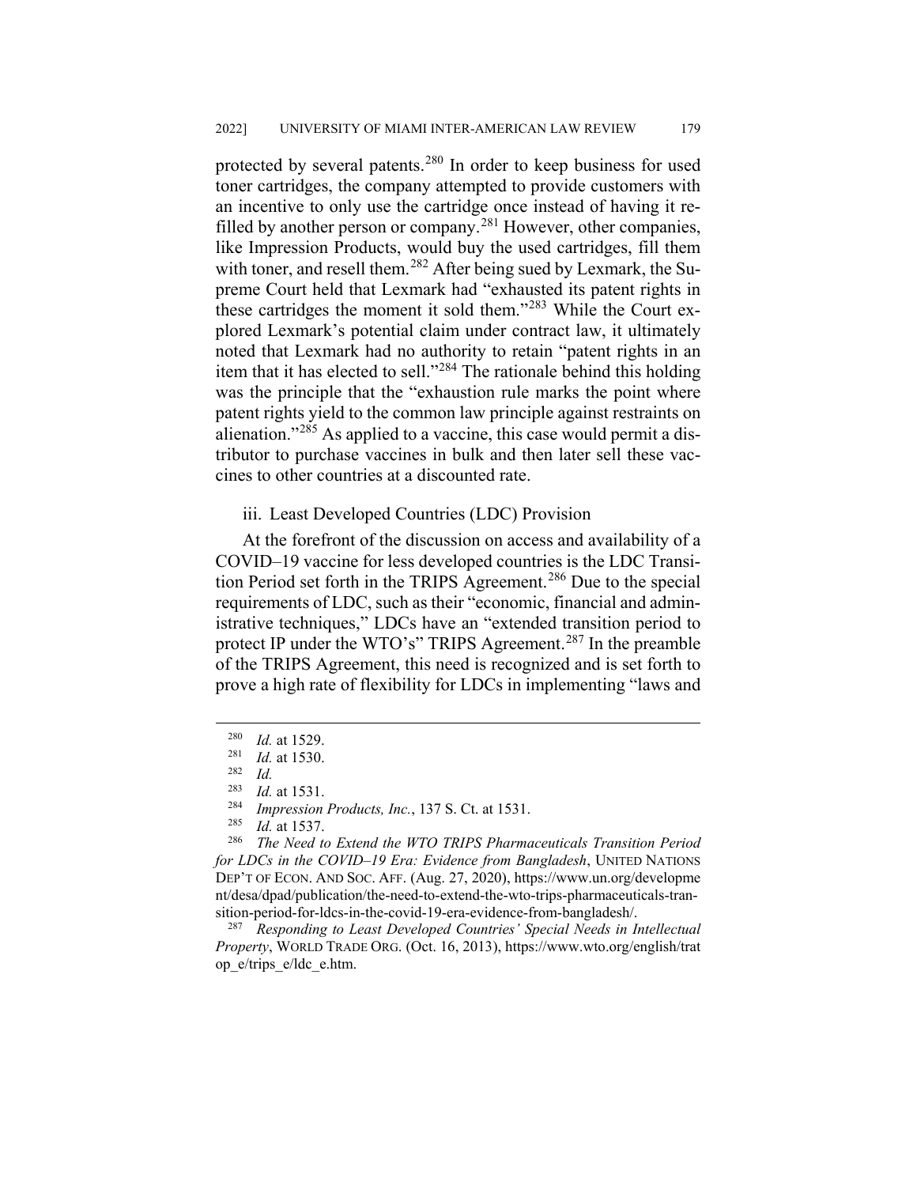protected by several patents.[280] In order to keep business for used toner cartridges, the company attempted to provide customers with an incentive to only use the cartridge once instead of having it re-filled by another person or company.[281] However, other companies, like Impression Products, would buy the used cartridges, fill them with toner, and resell them.[282] After being sued by Lexmark, the Supreme Court held that Lexmark had "exhausted its patent rights in these cartridges the moment it sold them."[283] While the Court explored Lexmark's potential claim under contract law, it ultimately noted that Lexmark had no authority to retain "patent rights in an item that it has elected to sell."[284] The rationale behind this holding was the principle that the "exhaustion rule marks the point where patent rights yield to the common law principle against restraints on alienation."[285] As applied to a vaccine, this case would permit a distributor to purchase vaccines in bulk and then later sell these vaccines to other countries at a discounted rate.

iii. Least Developed Countries (LDC) Provision

At the forefront of the discussion on access and availability of a COVID–19 vaccine for less developed countries is the LDC Transition Period set forth in the TRIPS Agreement.[286] Due to the special requirements of LDC, such as their "economic, financial and administrative techniques," LDCs have an "extended transition period to protect IP under the WTO's" TRIPS Agreement.[287] In the preamble of the TRIPS Agreement, this need is recognized and is set forth to prove a high rate of flexibility for LDCs in implementing "laws and

---

[280] *Id.* at 1529.

[281] *Id.* at 1530.

[282] *Id.*

[283] *Id.* at 1531.

[284] *Impression Products, Inc.*, 137 S. Ct. at 1531.

[285] *Id.* at 1537.

[286] *The Need to Extend the WTO TRIPS Pharmaceuticals Transition Period for LDCs in the COVID–19 Era: Evidence from Bangladesh*, UNITED NATIONS DEP'T OF ECON. AND SOC. AFF. (Aug. 27, 2020), https://www.un.org/development/desa/dpad/publication/the-need-to-extend-the-wto-trips-pharmaceuticals-transition-period-for-ldcs-in-the-covid-19-era-evidence-from-bangladesh/.

[287] *Responding to Least Developed Countries' Special Needs in Intellectual Property*, WORLD TRADE ORG. (Oct. 16, 2013), https://www.wto.org/english/tratop_e/trips_e/ldc_e.htm.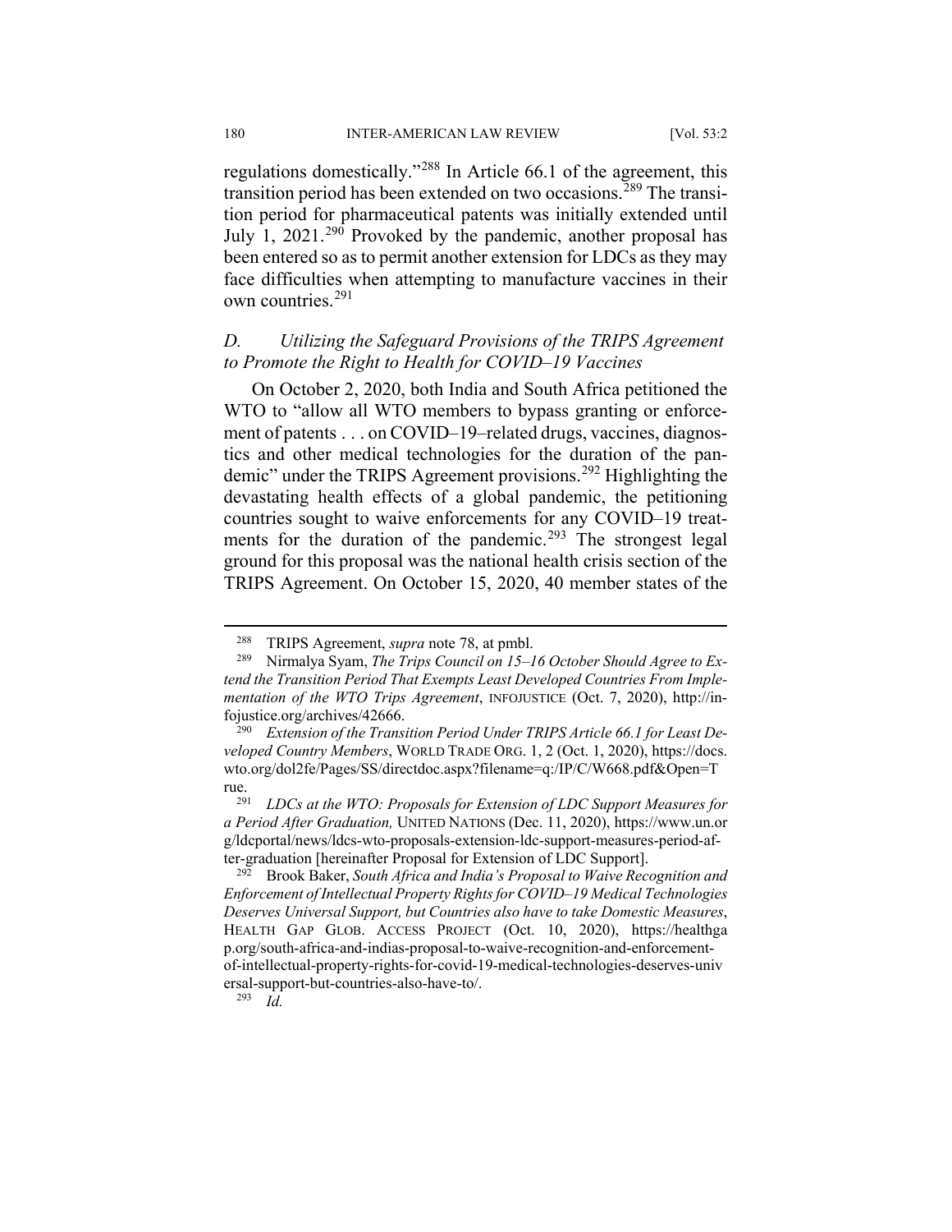regulations domestically."[288] In Article 66.1 of the agreement, this transition period has been extended on two occasions.[289] The transition period for pharmaceutical patents was initially extended until July 1, 2021.[290] Provoked by the pandemic, another proposal has been entered so as to permit another extension for LDCs as they may face difficulties when attempting to manufacture vaccines in their own countries.[291]

### *D. Utilizing the Safeguard Provisions of the TRIPS Agreement to Promote the Right to Health for COVID–19 Vaccines*

On October 2, 2020, both India and South Africa petitioned the WTO to "allow all WTO members to bypass granting or enforcement of patents . . . on COVID–19–related drugs, vaccines, diagnostics and other medical technologies for the duration of the pandemic" under the TRIPS Agreement provisions.[292] Highlighting the devastating health effects of a global pandemic, the petitioning countries sought to waive enforcements for any COVID–19 treatments for the duration of the pandemic.[293] The strongest legal ground for this proposal was the national health crisis section of the TRIPS Agreement. On October 15, 2020, 40 member states of the

---

[288] TRIPS Agreement, *supra* note 78, at pmbl.

[289] Nirmalya Syam, *The Trips Council on 15–16 October Should Agree to Extend the Transition Period That Exempts Least Developed Countries From Implementation of the WTO Trips Agreement*, INFOJUSTICE (Oct. 7, 2020), http://infojustice.org/archives/42666.

[290] *Extension of the Transition Period Under TRIPS Article 66.1 for Least Developed Country Members*, WORLD TRADE ORG. 1, 2 (Oct. 1, 2020), https://docs.wto.org/dol2fe/Pages/SS/directdoc.aspx?filename=q:/IP/C/W668.pdf&Open=True.

[291] *LDCs at the WTO: Proposals for Extension of LDC Support Measures for a Period After Graduation,* UNITED NATIONS (Dec. 11, 2020), https://www.un.org/ldcportal/news/ldcs-wto-proposals-extension-ldc-support-measures-period-after-graduation [hereinafter Proposal for Extension of LDC Support].

[292] Brook Baker, *South Africa and India's Proposal to Waive Recognition and Enforcement of Intellectual Property Rights for COVID–19 Medical Technologies Deserves Universal Support, but Countries also have to take Domestic Measures*, HEALTH GAP GLOB. ACCESS PROJECT (Oct. 10, 2020), https://healthgap.org/south-africa-and-indias-proposal-to-waive-recognition-and-enforcement-of-intellectual-property-rights-for-covid-19-medical-technologies-deserves-universal-support-but-countries-also-have-to/.

[293] *Id.*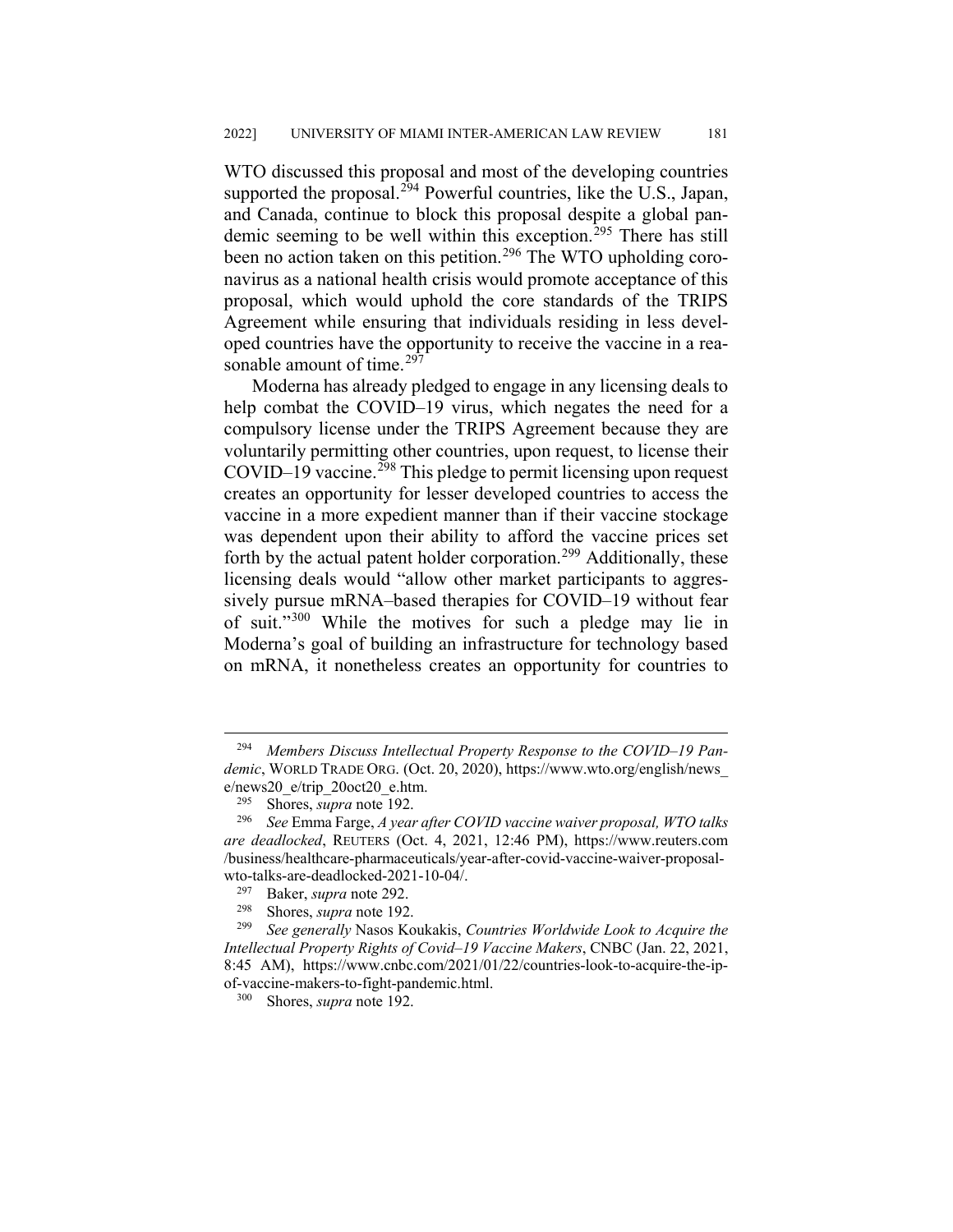WTO discussed this proposal and most of the developing countries supported the proposal.[294] Powerful countries, like the U.S., Japan, and Canada, continue to block this proposal despite a global pandemic seeming to be well within this exception.[295] There has still been no action taken on this petition.[296] The WTO upholding coronavirus as a national health crisis would promote acceptance of this proposal, which would uphold the core standards of the TRIPS Agreement while ensuring that individuals residing in less developed countries have the opportunity to receive the vaccine in a reasonable amount of time.[297]

Moderna has already pledged to engage in any licensing deals to help combat the COVID–19 virus, which negates the need for a compulsory license under the TRIPS Agreement because they are voluntarily permitting other countries, upon request, to license their COVID–19 vaccine.[298] This pledge to permit licensing upon request creates an opportunity for lesser developed countries to access the vaccine in a more expedient manner than if their vaccine stockage was dependent upon their ability to afford the vaccine prices set forth by the actual patent holder corporation.[299] Additionally, these licensing deals would "allow other market participants to aggressively pursue mRNA–based therapies for COVID–19 without fear of suit."[300] While the motives for such a pledge may lie in Moderna's goal of building an infrastructure for technology based on mRNA, it nonetheless creates an opportunity for countries to

---

[294] *Members Discuss Intellectual Property Response to the COVID–19 Pandemic*, WORLD TRADE ORG. (Oct. 20, 2020), https://www.wto.org/english/news_e/news20_e/trip_20oct20_e.htm.

[295] Shores, *supra* note 192.

[296] *See* Emma Farge, *A year after COVID vaccine waiver proposal, WTO talks are deadlocked*, REUTERS (Oct. 4, 2021, 12:46 PM), https://www.reuters.com/business/healthcare-pharmaceuticals/year-after-covid-vaccine-waiver-proposal-wto-talks-are-deadlocked-2021-10-04/.

[297] Baker, *supra* note 292.

[298] Shores, *supra* note 192.

[299] *See generally* Nasos Koukakis, *Countries Worldwide Look to Acquire the Intellectual Property Rights of Covid–19 Vaccine Makers*, CNBC (Jan. 22, 2021, 8:45 AM), https://www.cnbc.com/2021/01/22/countries-look-to-acquire-the-ip-of-vaccine-makers-to-fight-pandemic.html.

[300] Shores, *supra* note 192.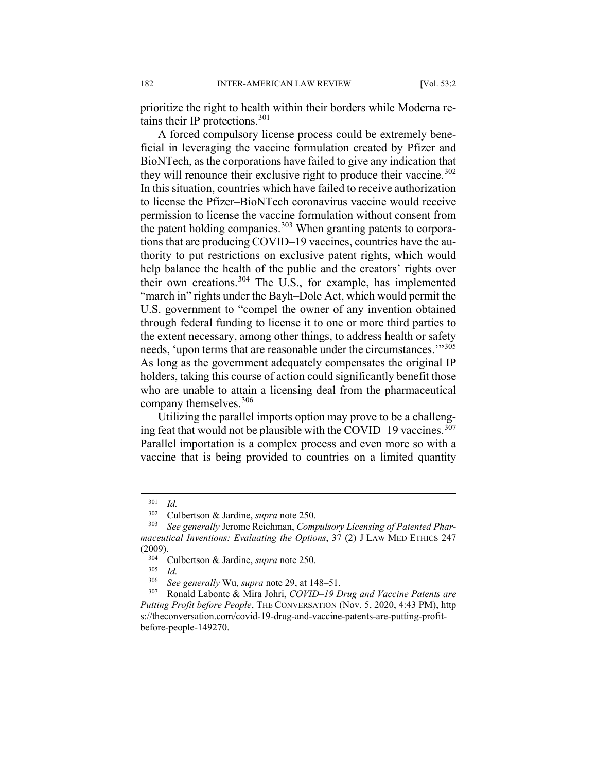prioritize the right to health within their borders while Moderna retains their IP protections.[301]

A forced compulsory license process could be extremely beneficial in leveraging the vaccine formulation created by Pfizer and BioNTech, as the corporations have failed to give any indication that they will renounce their exclusive right to produce their vaccine.[302] In this situation, countries which have failed to receive authorization to license the Pfizer–BioNTech coronavirus vaccine would receive permission to license the vaccine formulation without consent from the patent holding companies.[303] When granting patents to corporations that are producing COVID–19 vaccines, countries have the authority to put restrictions on exclusive patent rights, which would help balance the health of the public and the creators' rights over their own creations.[304] The U.S., for example, has implemented "march in" rights under the Bayh–Dole Act, which would permit the U.S. government to "compel the owner of any invention obtained through federal funding to license it to one or more third parties to the extent necessary, among other things, to address health or safety needs, 'upon terms that are reasonable under the circumstances.'"[305] As long as the government adequately compensates the original IP holders, taking this course of action could significantly benefit those who are unable to attain a licensing deal from the pharmaceutical company themselves.[306]

Utilizing the parallel imports option may prove to be a challenging feat that would not be plausible with the COVID–19 vaccines.[307] Parallel importation is a complex process and even more so with a vaccine that is being provided to countries on a limited quantity

---

[301] *Id.*

[302] Culbertson & Jardine, *supra* note 250.

[303] *See generally* Jerome Reichman, *Compulsory Licensing of Patented Pharmaceutical Inventions: Evaluating the Options*, 37 (2) J LAW MED ETHICS 247 (2009).

[304] Culbertson & Jardine, *supra* note 250.

[305] *Id.*

[306] *See generally* Wu, *supra* note 29, at 148–51.

[307] Ronald Labonte & Mira Johri, *COVID–19 Drug and Vaccine Patents are Putting Profit before People*, THE CONVERSATION (Nov. 5, 2020, 4:43 PM), https://theconversation.com/covid-19-drug-and-vaccine-patents-are-putting-profit-before-people-149270.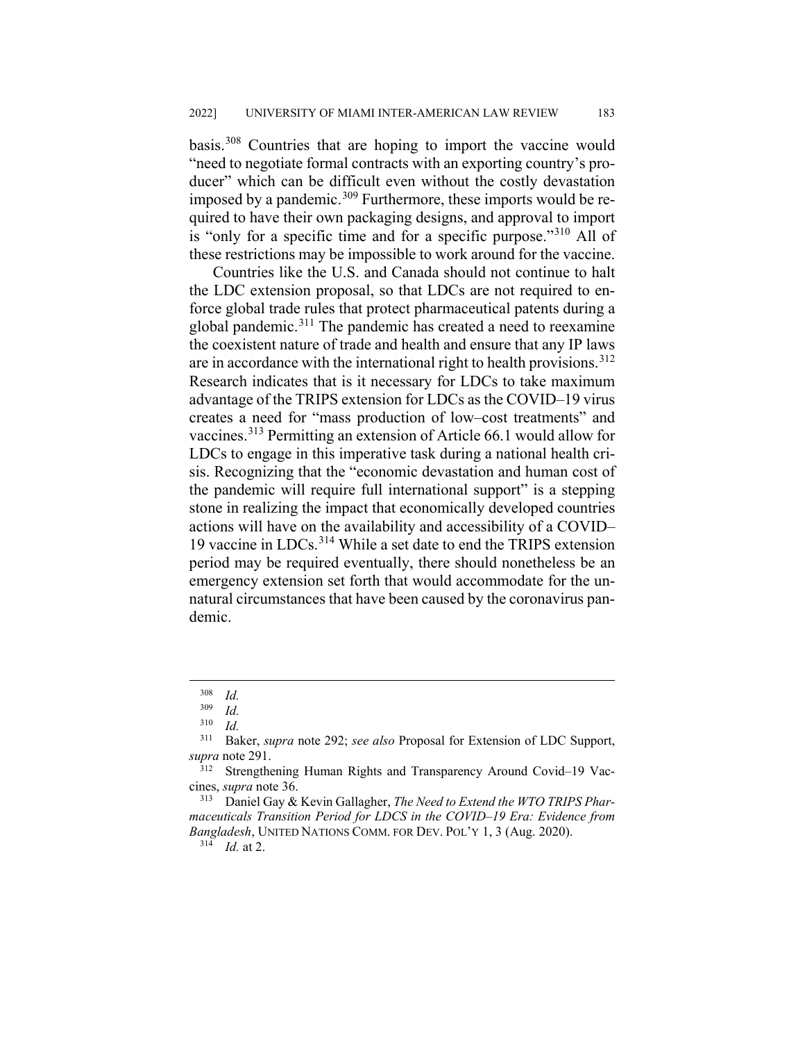basis.[308] Countries that are hoping to import the vaccine would "need to negotiate formal contracts with an exporting country's producer" which can be difficult even without the costly devastation imposed by a pandemic.[309] Furthermore, these imports would be required to have their own packaging designs, and approval to import is "only for a specific time and for a specific purpose."[310] All of these restrictions may be impossible to work around for the vaccine.

Countries like the U.S. and Canada should not continue to halt the LDC extension proposal, so that LDCs are not required to enforce global trade rules that protect pharmaceutical patents during a global pandemic.[311] The pandemic has created a need to reexamine the coexistent nature of trade and health and ensure that any IP laws are in accordance with the international right to health provisions.[312] Research indicates that is it necessary for LDCs to take maximum advantage of the TRIPS extension for LDCs as the COVID–19 virus creates a need for "mass production of low–cost treatments" and vaccines.[313] Permitting an extension of Article 66.1 would allow for LDCs to engage in this imperative task during a national health crisis. Recognizing that the "economic devastation and human cost of the pandemic will require full international support" is a stepping stone in realizing the impact that economically developed countries actions will have on the availability and accessibility of a COVID–19 vaccine in LDCs.[314] While a set date to end the TRIPS extension period may be required eventually, there should nonetheless be an emergency extension set forth that would accommodate for the unnatural circumstances that have been caused by the coronavirus pandemic.

---

[308] *Id.*

[309] *Id.*

[310] *Id.*

[311] Baker, *supra* note 292; *see also* Proposal for Extension of LDC Support, *supra* note 291.

[312] Strengthening Human Rights and Transparency Around Covid–19 Vaccines, *supra* note 36.

[313] Daniel Gay & Kevin Gallagher, *The Need to Extend the WTO TRIPS Pharmaceuticals Transition Period for LDCS in the COVID–19 Era: Evidence from Bangladesh*, UNITED NATIONS COMM. FOR DEV. POL'Y 1, 3 (Aug. 2020).

[314] *Id.* at 2.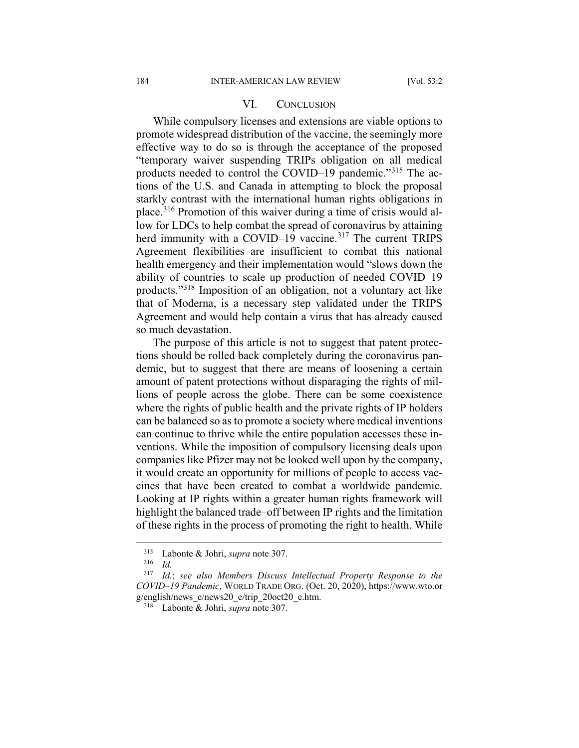## VI. CONCLUSION

While compulsory licenses and extensions are viable options to promote widespread distribution of the vaccine, the seemingly more effective way to do so is through the acceptance of the proposed "temporary waiver suspending TRIPs obligation on all medical products needed to control the COVID–19 pandemic."[315] The actions of the U.S. and Canada in attempting to block the proposal starkly contrast with the international human rights obligations in place.[316] Promotion of this waiver during a time of crisis would allow for LDCs to help combat the spread of coronavirus by attaining herd immunity with a COVID–19 vaccine.[317] The current TRIPS Agreement flexibilities are insufficient to combat this national health emergency and their implementation would "slows down the ability of countries to scale up production of needed COVID–19 products."[318] Imposition of an obligation, not a voluntary act like that of Moderna, is a necessary step validated under the TRIPS Agreement and would help contain a virus that has already caused so much devastation.

The purpose of this article is not to suggest that patent protections should be rolled back completely during the coronavirus pandemic, but to suggest that there are means of loosening a certain amount of patent protections without disparaging the rights of millions of people across the globe. There can be some coexistence where the rights of public health and the private rights of IP holders can be balanced so as to promote a society where medical inventions can continue to thrive while the entire population accesses these inventions. While the imposition of compulsory licensing deals upon companies like Pfizer may not be looked well upon by the company, it would create an opportunity for millions of people to access vaccines that have been created to combat a worldwide pandemic. Looking at IP rights within a greater human rights framework will highlight the balanced trade–off between IP rights and the limitation of these rights in the process of promoting the right to health. While

---

[315] Labonte & Johri, *supra* note 307.

[316] *Id.*

[317] *Id.*; *see also Members Discuss Intellectual Property Response to the COVID–19 Pandemic*, WORLD TRADE ORG. (Oct. 20, 2020), https://www.wto.org/english/news_e/news20_e/trip_20oct20_e.htm.

[318] Labonte & Johri, *supra* note 307.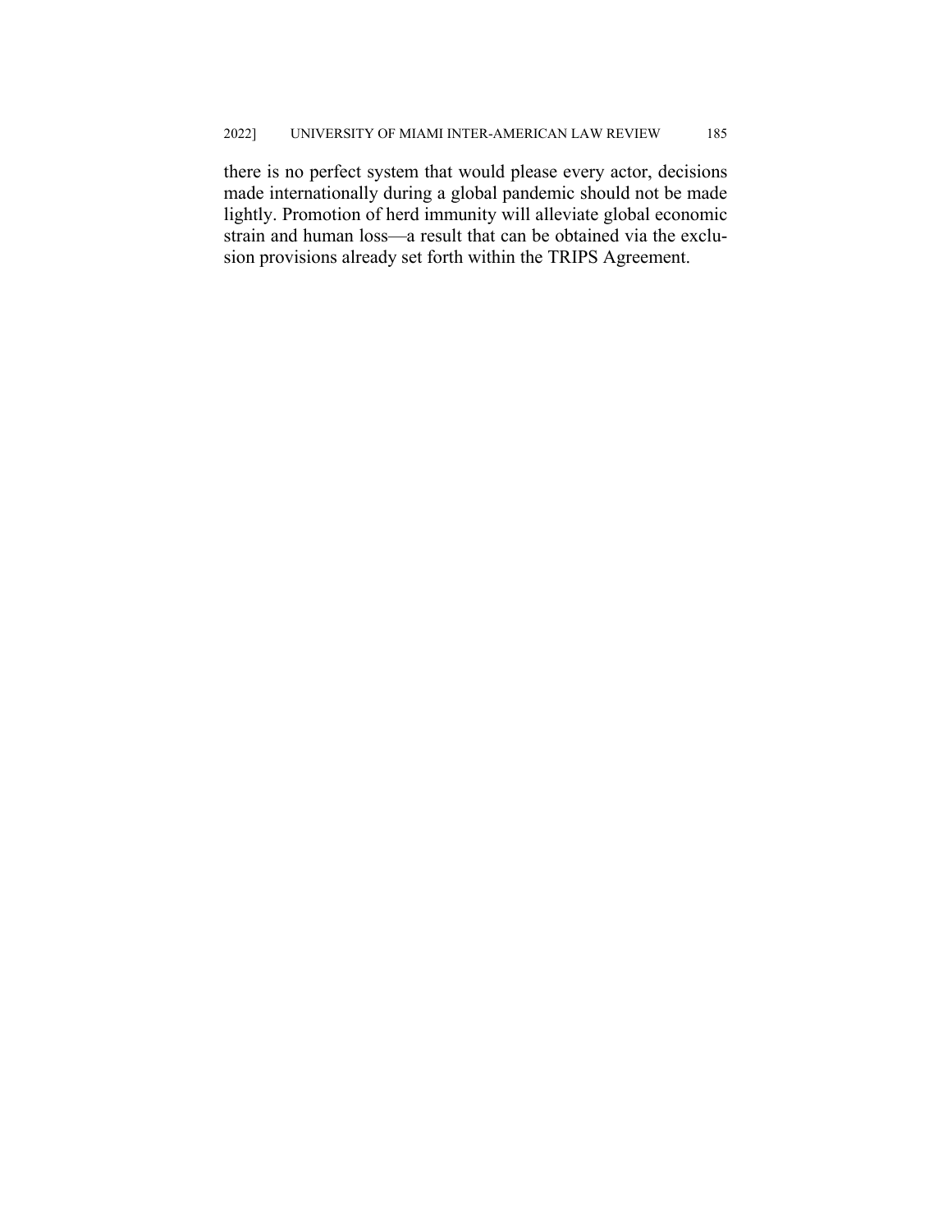there is no perfect system that would please every actor, decisions made internationally during a global pandemic should not be made lightly. Promotion of herd immunity will alleviate global economic strain and human loss—a result that can be obtained via the exclusion provisions already set forth within the TRIPS Agreement.